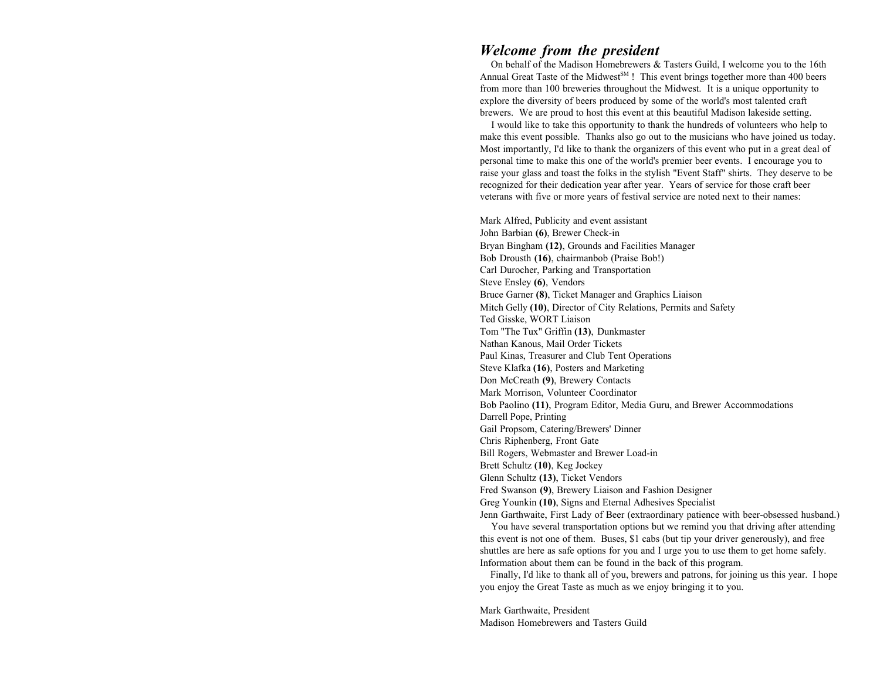## *Welcome from the president*

On behalf of the Madison Homebrewers & Tasters Guild, I welcome you to the 16th Annual Great Taste of the Midwest[SM] ! This event brings together more than 400 beers from more than 100 breweries throughout the Midwest. It is a unique opportunity to explore the diversity of beers produced by some of the world's most talented craft brewers. We are proud to host this event at this beautiful Madison lakeside setting.

I would like to take this opportunity to thank the hundreds of volunteers who help to make this event possible. Thanks also go out to the musicians who have joined us today. Most importantly, I'd like to thank the organizers of this event who put in a great deal of personal time to make this one of the world's premier beer events. I encourage you to raise your glass and toast the folks in the stylish "Event Staff" shirts. They deserve to be recognized for their dedication year after year. Years of service for those craft beer veterans with five or more years of festival service are noted next to their names:

Mark Alfred, Publicity and event assistant
John Barbian **(6)**, Brewer Check-in
Bryan Bingham **(12)**, Grounds and Facilities Manager
Bob Drousth **(16)**, chairmanbob (Praise Bob!)
Carl Durocher, Parking and Transportation
Steve Ensley **(6)**, Vendors
Bruce Garner **(8)**, Ticket Manager and Graphics Liaison
Mitch Gelly **(10)**, Director of City Relations, Permits and Safety
Ted Gisske, WORT Liaison
Tom "The Tux" Griffin **(13)**, Dunkmaster
Nathan Kanous, Mail Order Tickets
Paul Kinas, Treasurer and Club Tent Operations
Steve Klafka **(16)**, Posters and Marketing
Don McCreath **(9)**, Brewery Contacts
Mark Morrison, Volunteer Coordinator
Bob Paolino **(11)**, Program Editor, Media Guru, and Brewer Accommodations
Darrell Pope, Printing
Gail Propsom, Catering/Brewers' Dinner
Chris Riphenberg, Front Gate
Bill Rogers, Webmaster and Brewer Load-in
Brett Schultz **(10)**, Keg Jockey
Glenn Schultz **(13)**, Ticket Vendors
Fred Swanson **(9)**, Brewery Liaison and Fashion Designer
Greg Younkin **(10)**, Signs and Eternal Adhesives Specialist
Jenn Garthwaite, First Lady of Beer (extraordinary patience with beer-obsessed husband.)

You have several transportation options but we remind you that driving after attending this event is not one of them. Buses, $1 cabs (but tip your driver generously), and free shuttles are here as safe options for you and I urge you to use them to get home safely. Information about them can be found in the back of this program.

Finally, I'd like to thank all of you, brewers and patrons, for joining us this year. I hope you enjoy the Great Taste as much as we enjoy bringing it to you.

Mark Garthwaite, President
Madison Homebrewers and Tasters Guild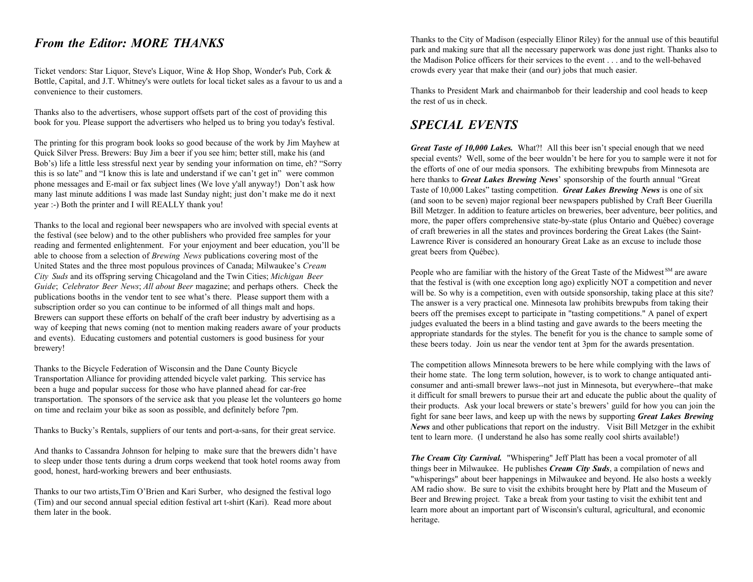## *From the Editor: MORE THANKS*

Ticket vendors: Star Liquor, Steve's Liquor, Wine & Hop Shop, Wonder's Pub, Cork & Bottle, Capital, and J.T. Whitney's were outlets for local ticket sales as a favour to us and a convenience to their customers.

Thanks also to the advertisers, whose support offsets part of the cost of providing this book for you. Please support the advertisers who helped us to bring you today's festival.

The printing for this program book looks so good because of the work by Jim Mayhew at Quick Silver Press. Brewers: Buy Jim a beer if you see him; better still, make his (and Bob's) life a little less stressful next year by sending your information on time, eh? "Sorry this is so late" and "I know this is late and understand if we can't get in" were common phone messages and E-mail or fax subject lines (We love y'all anyway!) Don't ask how many last minute additions I was made last Sunday night; just don't make me do it next year :-) Both the printer and I will REALLY thank you!

Thanks to the local and regional beer newspapers who are involved with special events at the festival (see below) and to the other publishers who provided free samples for your reading and fermented enlightenment. For your enjoyment and beer education, you'll be able to choose from a selection of *Brewing News* publications covering most of the United States and the three most populous provinces of Canada; Milwaukee's *Cream City Suds* and its offspring serving Chicagoland and the Twin Cities; *Michigan Beer Guide*; *Celebrator Beer News*; *All about Beer* magazine; and perhaps others. Check the publications booths in the vendor tent to see what's there. Please support them with a subscription order so you can continue to be informed of all things malt and hops. Brewers can support these efforts on behalf of the craft beer industry by advertising as a way of keeping that news coming (not to mention making readers aware of your products and events). Educating customers and potential customers is good business for your brewery!

Thanks to the Bicycle Federation of Wisconsin and the Dane County Bicycle Transportation Alliance for providing attended bicycle valet parking. This service has been a huge and popular success for those who have planned ahead for car-free transportation. The sponsors of the service ask that you please let the volunteers go home on time and reclaim your bike as soon as possible, and definitely before 7pm.

Thanks to Bucky's Rentals, suppliers of our tents and port-a-sans, for their great service.

And thanks to Cassandra Johnson for helping to make sure that the brewers didn't have to sleep under those tents during a drum corps weekend that took hotel rooms away from good, honest, hard-working brewers and beer enthusiasts.

Thanks to our two artists,Tim O'Brien and Kari Surber, who designed the festival logo (Tim) and our second annual special edition festival art t-shirt (Kari). Read more about them later in the book.

Thanks to the City of Madison (especially Elinor Riley) for the annual use of this beautiful park and making sure that all the necessary paperwork was done just right. Thanks also to the Madison Police officers for their services to the event . . . and to the well-behaved crowds every year that make their (and our) jobs that much easier.

Thanks to President Mark and chairmanbob for their leadership and cool heads to keep the rest of us in check.

## *SPECIAL EVENTS*

***Great Taste of 10,000 Lakes.*** What?! All this beer isn't special enough that we need special events? Well, some of the beer wouldn't be here for you to sample were it not for the efforts of one of our media sponsors. The exhibiting brewpubs from Minnesota are here thanks to ***Great Lakes Brewing News***' sponsorship of the fourth annual "Great Taste of 10,000 Lakes" tasting competition. ***Great Lakes Brewing News*** is one of six (and soon to be seven) major regional beer newspapers published by Craft Beer Guerilla Bill Metzger. In addition to feature articles on breweries, beer adventure, beer politics, and more, the paper offers comprehensive state-by-state (plus Ontario and Québec) coverage of craft breweries in all the states and provinces bordering the Great Lakes (the Saint-Lawrence River is considered an honourary Great Lake as an excuse to include those great beers from Québec).

People who are familiar with the history of the Great Taste of the Midwest[SM] are aware that the festival is (with one exception long ago) explicitly NOT a competition and never will be. So why is a competition, even with outside sponsorship, taking place at this site? The answer is a very practical one. Minnesota law prohibits brewpubs from taking their beers off the premises except to participate in "tasting competitions." A panel of expert judges evaluated the beers in a blind tasting and gave awards to the beers meeting the appropriate standards for the styles. The benefit for you is the chance to sample some of these beers today. Join us near the vendor tent at 3pm for the awards presentation.

The competition allows Minnesota brewers to be here while complying with the laws of their home state. The long term solution, however, is to work to change antiquated anti-consumer and anti-small brewer laws--not just in Minnesota, but everywhere--that make it difficult for small brewers to pursue their art and educate the public about the quality of their products. Ask your local brewers or state's brewers' guild for how you can join the fight for sane beer laws, and keep up with the news by supporting ***Great Lakes Brewing News*** and other publications that report on the industry. Visit Bill Metzger in the exhibit tent to learn more. (I understand he also has some really cool shirts available!)

***The Cream City Carnival.*** "Whispering" Jeff Platt has been a vocal promoter of all things beer in Milwaukee. He publishes ***Cream City Suds***, a compilation of news and "whisperings" about beer happenings in Milwaukee and beyond. He also hosts a weekly AM radio show. Be sure to visit the exhibits brought here by Platt and the Museum of Beer and Brewing project. Take a break from your tasting to visit the exhibit tent and learn more about an important part of Wisconsin's cultural, agricultural, and economic heritage.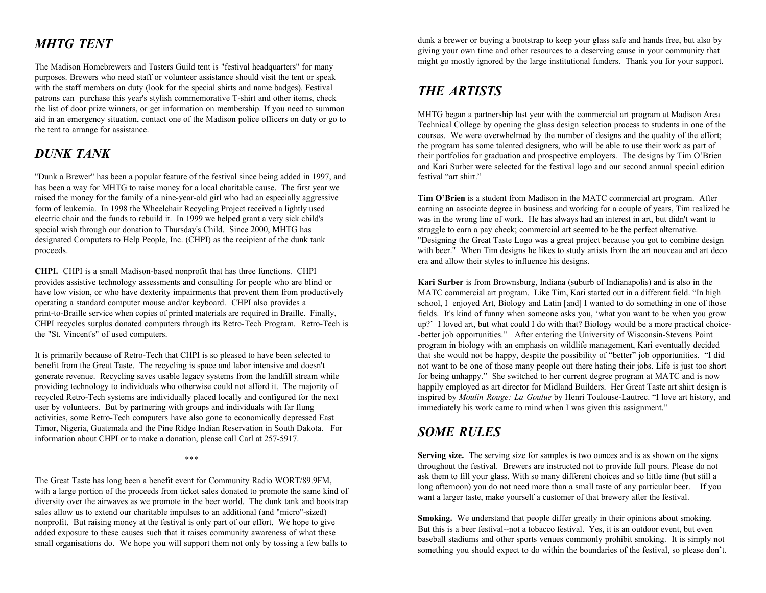## *MHTG TENT*

The Madison Homebrewers and Tasters Guild tent is "festival headquarters" for many purposes. Brewers who need staff or volunteer assistance should visit the tent or speak with the staff members on duty (look for the special shirts and name badges). Festival patrons can purchase this year's stylish commemorative T-shirt and other items, check the list of door prize winners, or get information on membership. If you need to summon aid in an emergency situation, contact one of the Madison police officers on duty or go to the tent to arrange for assistance.

## *DUNK TANK*

"Dunk a Brewer" has been a popular feature of the festival since being added in 1997, and has been a way for MHTG to raise money for a local charitable cause. The first year we raised the money for the family of a nine-year-old girl who had an especially aggressive form of leukemia. In 1998 the Wheelchair Recycling Project received a lightly used electric chair and the funds to rebuild it. In 1999 we helped grant a very sick child's special wish through our donation to Thursday's Child. Since 2000, MHTG has designated Computers to Help People, Inc. (CHPI) as the recipient of the dunk tank proceeds.

**CHPI.** CHPI is a small Madison-based nonprofit that has three functions. CHPI provides assistive technology assessments and consulting for people who are blind or have low vision, or who have dexterity impairments that prevent them from productively operating a standard computer mouse and/or keyboard. CHPI also provides a print-to-Braille service when copies of printed materials are required in Braille. Finally, CHPI recycles surplus donated computers through its Retro-Tech Program. Retro-Tech is the "St. Vincent's" of used computers.

It is primarily because of Retro-Tech that CHPI is so pleased to have been selected to benefit from the Great Taste. The recycling is space and labor intensive and doesn't generate revenue. Recycling saves usable legacy systems from the landfill stream while providing technology to individuals who otherwise could not afford it. The majority of recycled Retro-Tech systems are individually placed locally and configured for the next user by volunteers. But by partnering with groups and individuals with far flung activities, some Retro-Tech computers have also gone to economically depressed East Timor, Nigeria, Guatemala and the Pine Ridge Indian Reservation in South Dakota. For information about CHPI or to make a donation, please call Carl at 257-5917.

\*\*\*

The Great Taste has long been a benefit event for Community Radio WORT/89.9FM, with a large portion of the proceeds from ticket sales donated to promote the same kind of diversity over the airwaves as we promote in the beer world. The dunk tank and bootstrap sales allow us to extend our charitable impulses to an additional (and "micro"-sized) nonprofit. But raising money at the festival is only part of our effort. We hope to give added exposure to these causes such that it raises community awareness of what these small organisations do. We hope you will support them not only by tossing a few balls to dunk a brewer or buying a bootstrap to keep your glass safe and hands free, but also by giving your own time and other resources to a deserving cause in your community that might go mostly ignored by the large institutional funders. Thank you for your support.

## *THE ARTISTS*

MHTG began a partnership last year with the commercial art program at Madison Area Technical College by opening the glass design selection process to students in one of the courses. We were overwhelmed by the number of designs and the quality of the effort; the program has some talented designers, who will be able to use their work as part of their portfolios for graduation and prospective employers. The designs by Tim O'Brien and Kari Surber were selected for the festival logo and our second annual special edition festival "art shirt."

**Tim O'Brien** is a student from Madison in the MATC commercial art program. After earning an associate degree in business and working for a couple of years, Tim realized he was in the wrong line of work. He has always had an interest in art, but didn't want to struggle to earn a pay check; commercial art seemed to be the perfect alternative. "Designing the Great Taste Logo was a great project because you got to combine design with beer." When Tim designs he likes to study artists from the art nouveau and art deco era and allow their styles to influence his designs.

**Kari Surber** is from Brownsburg, Indiana (suburb of Indianapolis) and is also in the MATC commercial art program. Like Tim, Kari started out in a different field. "In high school, I enjoyed Art, Biology and Latin [and] I wanted to do something in one of those fields. It's kind of funny when someone asks you, 'what you want to be when you grow up?' I loved art, but what could I do with that? Biology would be a more practical choice--better job opportunities." After entering the University of Wisconsin-Stevens Point program in biology with an emphasis on wildlife management, Kari eventually decided that she would not be happy, despite the possibility of "better" job opportunities. "I did not want to be one of those many people out there hating their jobs. Life is just too short for being unhappy." She switched to her current degree program at MATC and is now happily employed as art director for Midland Builders. Her Great Taste art shirt design is inspired by *Moulin Rouge: La Goulue* by Henri Toulouse-Lautrec. "I love art history, and immediately his work came to mind when I was given this assignment."

## *SOME RULES*

**Serving size.** The serving size for samples is two ounces and is as shown on the signs throughout the festival. Brewers are instructed not to provide full pours. Please do not ask them to fill your glass. With so many different choices and so little time (but still a long afternoon) you do not need more than a small taste of any particular beer. If you want a larger taste, make yourself a customer of that brewery after the festival.

**Smoking.** We understand that people differ greatly in their opinions about smoking. But this is a beer festival--not a tobacco festival. Yes, it is an outdoor event, but even baseball stadiums and other sports venues commonly prohibit smoking. It is simply not something you should expect to do within the boundaries of the festival, so please don't.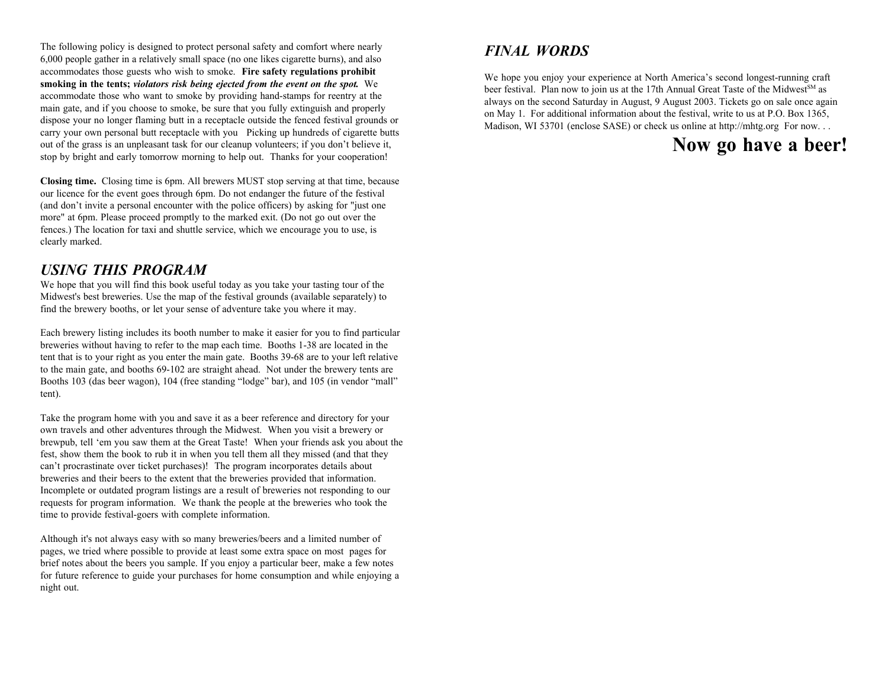The following policy is designed to protect personal safety and comfort where nearly 6,000 people gather in a relatively small space (no one likes cigarette burns), and also accommodates those guests who wish to smoke. **Fire safety regulations prohibit smoking in the tents; *violators risk being ejected from the event on the spot.*** We accommodate those who want to smoke by providing hand-stamps for reentry at the main gate, and if you choose to smoke, be sure that you fully extinguish and properly dispose your no longer flaming butt in a receptacle outside the fenced festival grounds or carry your own personal butt receptacle with you  Picking up hundreds of cigarette butts out of the grass is an unpleasant task for our cleanup volunteers; if you don't believe it, stop by bright and early tomorrow morning to help out. Thanks for your cooperation!

**Closing time.** Closing time is 6pm. All brewers MUST stop serving at that time, because our licence for the event goes through 6pm. Do not endanger the future of the festival (and don't invite a personal encounter with the police officers) by asking for "just one more" at 6pm. Please proceed promptly to the marked exit. (Do not go out over the fences.) The location for taxi and shuttle service, which we encourage you to use, is clearly marked.

## *USING THIS PROGRAM*

We hope that you will find this book useful today as you take your tasting tour of the Midwest's best breweries. Use the map of the festival grounds (available separately) to find the brewery booths, or let your sense of adventure take you where it may.

Each brewery listing includes its booth number to make it easier for you to find particular breweries without having to refer to the map each time. Booths 1-38 are located in the tent that is to your right as you enter the main gate. Booths 39-68 are to your left relative to the main gate, and booths 69-102 are straight ahead. Not under the brewery tents are Booths 103 (das beer wagon), 104 (free standing "lodge" bar), and 105 (in vendor "mall" tent).

Take the program home with you and save it as a beer reference and directory for your own travels and other adventures through the Midwest. When you visit a brewery or brewpub, tell 'em you saw them at the Great Taste! When your friends ask you about the fest, show them the book to rub it in when you tell them all they missed (and that they can't procrastinate over ticket purchases)! The program incorporates details about breweries and their beers to the extent that the breweries provided that information. Incomplete or outdated program listings are a result of breweries not responding to our requests for program information. We thank the people at the breweries who took the time to provide festival-goers with complete information.

Although it's not always easy with so many breweries/beers and a limited number of pages, we tried where possible to provide at least some extra space on most pages for brief notes about the beers you sample. If you enjoy a particular beer, make a few notes for future reference to guide your purchases for home consumption and while enjoying a night out.

## *FINAL WORDS*

We hope you enjoy your experience at North America's second longest-running craft beer festival. Plan now to join us at the 17th Annual Great Taste of the Midwest[SM] as always on the second Saturday in August, 9 August 2003. Tickets go on sale once again on May 1. For additional information about the festival, write to us at P.O. Box 1365, Madison, WI 53701 (enclose SASE) or check us online at http://mhtg.org  For now. . .

# Now go have a beer!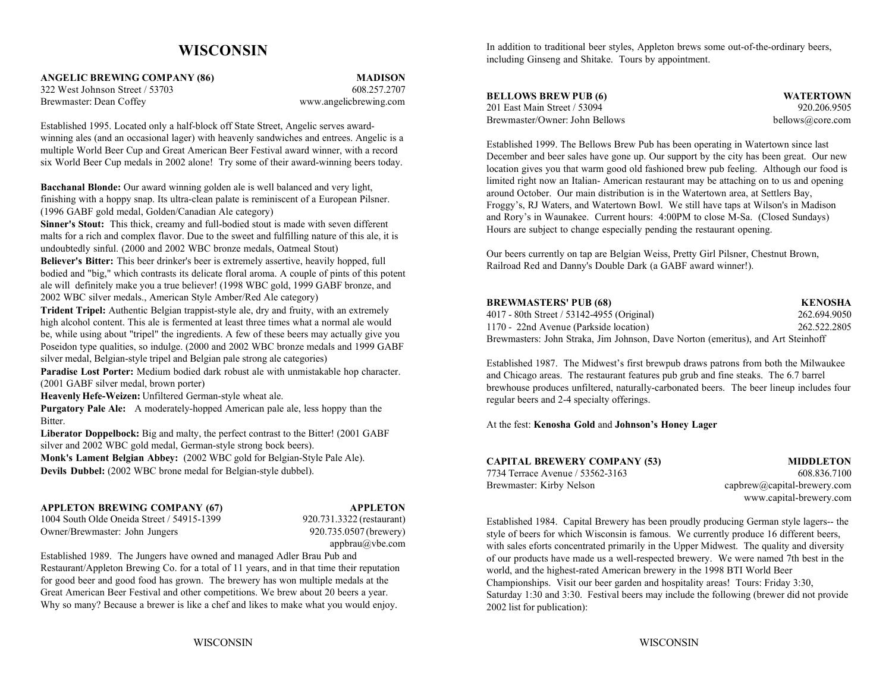# WISCONSIN

**ANGELIC BREWING COMPANY (86)** — **MADISON**
322 West Johnson Street / 53703 — 608.257.2707
Brewmaster: Dean Coffey — www.angelicbrewing.com

Established 1995. Located only a half-block off State Street, Angelic serves award-winning ales (and an occasional lager) with heavenly sandwiches and entrees. Angelic is a multiple World Beer Cup and Great American Beer Festival award winner, with a record six World Beer Cup medals in 2002 alone! Try some of their award-winning beers today.

**Bacchanal Blonde:** Our award winning golden ale is well balanced and very light, finishing with a hoppy snap. Its ultra-clean palate is reminiscent of a European Pilsner. (1996 GABF gold medal, Golden/Canadian Ale category)
**Sinner's Stout:** This thick, creamy and full-bodied stout is made with seven different malts for a rich and complex flavor. Due to the sweet and fulfilling nature of this ale, it is undoubtedly sinful. (2000 and 2002 WBC bronze medals, Oatmeal Stout)
**Believer's Bitter:** This beer drinker's beer is extremely assertive, heavily hopped, full bodied and "big," which contrasts its delicate floral aroma. A couple of pints of this potent ale will definitely make you a true believer! (1998 WBC gold, 1999 GABF bronze, and 2002 WBC silver medals., American Style Amber/Red Ale category)
**Trident Tripel:** Authentic Belgian trappist-style ale, dry and fruity, with an extremely high alcohol content. This ale is fermented at least three times what a normal ale would be, while using about "tripel" the ingredients. A few of these beers may actually give you Poseidon type qualities, so indulge. (2000 and 2002 WBC bronze medals and 1999 GABF silver medal, Belgian-style tripel and Belgian pale strong ale categories)
**Paradise Lost Porter:** Medium bodied dark robust ale with unmistakable hop character. (2001 GABF silver medal, brown porter)
**Heavenly Hefe-Weizen:** Unfiltered German-style wheat ale.
**Purgatory Pale Ale:** A moderately-hopped American pale ale, less hoppy than the Bitter.
**Liberator Doppelbock:** Big and malty, the perfect contrast to the Bitter! (2001 GABF silver and 2002 WBC gold medal, German-style strong bock beers).
**Monk's Lament Belgian Abbey:** (2002 WBC gold for Belgian-Style Pale Ale).
**Devils Dubbel:** (2002 WBC brone medal for Belgian-style dubbel).

**APPLETON BREWING COMPANY (67)** — **APPLETON**
1004 South Olde Oneida Street / 54915-1399 — 920.731.3322 (restaurant)
Owner/Brewmaster: John Jungers — 920.735.0507 (brewery)
appbrau@vbe.com

Established 1989. The Jungers have owned and managed Adler Brau Pub and Restaurant/Appleton Brewing Co. for a total of 11 years, and in that time their reputation for good beer and good food has grown. The brewery has won multiple medals at the Great American Beer Festival and other competitions. We brew about 20 beers a year. Why so many? Because a brewer is like a chef and likes to make what you would enjoy. In addition to traditional beer styles, Appleton brews some out-of-the-ordinary beers, including Ginseng and Shitake. Tours by appointment.

**BELLOWS BREW PUB (6)** — **WATERTOWN**
201 East Main Street / 53094 — 920.206.9505
Brewmaster/Owner: John Bellows — bellows@core.com

Established 1999. The Bellows Brew Pub has been operating in Watertown since last December and beer sales have gone up. Our support by the city has been great. Our new location gives you that warm good old fashioned brew pub feeling. Although our food is limited right now an Italian- American restaurant may be attaching on to us and opening around October. Our main distribution is in the Watertown area, at Settlers Bay, Froggy's, RJ Waters, and Watertown Bowl. We still have taps at Wilson's in Madison and Rory's in Waunakee. Current hours: 4:00PM to close M-Sa. (Closed Sundays) Hours are subject to change especially pending the restaurant opening.

Our beers currently on tap are Belgian Weiss, Pretty Girl Pilsner, Chestnut Brown, Railroad Red and Danny's Double Dark (a GABF award winner!).

**BREWMASTERS' PUB (68)** — **KENOSHA**
4017 - 80th Street / 53142-4955 (Original) — 262.694.9050
1170 - 22nd Avenue (Parkside location) — 262.522.2805
Brewmasters: John Straka, Jim Johnson, Dave Norton (emeritus), and Art Steinhoff

Established 1987. The Midwest's first brewpub draws patrons from both the Milwaukee and Chicago areas. The restaurant features pub grub and fine steaks. The 6.7 barrel brewhouse produces unfiltered, naturally-carbonated beers. The beer lineup includes four regular beers and 2-4 specialty offerings.

At the fest: **Kenosha Gold** and **Johnson's Honey Lager**

**CAPITAL BREWERY COMPANY (53)** — **MIDDLETON**
7734 Terrace Avenue / 53562-3163 — 608.836.7100
Brewmaster: Kirby Nelson — capbrew@capital-brewery.com
www.capital-brewery.com

Established 1984. Capital Brewery has been proudly producing German style lagers-- the style of beers for which Wisconsin is famous. We currently produce 16 different beers, with sales eforts concentrated primarily in the Upper Midwest. The quality and diversity of our products have made us a well-respected brewery. We were named 7th best in the world, and the highest-rated American brewery in the 1998 BTI World Beer Championships. Visit our beer garden and hospitality areas! Tours: Friday 3:30, Saturday 1:30 and 3:30. Festival beers may include the following (brewer did not provide 2002 list for publication):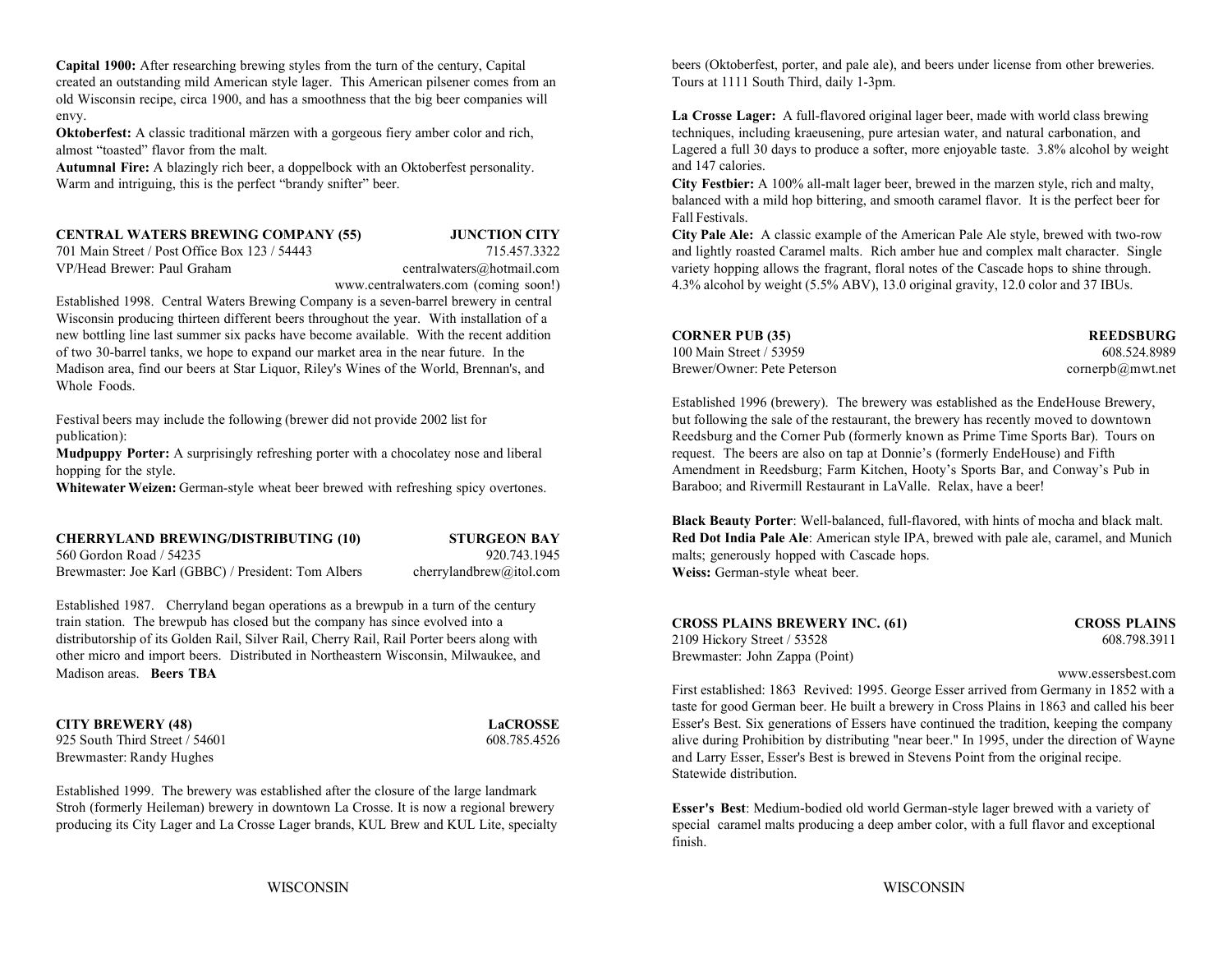**Capital 1900:** After researching brewing styles from the turn of the century, Capital created an outstanding mild American style lager. This American pilsener comes from an old Wisconsin recipe, circa 1900, and has a smoothness that the big beer companies will envy.
**Oktoberfest:** A classic traditional märzen with a gorgeous fiery amber color and rich, almost "toasted" flavor from the malt.
**Autumnal Fire:** A blazingly rich beer, a doppelbock with an Oktoberfest personality. Warm and intriguing, this is the perfect "brandy snifter" beer.

**CENTRAL WATERS BREWING COMPANY (55)** — **JUNCTION CITY**
701 Main Street / Post Office Box 123 / 54443 — 715.457.3322
VP/Head Brewer: Paul Graham — centralwaters@hotmail.com
www.centralwaters.com (coming soon!)

Established 1998. Central Waters Brewing Company is a seven-barrel brewery in central Wisconsin producing thirteen different beers throughout the year. With installation of a new bottling line last summer six packs have become available. With the recent addition of two 30-barrel tanks, we hope to expand our market area in the near future. In the Madison area, find our beers at Star Liquor, Riley's Wines of the World, Brennan's, and Whole Foods.

Festival beers may include the following (brewer did not provide 2002 list for publication):
**Mudpuppy Porter:** A surprisingly refreshing porter with a chocolatey nose and liberal hopping for the style.
**Whitewater Weizen:** German-style wheat beer brewed with refreshing spicy overtones.

**CHERRYLAND BREWING/DISTRIBUTING (10)** — **STURGEON BAY**
560 Gordon Road / 54235 — 920.743.1945
Brewmaster: Joe Karl (GBBC) / President: Tom Albers — cherrylandbrew@itol.com

Established 1987. Cherryland began operations as a brewpub in a turn of the century train station. The brewpub has closed but the company has since evolved into a distributorship of its Golden Rail, Silver Rail, Cherry Rail, Rail Porter beers along with other micro and import beers. Distributed in Northeastern Wisconsin, Milwaukee, and Madison areas. **Beers TBA**

**CITY BREWERY (48)** — **LaCROSSE**
925 South Third Street / 54601 — 608.785.4526
Brewmaster: Randy Hughes

Established 1999. The brewery was established after the closure of the large landmark Stroh (formerly Heileman) brewery in downtown La Crosse. It is now a regional brewery producing its City Lager and La Crosse Lager brands, KUL Brew and KUL Lite, specialty beers (Oktoberfest, porter, and pale ale), and beers under license from other breweries. Tours at 1111 South Third, daily 1-3pm.

**La Crosse Lager:** A full-flavored original lager beer, made with world class brewing techniques, including kraeusening, pure artesian water, and natural carbonation, and Lagered a full 30 days to produce a softer, more enjoyable taste. 3.8% alcohol by weight and 147 calories.
**City Festbier:** A 100% all-malt lager beer, brewed in the marzen style, rich and malty, balanced with a mild hop bittering, and smooth caramel flavor. It is the perfect beer for Fall Festivals.
**City Pale Ale:** A classic example of the American Pale Ale style, brewed with two-row and lightly roasted Caramel malts. Rich amber hue and complex malt character. Single variety hopping allows the fragrant, floral notes of the Cascade hops to shine through. 4.3% alcohol by weight (5.5% ABV), 13.0 original gravity, 12.0 color and 37 IBUs.

**CORNER PUB (35)** — **REEDSBURG**
100 Main Street / 53959 — 608.524.8989
Brewer/Owner: Pete Peterson — cornerpb@mwt.net

Established 1996 (brewery). The brewery was established as the EndeHouse Brewery, but following the sale of the restaurant, the brewery has recently moved to downtown Reedsburg and the Corner Pub (formerly known as Prime Time Sports Bar). Tours on request. The beers are also on tap at Donnie's (formerly EndeHouse) and Fifth Amendment in Reedsburg; Farm Kitchen, Hooty's Sports Bar, and Conway's Pub in Baraboo; and Rivermill Restaurant in LaValle. Relax, have a beer!

**Black Beauty Porter**: Well-balanced, full-flavored, with hints of mocha and black malt.
**Red Dot India Pale Ale**: American style IPA, brewed with pale ale, caramel, and Munich malts; generously hopped with Cascade hops.
**Weiss:** German-style wheat beer.

**CROSS PLAINS BREWERY INC. (61)** — **CROSS PLAINS**
2109 Hickory Street / 53528 — 608.798.3911
Brewmaster: John Zappa (Point)
www.essersbest.com

First established: 1863 Revived: 1995. George Esser arrived from Germany in 1852 with a taste for good German beer. He built a brewery in Cross Plains in 1863 and called his beer Esser's Best. Six generations of Essers have continued the tradition, keeping the company alive during Prohibition by distributing "near beer." In 1995, under the direction of Wayne and Larry Esser, Esser's Best is brewed in Stevens Point from the original recipe. Statewide distribution.

**Esser's Best**: Medium-bodied old world German-style lager brewed with a variety of special caramel malts producing a deep amber color, with a full flavor and exceptional finish.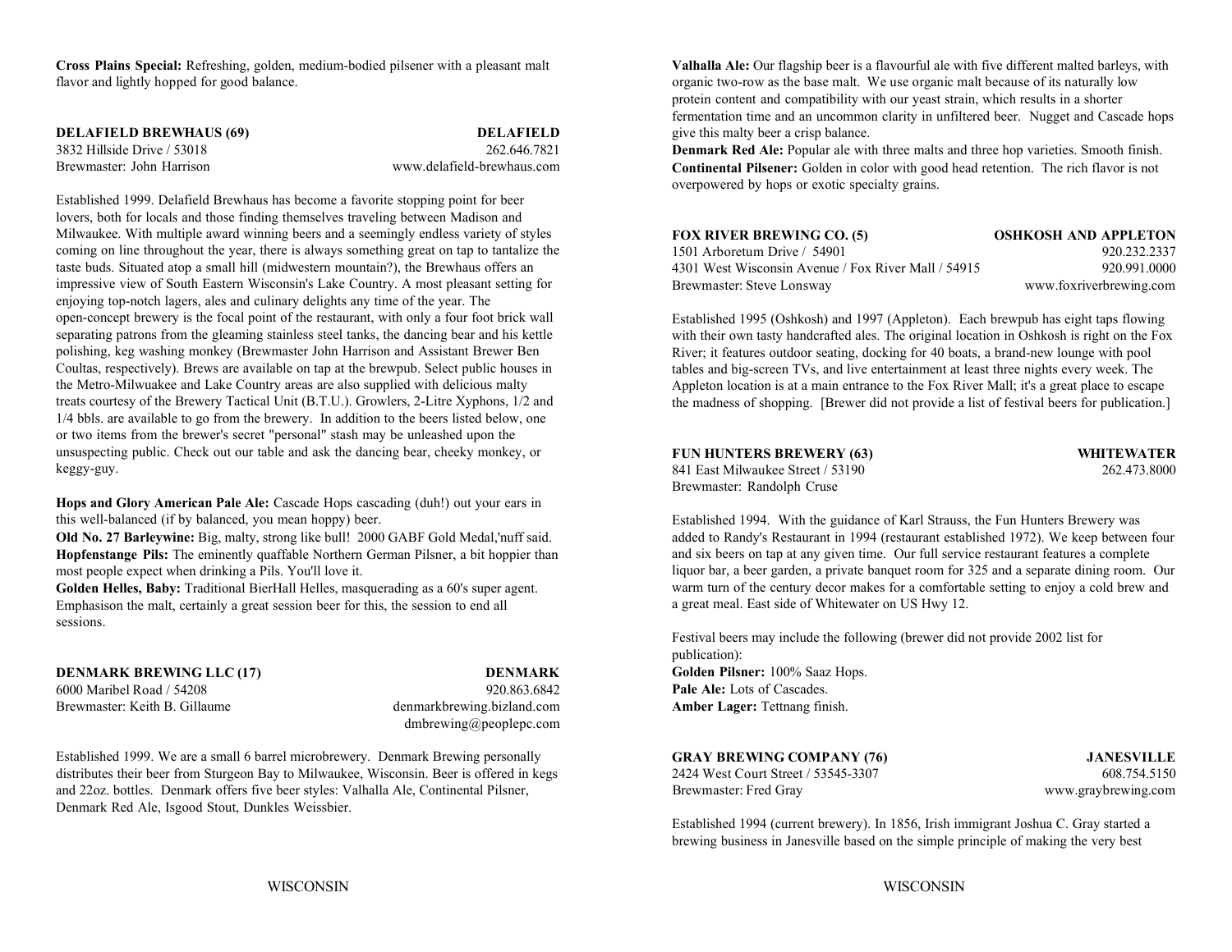**Cross Plains Special:** Refreshing, golden, medium-bodied pilsener with a pleasant malt flavor and lightly hopped for good balance.

### DELAFIELD BREWHAUS (69) — DELAFIELD

3832 Hillside Drive / 53018 — 262.646.7821
Brewmaster: John Harrison — www.delafield-brewhaus.com

Established 1999. Delafield Brewhaus has become a favorite stopping point for beer lovers, both for locals and those finding themselves traveling between Madison and Milwaukee. With multiple award winning beers and a seemingly endless variety of styles coming on line throughout the year, there is always something great on tap to tantalize the taste buds. Situated atop a small hill (midwestern mountain?), the Brewhaus offers an impressive view of South Eastern Wisconsin's Lake Country. A most pleasant setting for enjoying top-notch lagers, ales and culinary delights any time of the year. The open-concept brewery is the focal point of the restaurant, with only a four foot brick wall separating patrons from the gleaming stainless steel tanks, the dancing bear and his kettle polishing, keg washing monkey (Brewmaster John Harrison and Assistant Brewer Ben Coultas, respectively). Brews are available on tap at the brewpub. Select public houses in the Metro-Milwaukee and Lake Country areas are also supplied with delicious malty treats courtesy of the Brewery Tactical Unit (B.T.U.). Growlers, 2-Litre Xyphons, 1/2 and 1/4 bbls. are available to go from the brewery. In addition to the beers listed below, one or two items from the brewer's secret "personal" stash may be unleashed upon the unsuspecting public. Check out our table and ask the dancing bear, cheeky monkey, or keggy-guy.

**Hops and Glory American Pale Ale:** Cascade Hops cascading (duh!) out your ears in this well-balanced (if by balanced, you mean hoppy) beer.
**Old No. 27 Barleywine:** Big, malty, strong like bull! 2000 GABF Gold Medal,'nuff said.
**Hopfenstange Pils:** The eminently quaffable Northern German Pilsner, a bit hoppier than most people expect when drinking a Pils. You'll love it.
**Golden Helles, Baby:** Traditional BierHall Helles, masquerading as a 60's super agent. Emphasison the malt, certainly a great session beer for this, the session to end all sessions.

### DENMARK BREWING LLC (17) — DENMARK

6000 Maribel Road / 54208 — 920.863.6842
Brewmaster: Keith B. Gillaume — denmarkbrewing.bizland.com
dmbrewing@peoplepc.com

Established 1999. We are a small 6 barrel microbrewery. Denmark Brewing personally distributes their beer from Sturgeon Bay to Milwaukee, Wisconsin. Beer is offered in kegs and 22oz. bottles. Denmark offers five beer styles: Valhalla Ale, Continental Pilsner, Denmark Red Ale, Isgood Stout, Dunkles Weissbier.

**Valhalla Ale:** Our flagship beer is a flavourful ale with five different malted barleys, with organic two-row as the base malt. We use organic malt because of its naturally low protein content and compatibility with our yeast strain, which results in a shorter fermentation time and an uncommon clarity in unfiltered beer. Nugget and Cascade hops give this malty beer a crisp balance.
**Denmark Red Ale:** Popular ale with three malts and three hop varieties. Smooth finish.
**Continental Pilsener:** Golden in color with good head retention. The rich flavor is not overpowered by hops or exotic specialty grains.

### FOX RIVER BREWING CO. (5) — OSHKOSH AND APPLETON

1501 Arboretum Drive / 54901 — 920.232.2337
4301 West Wisconsin Avenue / Fox River Mall / 54915 — 920.991.0000
Brewmaster: Steve Lonsway — www.foxriverbrewing.com

Established 1995 (Oshkosh) and 1997 (Appleton). Each brewpub has eight taps flowing with their own tasty handcrafted ales. The original location in Oshkosh is right on the Fox River; it features outdoor seating, docking for 40 boats, a brand-new lounge with pool tables and big-screen TVs, and live entertainment at least three nights every week. The Appleton location is at a main entrance to the Fox River Mall; it's a great place to escape the madness of shopping. [Brewer did not provide a list of festival beers for publication.]

### FUN HUNTERS BREWERY (63) — WHITEWATER

841 East Milwaukee Street / 53190 — 262.473.8000
Brewmaster: Randolph Cruse

Established 1994. With the guidance of Karl Strauss, the Fun Hunters Brewery was added to Randy's Restaurant in 1994 (restaurant established 1972). We keep between four and six beers on tap at any given time. Our full service restaurant features a complete liquor bar, a beer garden, a private banquet room for 325 and a separate dining room. Our warm turn of the century decor makes for a comfortable setting to enjoy a cold brew and a great meal. East side of Whitewater on US Hwy 12.

Festival beers may include the following (brewer did not provide 2002 list for publication):
**Golden Pilsner:** 100% Saaz Hops.
**Pale Ale:** Lots of Cascades.
**Amber Lager:** Tettnang finish.

### GRAY BREWING COMPANY (76) — JANESVILLE

2424 West Court Street / 53545-3307 — 608.754.5150
Brewmaster: Fred Gray — www.graybrewing.com

Established 1994 (current brewery). In 1856, Irish immigrant Joshua C. Gray started a brewing business in Janesville based on the simple principle of making the very best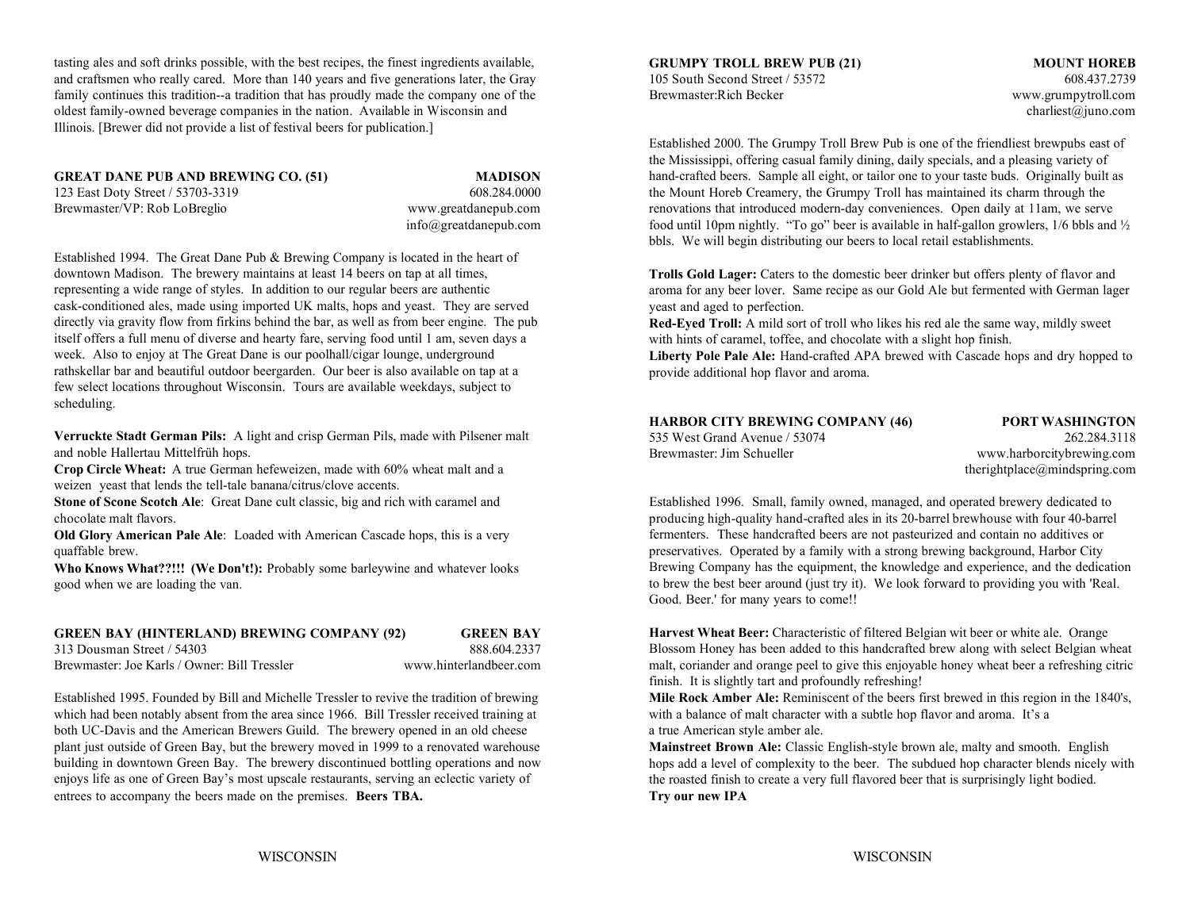tasting ales and soft drinks possible, with the best recipes, the finest ingredients available, and craftsmen who really cared. More than 140 years and five generations later, the Gray family continues this tradition--a tradition that has proudly made the company one of the oldest family-owned beverage companies in the nation. Available in Wisconsin and Illinois. [Brewer did not provide a list of festival beers for publication.]

**GREAT DANE PUB AND BREWING CO. (51)** — **MADISON**
123 East Doty Street / 53703-3319 — 608.284.0000
Brewmaster/VP: Rob LoBreglio — www.greatdanepub.com
info@greatdanepub.com

Established 1994. The Great Dane Pub & Brewing Company is located in the heart of downtown Madison. The brewery maintains at least 14 beers on tap at all times, representing a wide range of styles. In addition to our regular beers are authentic cask-conditioned ales, made using imported UK malts, hops and yeast. They are served directly via gravity flow from firkins behind the bar, as well as from beer engine. The pub itself offers a full menu of diverse and hearty fare, serving food until 1 am, seven days a week. Also to enjoy at The Great Dane is our poolhall/cigar lounge, underground rathskellar bar and beautiful outdoor beergarden. Our beer is also available on tap at a few select locations throughout Wisconsin. Tours are available weekdays, subject to scheduling.

**Verruckte Stadt German Pils:** A light and crisp German Pils, made with Pilsener malt and noble Hallertau Mittelfrüh hops.
**Crop Circle Wheat:** A true German hefeweizen, made with 60% wheat malt and a weizen yeast that lends the tell-tale banana/citrus/clove accents.
**Stone of Scone Scotch Ale**: Great Dane cult classic, big and rich with caramel and chocolate malt flavors.
**Old Glory American Pale Ale**: Loaded with American Cascade hops, this is a very quaffable brew.
**Who Knows What??!!! (We Don't!):** Probably some barleywine and whatever looks good when we are loading the van.

**GREEN BAY (HINTERLAND) BREWING COMPANY (92)** — **GREEN BAY**
313 Dousman Street / 54303 — 888.604.2337
Brewmaster: Joe Karls / Owner: Bill Tressler — www.hinterlandbeer.com

Established 1995. Founded by Bill and Michelle Tressler to revive the tradition of brewing which had been notably absent from the area since 1966. Bill Tressler received training at both UC-Davis and the American Brewers Guild. The brewery opened in an old cheese plant just outside of Green Bay, but the brewery moved in 1999 to a renovated warehouse building in downtown Green Bay. The brewery discontinued bottling operations and now enjoys life as one of Green Bay's most upscale restaurants, serving an eclectic variety of entrees to accompany the beers made on the premises. **Beers TBA.**

**GRUMPY TROLL BREW PUB (21)** — **MOUNT HOREB**
105 South Second Street / 53572 — 608.437.2739
Brewmaster:Rich Becker — www.grumpytroll.com
charliest@juno.com

Established 2000. The Grumpy Troll Brew Pub is one of the friendliest brewpubs east of the Mississippi, offering casual family dining, daily specials, and a pleasing variety of hand-crafted beers. Sample all eight, or tailor one to your taste buds. Originally built as the Mount Horeb Creamery, the Grumpy Troll has maintained its charm through the renovations that introduced modern-day conveniences. Open daily at 11am, we serve food until 10pm nightly. "To go" beer is available in half-gallon growlers, 1/6 bbls and ½ bbls. We will begin distributing our beers to local retail establishments.

**Trolls Gold Lager:** Caters to the domestic beer drinker but offers plenty of flavor and aroma for any beer lover. Same recipe as our Gold Ale but fermented with German lager yeast and aged to perfection.
**Red-Eyed Troll:** A mild sort of troll who likes his red ale the same way, mildly sweet with hints of caramel, toffee, and chocolate with a slight hop finish.
**Liberty Pole Pale Ale:** Hand-crafted APA brewed with Cascade hops and dry hopped to provide additional hop flavor and aroma.

**HARBOR CITY BREWING COMPANY (46)** — **PORT WASHINGTON**
535 West Grand Avenue / 53074 — 262.284.3118
Brewmaster: Jim Schueller — www.harborcitybrewing.com
therightplace@mindspring.com

Established 1996. Small, family owned, managed, and operated brewery dedicated to producing high-quality hand-crafted ales in its 20-barrel brewhouse with four 40-barrel fermenters. These handcrafted beers are not pasteurized and contain no additives or preservatives. Operated by a family with a strong brewing background, Harbor City Brewing Company has the equipment, the knowledge and experience, and the dedication to brew the best beer around (just try it). We look forward to providing you with 'Real. Good. Beer.' for many years to come!!

**Harvest Wheat Beer:** Characteristic of filtered Belgian wit beer or white ale. Orange Blossom Honey has been added to this handcrafted brew along with select Belgian wheat malt, coriander and orange peel to give this enjoyable honey wheat beer a refreshing citric finish. It is slightly tart and profoundly refreshing!
**Mile Rock Amber Ale:** Reminiscent of the beers first brewed in this region in the 1840's, with a balance of malt character with a subtle hop flavor and aroma. It's a a true American style amber ale.
**Mainstreet Brown Ale:** Classic English-style brown ale, malty and smooth. English hops add a level of complexity to the beer. The subdued hop character blends nicely with the roasted finish to create a very full flavored beer that is surprisingly light bodied.
**Try our new IPA**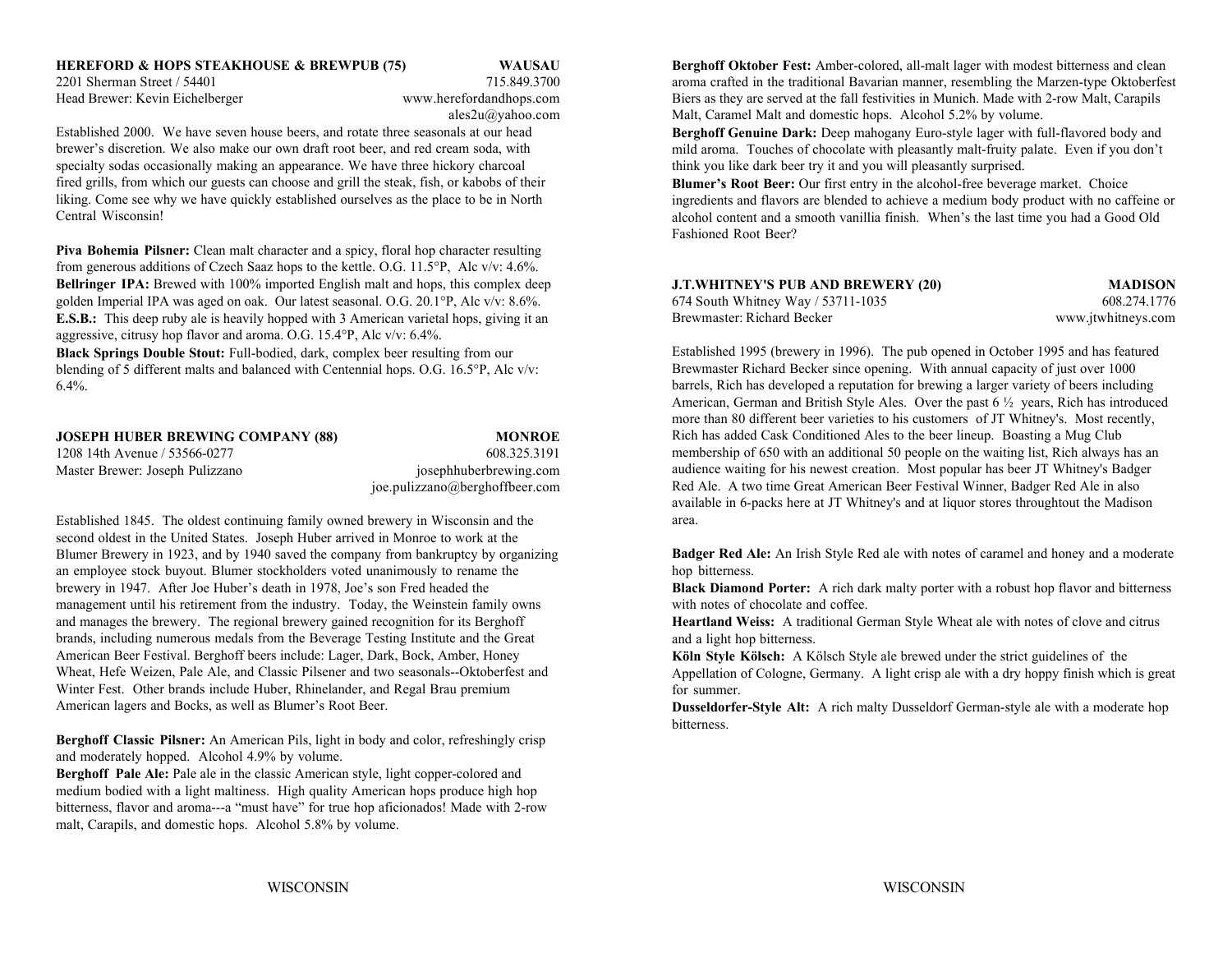## HEREFORD & HOPS STEAKHOUSE & BREWPUB (75) — WAUSAU

2201 Sherman Street / 54401 — 715.849.3700
Head Brewer: Kevin Eichelberger — www.herefordandhops.com
ales2u@yahoo.com

Established 2000. We have seven house beers, and rotate three seasonals at our head brewer's discretion. We also make our own draft root beer, and red cream soda, with specialty sodas occasionally making an appearance. We have three hickory charcoal fired grills, from which our guests can choose and grill the steak, fish, or kabobs of their liking. Come see why we have quickly established ourselves as the place to be in North Central Wisconsin!

**Piva Bohemia Pilsner:** Clean malt character and a spicy, floral hop character resulting from generous additions of Czech Saaz hops to the kettle. O.G. 11.5°P, Alc v/v: 4.6%.
**Bellringer IPA:** Brewed with 100% imported English malt and hops, this complex deep golden Imperial IPA was aged on oak. Our latest seasonal. O.G. 20.1°P, Alc v/v: 8.6%.
**E.S.B.:** This deep ruby ale is heavily hopped with 3 American varietal hops, giving it an aggressive, citrusy hop flavor and aroma. O.G. 15.4°P, Alc v/v: 6.4%.
**Black Springs Double Stout:** Full-bodied, dark, complex beer resulting from our blending of 5 different malts and balanced with Centennial hops. O.G. 16.5°P, Alc v/v: 6.4%.

## JOSEPH HUBER BREWING COMPANY (88) — MONROE

1208 14th Avenue / 53566-0277 — 608.325.3191
Master Brewer: Joseph Pulizzano — josephhuberbrewing.com
joe.pulizzano@berghoffbeer.com

Established 1845. The oldest continuing family owned brewery in Wisconsin and the second oldest in the United States. Joseph Huber arrived in Monroe to work at the Blumer Brewery in 1923, and by 1940 saved the company from bankruptcy by organizing an employee stock buyout. Blumer stockholders voted unanimously to rename the brewery in 1947. After Joe Huber's death in 1978, Joe's son Fred headed the management until his retirement from the industry. Today, the Weinstein family owns and manages the brewery. The regional brewery gained recognition for its Berghoff brands, including numerous medals from the Beverage Testing Institute and the Great American Beer Festival. Berghoff beers include: Lager, Dark, Bock, Amber, Honey Wheat, Hefe Weizen, Pale Ale, and Classic Pilsener and two seasonals--Oktoberfest and Winter Fest. Other brands include Huber, Rhinelander, and Regal Brau premium American lagers and Bocks, as well as Blumer's Root Beer.

**Berghoff Classic Pilsner:** An American Pils, light in body and color, refreshingly crisp and moderately hopped. Alcohol 4.9% by volume.
**Berghoff Pale Ale:** Pale ale in the classic American style, light copper-colored and medium bodied with a light maltiness. High quality American hops produce high hop bitterness, flavor and aroma---a "must have" for true hop aficionados! Made with 2-row malt, Carapils, and domestic hops. Alcohol 5.8% by volume.
**Berghoff Oktober Fest:** Amber-colored, all-malt lager with modest bitterness and clean aroma crafted in the traditional Bavarian manner, resembling the Marzen-type Oktoberfest Biers as they are served at the fall festivities in Munich. Made with 2-row Malt, Carapils Malt, Caramel Malt and domestic hops. Alcohol 5.2% by volume.
**Berghoff Genuine Dark:** Deep mahogany Euro-style lager with full-flavored body and mild aroma. Touches of chocolate with pleasantly malt-fruity palate. Even if you don't think you like dark beer try it and you will pleasantly surprised.
**Blumer's Root Beer:** Our first entry in the alcohol-free beverage market. Choice ingredients and flavors are blended to achieve a medium body product with no caffeine or alcohol content and a smooth vanillia finish. When's the last time you had a Good Old Fashioned Root Beer?

## J.T.WHITNEY'S PUB AND BREWERY (20) — MADISON

674 South Whitney Way / 53711-1035 — 608.274.1776
Brewmaster: Richard Becker — www.jtwhitneys.com

Established 1995 (brewery in 1996). The pub opened in October 1995 and has featured Brewmaster Richard Becker since opening. With annual capacity of just over 1000 barrels, Rich has developed a reputation for brewing a larger variety of beers including American, German and British Style Ales. Over the past 6 ½ years, Rich has introduced more than 80 different beer varieties to his customers of JT Whitney's. Most recently, Rich has added Cask Conditioned Ales to the beer lineup. Boasting a Mug Club membership of 650 with an additional 50 people on the waiting list, Rich always has an audience waiting for his newest creation. Most popular has beer JT Whitney's Badger Red Ale. A two time Great American Beer Festival Winner, Badger Red Ale in also available in 6-packs here at JT Whitney's and at liquor stores throughtout the Madison area.

**Badger Red Ale:** An Irish Style Red ale with notes of caramel and honey and a moderate hop bitterness.
**Black Diamond Porter:** A rich dark malty porter with a robust hop flavor and bitterness with notes of chocolate and coffee.
**Heartland Weiss:** A traditional German Style Wheat ale with notes of clove and citrus and a light hop bitterness.
**Köln Style Kölsch:** A Kölsch Style ale brewed under the strict guidelines of the Appellation of Cologne, Germany. A light crisp ale with a dry hoppy finish which is great for summer.
**Dusseldorfer-Style Alt:** A rich malty Dusseldorf German-style ale with a moderate hop bitterness.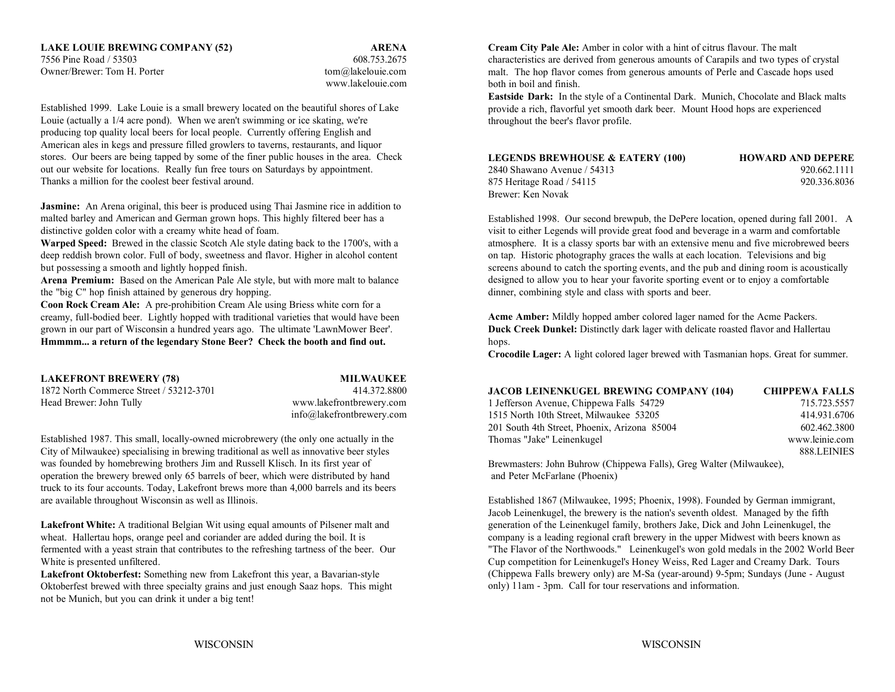**LAKE LOUIE BREWING COMPANY (52)** **ARENA**
7556 Pine Road / 53503 608.753.2675
Owner/Brewer: Tom H. Porter tom@lakelouie.com
www.lakelouie.com

Established 1999. Lake Louie is a small brewery located on the beautiful shores of Lake Louie (actually a 1/4 acre pond). When we aren't swimming or ice skating, we're producing top quality local beers for local people. Currently offering English and American ales in kegs and pressure filled growlers to taverns, restaurants, and liquor stores. Our beers are being tapped by some of the finer public houses in the area. Check out our website for locations. Really fun free tours on Saturdays by appointment. Thanks a million for the coolest beer festival around.

**Jasmine:** An Arena original, this beer is produced using Thai Jasmine rice in addition to malted barley and American and German grown hops. This highly filtered beer has a distinctive golden color with a creamy white head of foam.
**Warped Speed:** Brewed in the classic Scotch Ale style dating back to the 1700's, with a deep reddish brown color. Full of body, sweetness and flavor. Higher in alcohol content but possessing a smooth and lightly hopped finish.
**Arena Premium:** Based on the American Pale Ale style, but with more malt to balance the "big C" hop finish attained by generous dry hopping.
**Coon Rock Cream Ale:** A pre-prohibition Cream Ale using Briess white corn for a creamy, full-bodied beer. Lightly hopped with traditional varieties that would have been grown in our part of Wisconsin a hundred years ago. The ultimate 'LawnMower Beer'.
**Hmmmm... a return of the legendary Stone Beer? Check the booth and find out.**

**LAKEFRONT BREWERY (78)** **MILWAUKEE**
1872 North Commerce Street / 53212-3701 414.372.8800
Head Brewer: John Tully www.lakefrontbrewery.com
info@lakefrontbrewery.com

Established 1987. This small, locally-owned microbrewery (the only one actually in the City of Milwaukee) specialising in brewing traditional as well as innovative beer styles was founded by homebrewing brothers Jim and Russell Klisch. In its first year of operation the brewery brewed only 65 barrels of beer, which were distributed by hand truck to its four accounts. Today, Lakefront brews more than 4,000 barrels and its beers are available throughout Wisconsin as well as Illinois.

**Lakefront White:** A traditional Belgian Wit using equal amounts of Pilsener malt and wheat. Hallertau hops, orange peel and coriander are added during the boil. It is fermented with a yeast strain that contributes to the refreshing tartness of the beer. Our White is presented unfiltered.
**Lakefront Oktoberfest:** Something new from Lakefront this year, a Bavarian-style Oktoberfest brewed with three specialty grains and just enough Saaz hops. This might not be Munich, but you can drink it under a big tent!
**Cream City Pale Ale:** Amber in color with a hint of citrus flavour. The malt characteristics are derived from generous amounts of Carapils and two types of crystal malt. The hop flavor comes from generous amounts of Perle and Cascade hops used both in boil and finish.
**Eastside Dark:** In the style of a Continental Dark. Munich, Chocolate and Black malts provide a rich, flavorful yet smooth dark beer. Mount Hood hops are experienced throughout the beer's flavor profile.

**LEGENDS BREWHOUSE & EATERY (100)** **HOWARD AND DEPERE**
2840 Shawano Avenue / 54313 920.662.1111
875 Heritage Road / 54115 920.336.8036
Brewer: Ken Novak

Established 1998. Our second brewpub, the DePere location, opened during fall 2001. A visit to either Legends will provide great food and beverage in a warm and comfortable atmosphere. It is a classy sports bar with an extensive menu and five microbrewed beers on tap. Historic photography graces the walls at each location. Televisions and big screens abound to catch the sporting events, and the pub and dining room is acoustically designed to allow you to hear your favorite sporting event or to enjoy a comfortable dinner, combining style and class with sports and beer.

**Acme Amber:** Mildly hopped amber colored lager named for the Acme Packers.
**Duck Creek Dunkel:** Distinctly dark lager with delicate roasted flavor and Hallertau hops.
**Crocodile Lager:** A light colored lager brewed with Tasmanian hops. Great for summer.

**JACOB LEINENKUGEL BREWING COMPANY (104)** **CHIPPEWA FALLS**
1 Jefferson Avenue, Chippewa Falls 54729 715.723.5557
1515 North 10th Street, Milwaukee 53205 414.931.6706
201 South 4th Street, Phoenix, Arizona 85004 602.462.3800
Thomas "Jake" Leinenkugel www.leinie.com
888.LEINIES

Brewmasters: John Buhrow (Chippewa Falls), Greg Walter (Milwaukee), and Peter McFarlane (Phoenix)

Established 1867 (Milwaukee, 1995; Phoenix, 1998). Founded by German immigrant, Jacob Leinenkugel, the brewery is the nation's seventh oldest. Managed by the fifth generation of the Leinenkugel family, brothers Jake, Dick and John Leinenkugel, the company is a leading regional craft brewery in the upper Midwest with beers known as "The Flavor of the Northwoods." Leinenkugel's won gold medals in the 2002 World Beer Cup competition for Leinenkugel's Honey Weiss, Red Lager and Creamy Dark. Tours (Chippewa Falls brewery only) are M-Sa (year-around) 9-5pm; Sundays (June - August only) 11am - 3pm. Call for tour reservations and information.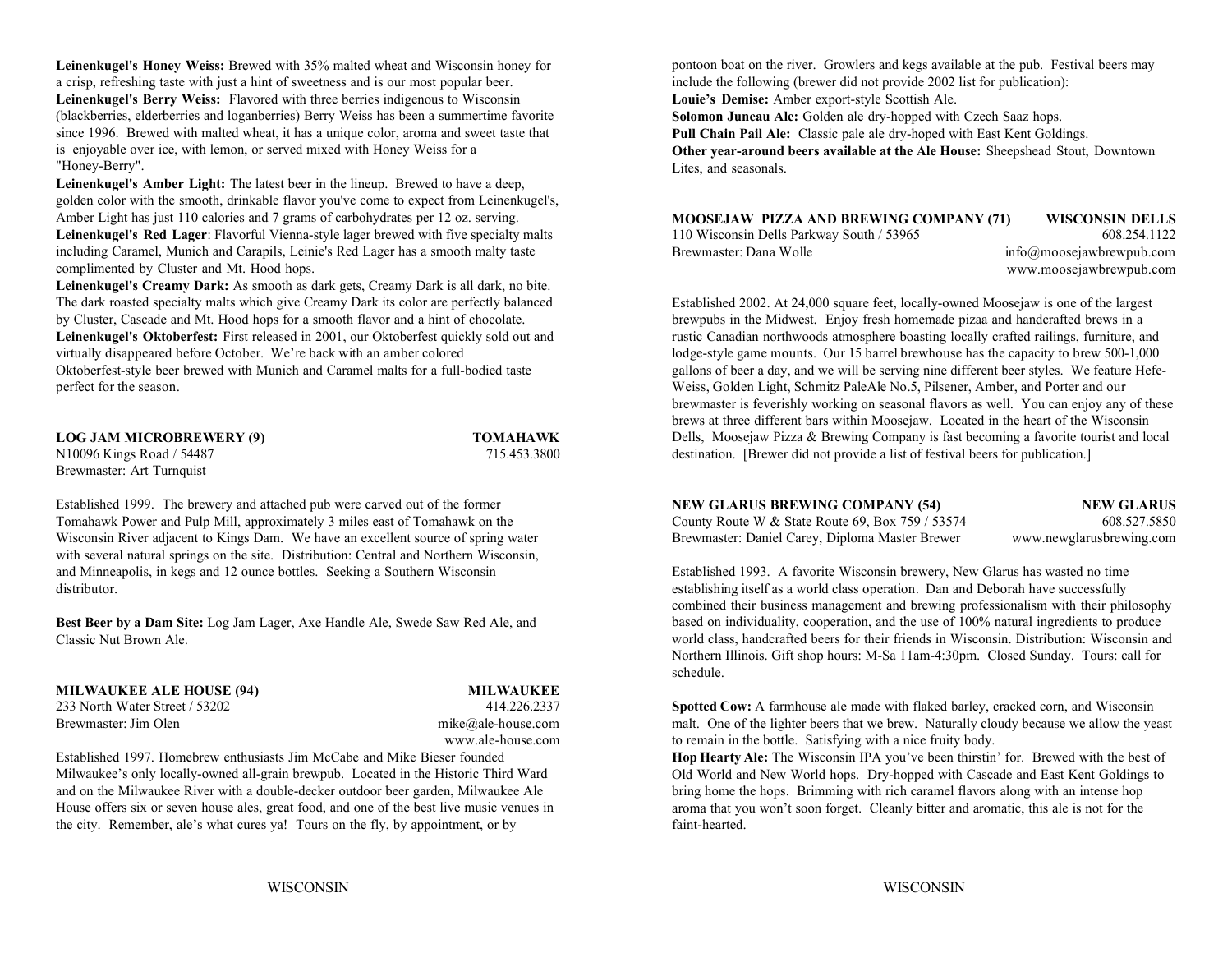**Leinenkugel's Honey Weiss:** Brewed with 35% malted wheat and Wisconsin honey for a crisp, refreshing taste with just a hint of sweetness and is our most popular beer.
**Leinenkugel's Berry Weiss:** Flavored with three berries indigenous to Wisconsin (blackberries, elderberries and loganberries) Berry Weiss has been a summertime favorite since 1996. Brewed with malted wheat, it has a unique color, aroma and sweet taste that is enjoyable over ice, with lemon, or served mixed with Honey Weiss for a "Honey-Berry".
**Leinenkugel's Amber Light:** The latest beer in the lineup. Brewed to have a deep, golden color with the smooth, drinkable flavor you've come to expect from Leinenkugel's, Amber Light has just 110 calories and 7 grams of carbohydrates per 12 oz. serving.
**Leinenkugel's Red Lager**: Flavorful Vienna-style lager brewed with five specialty malts including Caramel, Munich and Carapils, Leinie's Red Lager has a smooth malty taste complimented by Cluster and Mt. Hood hops.
**Leinenkugel's Creamy Dark:** As smooth as dark gets, Creamy Dark is all dark, no bite. The dark roasted specialty malts which give Creamy Dark its color are perfectly balanced by Cluster, Cascade and Mt. Hood hops for a smooth flavor and a hint of chocolate.
**Leinenkugel's Oktoberfest:** First released in 2001, our Oktoberfest quickly sold out and virtually disappeared before October. We're back with an amber colored Oktoberfest-style beer brewed with Munich and Caramel malts for a full-bodied taste perfect for the season.

**LOG JAM MICROBREWERY (9)** — **TOMAHAWK**
N10096 Kings Road / 54487 — 715.453.3800
Brewmaster: Art Turnquist

Established 1999. The brewery and attached pub were carved out of the former Tomahawk Power and Pulp Mill, approximately 3 miles east of Tomahawk on the Wisconsin River adjacent to Kings Dam. We have an excellent source of spring water with several natural springs on the site. Distribution: Central and Northern Wisconsin, and Minneapolis, in kegs and 12 ounce bottles. Seeking a Southern Wisconsin distributor.

**Best Beer by a Dam Site:** Log Jam Lager, Axe Handle Ale, Swede Saw Red Ale, and Classic Nut Brown Ale.

**MILWAUKEE ALE HOUSE (94)** — **MILWAUKEE**
233 North Water Street / 53202 — 414.226.2337
Brewmaster: Jim Olen — mike@ale-house.com
www.ale-house.com

Established 1997. Homebrew enthusiasts Jim McCabe and Mike Bieser founded Milwaukee's only locally-owned all-grain brewpub. Located in the Historic Third Ward and on the Milwaukee River with a double-decker outdoor beer garden, Milwaukee Ale House offers six or seven house ales, great food, and one of the best live music venues in the city. Remember, ale's what cures ya! Tours on the fly, by appointment, or by pontoon boat on the river. Growlers and kegs available at the pub. Festival beers may include the following (brewer did not provide 2002 list for publication):
**Louie's Demise:** Amber export-style Scottish Ale.
**Solomon Juneau Ale:** Golden ale dry-hopped with Czech Saaz hops.
**Pull Chain Pail Ale:** Classic pale ale dry-hoped with East Kent Goldings.
**Other year-around beers available at the Ale House:** Sheepshead Stout, Downtown Lites, and seasonals.

**MOOSEJAW PIZZA AND BREWING COMPANY (71)** — **WISCONSIN DELLS**
110 Wisconsin Dells Parkway South / 53965 — 608.254.1122
Brewmaster: Dana Wolle — info@moosejawbrewpub.com
www.moosejawbrewpub.com

Established 2002. At 24,000 square feet, locally-owned Moosejaw is one of the largest brewpubs in the Midwest. Enjoy fresh homemade pizaa and handcrafted brews in a rustic Canadian northwoods atmosphere boasting locally crafted railings, furniture, and lodge-style game mounts. Our 15 barrel brewhouse has the capacity to brew 500-1,000 gallons of beer a day, and we will be serving nine different beer styles. We feature Hefe-Weiss, Golden Light, Schmitz PaleAle No.5, Pilsener, Amber, and Porter and our brewmaster is feverishly working on seasonal flavors as well. You can enjoy any of these brews at three different bars within Moosejaw. Located in the heart of the Wisconsin Dells, Moosejaw Pizza & Brewing Company is fast becoming a favorite tourist and local destination. [Brewer did not provide a list of festival beers for publication.]

**NEW GLARUS BREWING COMPANY (54)** — **NEW GLARUS**
County Route W & State Route 69, Box 759 / 53574 — 608.527.5850
Brewmaster: Daniel Carey, Diploma Master Brewer — www.newglarusbrewing.com

Established 1993. A favorite Wisconsin brewery, New Glarus has wasted no time establishing itself as a world class operation. Dan and Deborah have successfully combined their business management and brewing professionalism with their philosophy based on individuality, cooperation, and the use of 100% natural ingredients to produce world class, handcrafted beers for their friends in Wisconsin. Distribution: Wisconsin and Northern Illinois. Gift shop hours: M-Sa 11am-4:30pm. Closed Sunday. Tours: call for schedule.

**Spotted Cow:** A farmhouse ale made with flaked barley, cracked corn, and Wisconsin malt. One of the lighter beers that we brew. Naturally cloudy because we allow the yeast to remain in the bottle. Satisfying with a nice fruity body.
**Hop Hearty Ale:** The Wisconsin IPA you've been thirstin' for. Brewed with the best of Old World and New World hops. Dry-hopped with Cascade and East Kent Goldings to bring home the hops. Brimming with rich caramel flavors along with an intense hop aroma that you won't soon forget. Cleanly bitter and aromatic, this ale is not for the faint-hearted.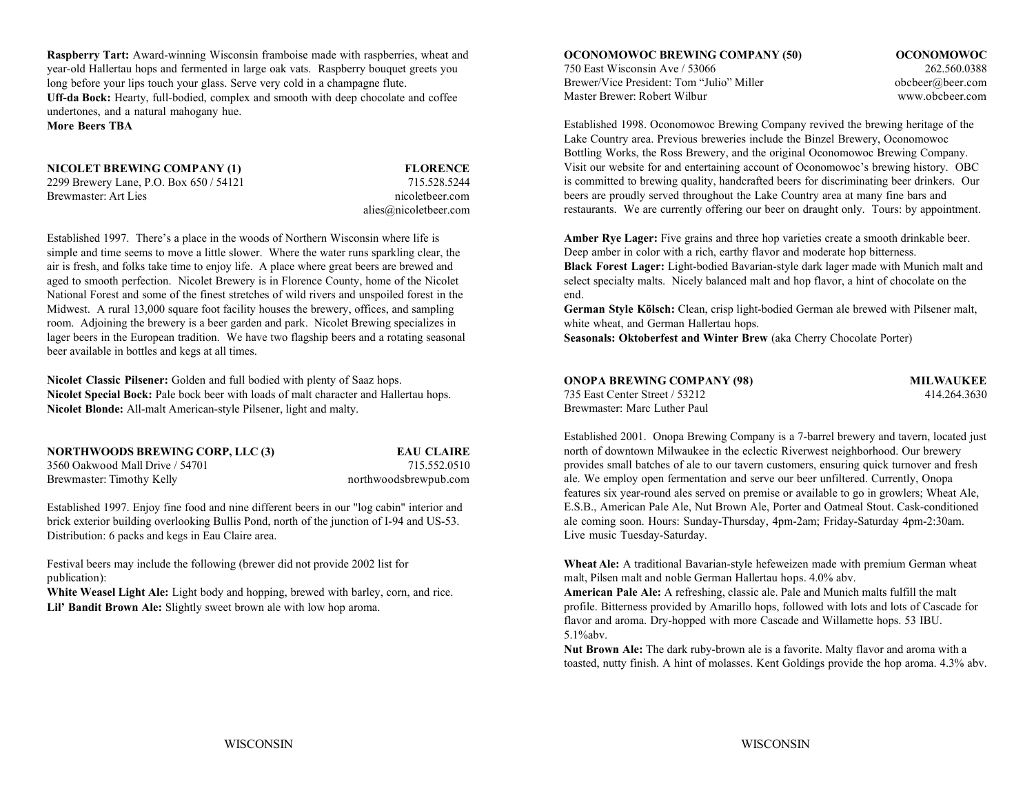**Raspberry Tart:** Award-winning Wisconsin framboise made with raspberries, wheat and year-old Hallertau hops and fermented in large oak vats. Raspberry bouquet greets you long before your lips touch your glass. Serve very cold in a champagne flute.
**Uff-da Bock:** Hearty, full-bodied, complex and smooth with deep chocolate and coffee undertones, and a natural mahogany hue.
**More Beers TBA**

**NICOLET BREWING COMPANY (1)** — **FLORENCE**
2299 Brewery Lane, P.O. Box 650 / 54121 — 715.528.5244
Brewmaster: Art Lies — nicoletbeer.com
alies@nicoletbeer.com

Established 1997. There's a place in the woods of Northern Wisconsin where life is simple and time seems to move a little slower. Where the water runs sparkling clear, the air is fresh, and folks take time to enjoy life. A place where great beers are brewed and aged to smooth perfection. Nicolet Brewery is in Florence County, home of the Nicolet National Forest and some of the finest stretches of wild rivers and unspoiled forest in the Midwest. A rural 13,000 square foot facility houses the brewery, offices, and sampling room. Adjoining the brewery is a beer garden and park. Nicolet Brewing specializes in lager beers in the European tradition. We have two flagship beers and a rotating seasonal beer available in bottles and kegs at all times.

**Nicolet Classic Pilsener:** Golden and full bodied with plenty of Saaz hops.
**Nicolet Special Bock:** Pale bock beer with loads of malt character and Hallertau hops.
**Nicolet Blonde:** All-malt American-style Pilsener, light and malty.

**NORTHWOODS BREWING CORP, LLC (3)** — **EAU CLAIRE**
3560 Oakwood Mall Drive / 54701 — 715.552.0510
Brewmaster: Timothy Kelly — northwoodsbrewpub.com

Established 1997. Enjoy fine food and nine different beers in our "log cabin" interior and brick exterior building overlooking Bullis Pond, north of the junction of I-94 and US-53. Distribution: 6 packs and kegs in Eau Claire area.

Festival beers may include the following (brewer did not provide 2002 list for publication):
**White Weasel Light Ale:** Light body and hopping, brewed with barley, corn, and rice.
**Lil' Bandit Brown Ale:** Slightly sweet brown ale with low hop aroma.

**OCONOMOWOC BREWING COMPANY (50)** — **OCONOMOWOC**
750 East Wisconsin Ave / 53066 — 262.560.0388
Brewer/Vice President: Tom "Julio" Miller — obcbeer@beer.com
Master Brewer: Robert Wilbur — www.obcbeer.com

Established 1998. Oconomowoc Brewing Company revived the brewing heritage of the Lake Country area. Previous breweries include the Binzel Brewery, Oconomowoc Bottling Works, the Ross Brewery, and the original Oconomowoc Brewing Company. Visit our website for and entertaining account of Oconomowoc's brewing history. OBC is committed to brewing quality, handcrafted beers for discriminating beer drinkers. Our beers are proudly served throughout the Lake Country area at many fine bars and restaurants. We are currently offering our beer on draught only. Tours: by appointment.

**Amber Rye Lager:** Five grains and three hop varieties create a smooth drinkable beer. Deep amber in color with a rich, earthy flavor and moderate hop bitterness.
**Black Forest Lager:** Light-bodied Bavarian-style dark lager made with Munich malt and select specialty malts. Nicely balanced malt and hop flavor, a hint of chocolate on the end.
**German Style Kölsch:** Clean, crisp light-bodied German ale brewed with Pilsener malt, white wheat, and German Hallertau hops.
**Seasonals: Oktoberfest and Winter Brew** (aka Cherry Chocolate Porter)

**ONOPA BREWING COMPANY (98)** — **MILWAUKEE**
735 East Center Street / 53212 — 414.264.3630
Brewmaster: Marc Luther Paul

Established 2001. Onopa Brewing Company is a 7-barrel brewery and tavern, located just north of downtown Milwaukee in the eclectic Riverwest neighborhood. Our brewery provides small batches of ale to our tavern customers, ensuring quick turnover and fresh ale. We employ open fermentation and serve our beer unfiltered. Currently, Onopa features six year-round ales served on premise or available to go in growlers; Wheat Ale, E.S.B., American Pale Ale, Nut Brown Ale, Porter and Oatmeal Stout. Cask-conditioned ale coming soon. Hours: Sunday-Thursday, 4pm-2am; Friday-Saturday 4pm-2:30am. Live music Tuesday-Saturday.

**Wheat Ale:** A traditional Bavarian-style hefeweizen made with premium German wheat malt, Pilsen malt and noble German Hallertau hops. 4.0% abv.
**American Pale Ale:** A refreshing, classic ale. Pale and Munich malts fulfill the malt profile. Bitterness provided by Amarillo hops, followed with lots and lots of Cascade for flavor and aroma. Dry-hopped with more Cascade and Willamette hops. 53 IBU. 5.1%abv.
**Nut Brown Ale:** The dark ruby-brown ale is a favorite. Malty flavor and aroma with a toasted, nutty finish. A hint of molasses. Kent Goldings provide the hop aroma. 4.3% abv.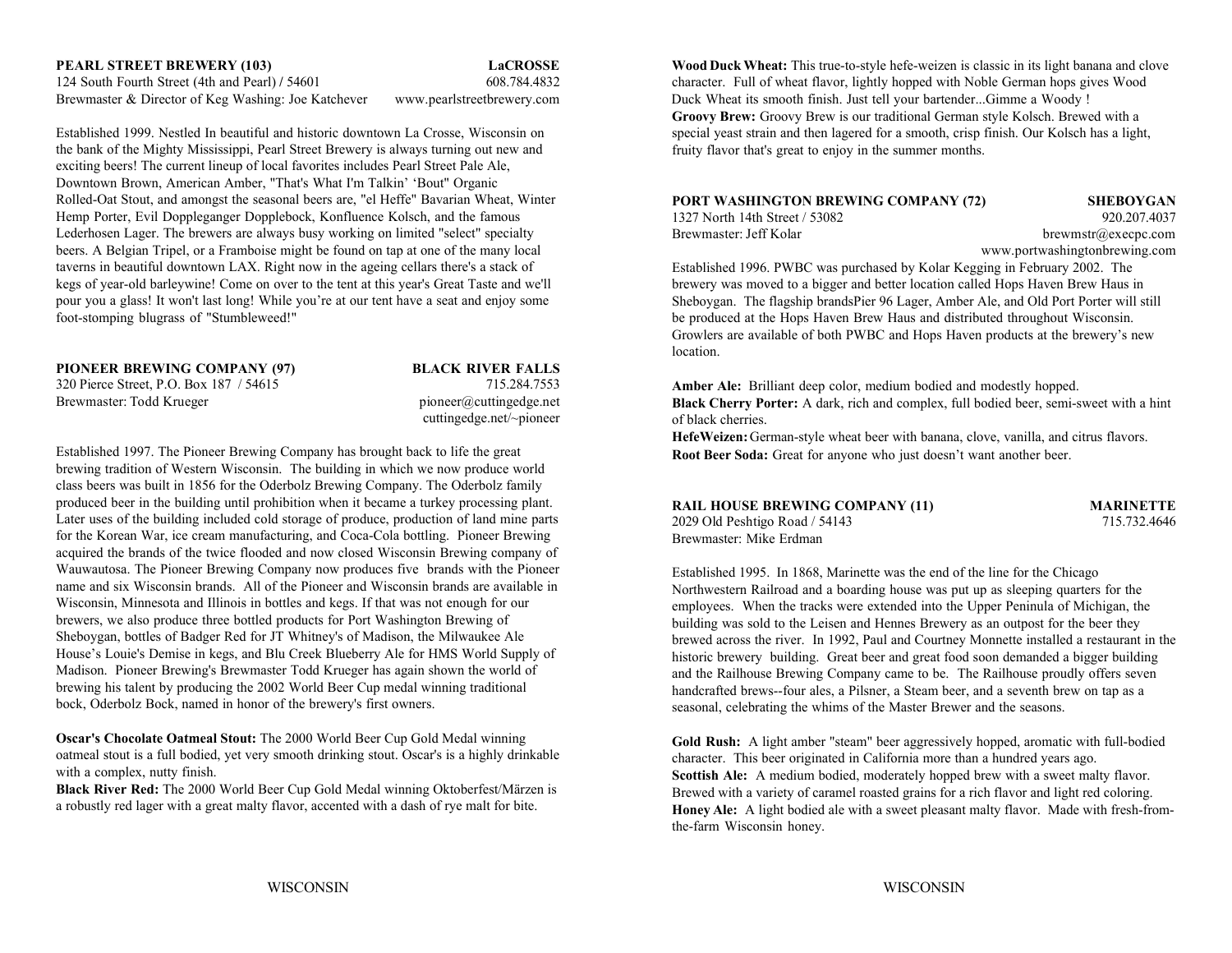## PEARL STREET BREWERY (103) — LaCROSSE

124 South Fourth Street (4th and Pearl) / 54601 — 608.784.4832
Brewmaster & Director of Keg Washing: Joe Katchever — www.pearlstreetbrewery.com

Established 1999. Nestled In beautiful and historic downtown La Crosse, Wisconsin on the bank of the Mighty Mississippi, Pearl Street Brewery is always turning out new and exciting beers! The current lineup of local favorites includes Pearl Street Pale Ale, Downtown Brown, American Amber, "That's What I'm Talkin' 'Bout" Organic Rolled-Oat Stout, and amongst the seasonal beers are, "el Heffe" Bavarian Wheat, Winter Hemp Porter, Evil Doppleganger Dopplebock, Konfluence Kolsch, and the famous Lederhosen Lager. The brewers are always busy working on limited "select" specialty beers. A Belgian Tripel, or a Framboise might be found on tap at one of the many local taverns in beautiful downtown LAX. Right now in the ageing cellars there's a stack of kegs of year-old barleywine! Come on over to the tent at this year's Great Taste and we'll pour you a glass! It won't last long! While you're at our tent have a seat and enjoy some foot-stomping blugrass of "Stumbleweed!"

## PIONEER BREWING COMPANY (97) — BLACK RIVER FALLS

320 Pierce Street, P.O. Box 187 / 54615 — 715.284.7553
Brewmaster: Todd Krueger — pioneer@cuttingedge.net
cuttingedge.net/~pioneer

Established 1997. The Pioneer Brewing Company has brought back to life the great brewing tradition of Western Wisconsin. The building in which we now produce world class beers was built in 1856 for the Oderbolz Brewing Company. The Oderbolz family produced beer in the building until prohibition when it became a turkey processing plant. Later uses of the building included cold storage of produce, production of land mine parts for the Korean War, ice cream manufacturing, and Coca-Cola bottling. Pioneer Brewing acquired the brands of the twice flooded and now closed Wisconsin Brewing company of Wauwautosa. The Pioneer Brewing Company now produces five brands with the Pioneer name and six Wisconsin brands. All of the Pioneer and Wisconsin brands are available in Wisconsin, Minnesota and Illinois in bottles and kegs. If that was not enough for our brewers, we also produce three bottled products for Port Washington Brewing of Sheboygan, bottles of Badger Red for JT Whitney's of Madison, the Milwaukee Ale House's Louie's Demise in kegs, and Blu Creek Blueberry Ale for HMS World Supply of Madison. Pioneer Brewing's Brewmaster Todd Krueger has again shown the world of brewing his talent by producing the 2002 World Beer Cup medal winning traditional bock, Oderbolz Bock, named in honor of the brewery's first owners.

**Oscar's Chocolate Oatmeal Stout:** The 2000 World Beer Cup Gold Medal winning oatmeal stout is a full bodied, yet very smooth drinking stout. Oscar's is a highly drinkable with a complex, nutty finish.
**Black River Red:** The 2000 World Beer Cup Gold Medal winning Oktoberfest/Märzen is a robustly red lager with a great malty flavor, accented with a dash of rye malt for bite.
**Wood Duck Wheat:** This true-to-style hefe-weizen is classic in its light banana and clove character. Full of wheat flavor, lightly hopped with Noble German hops gives Wood Duck Wheat its smooth finish. Just tell your bartender...Gimme a Woody !
**Groovy Brew:** Groovy Brew is our traditional German style Kolsch. Brewed with a special yeast strain and then lagered for a smooth, crisp finish. Our Kolsch has a light, fruity flavor that's great to enjoy in the summer months.

## PORT WASHINGTON BREWING COMPANY (72) — SHEBOYGAN

1327 North 14th Street / 53082 — 920.207.4037
Brewmaster: Jeff Kolar — brewmstr@execpc.com
www.portwashingtonbrewing.com

Established 1996. PWBC was purchased by Kolar Kegging in February 2002. The brewery was moved to a bigger and better location called Hops Haven Brew Haus in Sheboygan. The flagship brandsPier 96 Lager, Amber Ale, and Old Port Porter will still be produced at the Hops Haven Brew Haus and distributed throughout Wisconsin. Growlers are available of both PWBC and Hops Haven products at the brewery's new location.

**Amber Ale:** Brilliant deep color, medium bodied and modestly hopped.
**Black Cherry Porter:** A dark, rich and complex, full bodied beer, semi-sweet with a hint of black cherries.
**HefeWeizen:** German-style wheat beer with banana, clove, vanilla, and citrus flavors.
**Root Beer Soda:** Great for anyone who just doesn't want another beer.

## RAIL HOUSE BREWING COMPANY (11) — MARINETTE

2029 Old Peshtigo Road / 54143 — 715.732.4646
Brewmaster: Mike Erdman

Established 1995. In 1868, Marinette was the end of the line for the Chicago Northwestern Railroad and a boarding house was put up as sleeping quarters for the employees. When the tracks were extended into the Upper Peninula of Michigan, the building was sold to the Leisen and Hennes Brewery as an outpost for the beer they brewed across the river. In 1992, Paul and Courtney Monnette installed a restaurant in the historic brewery building. Great beer and great food soon demanded a bigger building and the Railhouse Brewing Company came to be. The Railhouse proudly offers seven handcrafted brews--four ales, a Pilsner, a Steam beer, and a seventh brew on tap as a seasonal, celebrating the whims of the Master Brewer and the seasons.

**Gold Rush:** A light amber "steam" beer aggressively hopped, aromatic with full-bodied character. This beer originated in California more than a hundred years ago.
**Scottish Ale:** A medium bodied, moderately hopped brew with a sweet malty flavor. Brewed with a variety of caramel roasted grains for a rich flavor and light red coloring.
**Honey Ale:** A light bodied ale with a sweet pleasant malty flavor. Made with fresh-from-the-farm Wisconsin honey.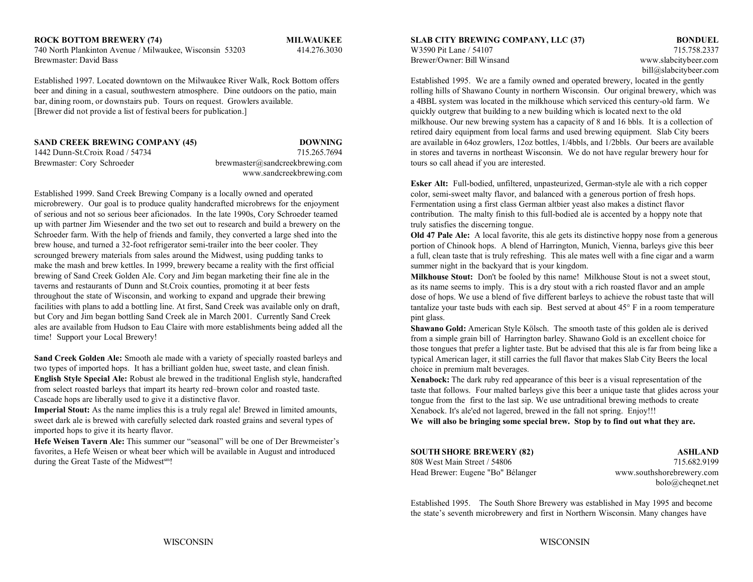**ROCK BOTTOM BREWERY (74)** **MILWAUKEE**
740 North Plankinton Avenue / Milwaukee, Wisconsin 53203 414.276.3030
Brewmaster: David Bass

Established 1997. Located downtown on the Milwaukee River Walk, Rock Bottom offers beer and dining in a casual, southwestern atmosphere. Dine outdoors on the patio, main bar, dining room, or downstairs pub. Tours on request. Growlers available.
[Brewer did not provide a list of festival beers for publication.]

**SAND CREEK BREWING COMPANY (45)** **DOWNING**
1442 Dunn-St.Croix Road / 54734 715.265.7694
Brewmaster: Cory Schroeder brewmaster@sandcreekbrewing.com
www.sandcreekbrewing.com

Established 1999. Sand Creek Brewing Company is a locally owned and operated microbrewery. Our goal is to produce quality handcrafted microbrews for the enjoyment of serious and not so serious beer aficionados. In the late 1990s, Cory Schroeder teamed up with partner Jim Wiesender and the two set out to research and build a brewery on the Schroeder farm. With the help of friends and family, they converted a large shed into the brew house, and turned a 32-foot refrigerator semi-trailer into the beer cooler. They scrounged brewery materials from sales around the Midwest, using pudding tanks to make the mash and brew kettles. In 1999, brewery became a reality with the first official brewing of Sand Creek Golden Ale. Cory and Jim began marketing their fine ale in the taverns and restaurants of Dunn and St.Croix counties, promoting it at beer fests throughout the state of Wisconsin, and working to expand and upgrade their brewing facilities with plans to add a bottling line. At first, Sand Creek was available only on draft, but Cory and Jim began bottling Sand Creek ale in March 2001. Currently Sand Creek ales are available from Hudson to Eau Claire with more establishments being added all the time! Support your Local Brewery!

**Sand Creek Golden Ale:** Smooth ale made with a variety of specially roasted barleys and two types of imported hops. It has a brilliant golden hue, sweet taste, and clean finish.
**English Style Special Ale:** Robust ale brewed in the traditional English style, handcrafted from select roasted barleys that impart its hearty red–brown color and roasted taste. Cascade hops are liberally used to give it a distinctive flavor.
**Imperial Stout:** As the name implies this is a truly regal ale! Brewed in limited amounts, sweet dark ale is brewed with carefully selected dark roasted grains and several types of imported hops to give it its hearty flavor.
**Hefe Weisen Tavern Ale:** This summer our "seasonal" will be one of Der Brewmeister's favorites, a Hefe Weisen or wheat beer which will be available in August and introduced during the Great Taste of the Midwest[sm]!

**SLAB CITY BREWING COMPANY, LLC (37)** **BONDUEL**
W3590 Pit Lane / 54107 715.758.2337
Brewer/Owner: Bill Winsand www.slabcitybeer.com
bill@slabcitybeer.com

Established 1995. We are a family owned and operated brewery, located in the gently rolling hills of Shawano County in northern Wisconsin. Our original brewery, which was a 4BBL system was located in the milkhouse which serviced this century-old farm. We quickly outgrew that building to a new building which is located next to the old milkhouse. Our new brewing system has a capacity of 8 and 16 bbls. It is a collection of retired dairy equipment from local farms and used brewing equipment. Slab City beers are available in 64oz growlers, 12oz bottles, 1/4bbls, and 1/2bbls. Our beers are available in stores and taverns in northeast Wisconsin. We do not have regular brewery hour for tours so call ahead if you are interested.

**Esker Alt:** Full-bodied, unfiltered, unpasteurized, German-style ale with a rich copper color, semi-sweet malty flavor, and balanced with a generous portion of fresh hops. Fermentation using a first class German altbier yeast also makes a distinct flavor contribution. The malty finish to this full-bodied ale is accented by a hoppy note that truly satisfies the discerning tongue.
**Old 47 Pale Ale:** A local favorite, this ale gets its distinctive hoppy nose from a generous portion of Chinook hops. A blend of Harrington, Munich, Vienna, barleys give this beer a full, clean taste that is truly refreshing. This ale mates well with a fine cigar and a warm summer night in the backyard that is your kingdom.
**Milkhouse Stout:** Don't be fooled by this name! Milkhouse Stout is not a sweet stout, as its name seems to imply. This is a dry stout with a rich roasted flavor and an ample dose of hops. We use a blend of five different barleys to achieve the robust taste that will tantalize your taste buds with each sip. Best served at about 45° F in a room temperature pint glass.
**Shawano Gold:** American Style Kölsch. The smooth taste of this golden ale is derived from a simple grain bill of Harrington barley. Shawano Gold is an excellent choice for those tongues that prefer a lighter taste. But be advised that this ale is far from being like a typical American lager, it still carries the full flavor that makes Slab City Beers the local choice in premium malt beverages.
**Xenabock:** The dark ruby red appearance of this beer is a visual representation of the taste that follows. Four malted barleys give this beer a unique taste that glides across your tongue from the first to the last sip. We use untraditional brewing methods to create Xenabock. It's ale'ed not lagered, brewed in the fall not spring. Enjoy!!!
**We will also be bringing some special brew. Stop by to find out what they are.**

**SOUTH SHORE BREWERY (82)** **ASHLAND**
808 West Main Street / 54806 715.682.9199
Head Brewer: Eugene "Bo" Bélanger www.southshorebrewery.com
bolo@cheqnet.net

Established 1995. The South Shore Brewery was established in May 1995 and become the state's seventh microbrewery and first in Northern Wisconsin. Many changes have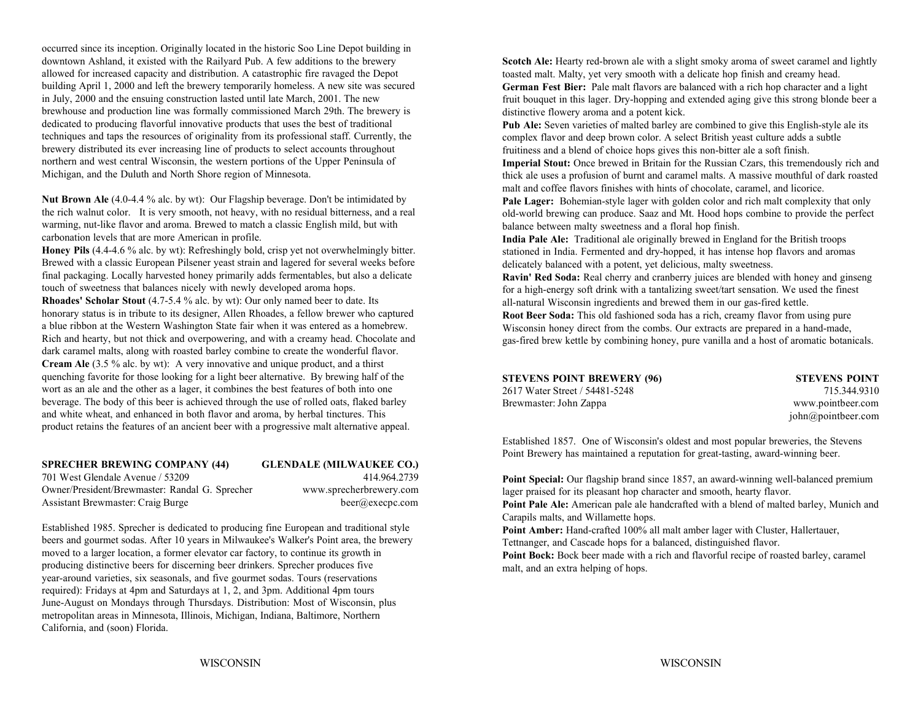occurred since its inception. Originally located in the historic Soo Line Depot building in downtown Ashland, it existed with the Railyard Pub. A few additions to the brewery allowed for increased capacity and distribution. A catastrophic fire ravaged the Depot building April 1, 2000 and left the brewery temporarily homeless. A new site was secured in July, 2000 and the ensuing construction lasted until late March, 2001. The new brewhouse and production line was formally commissioned March 29th. The brewery is dedicated to producing flavorful innovative products that uses the best of traditional techniques and taps the resources of originality from its professional staff. Currently, the brewery distributed its ever increasing line of products to select accounts throughout northern and west central Wisconsin, the western portions of the Upper Peninsula of Michigan, and the Duluth and North Shore region of Minnesota.

**Nut Brown Ale** (4.0-4.4 % alc. by wt): Our Flagship beverage. Don't be intimidated by the rich walnut color. It is very smooth, not heavy, with no residual bitterness, and a real warming, nut-like flavor and aroma. Brewed to match a classic English mild, but with carbonation levels that are more American in profile.
**Honey Pils** (4.4-4.6 % alc. by wt): Refreshingly bold, crisp yet not overwhelmingly bitter. Brewed with a classic European Pilsener yeast strain and lagered for several weeks before final packaging. Locally harvested honey primarily adds fermentables, but also a delicate touch of sweetness that balances nicely with newly developed aroma hops.
**Rhoades' Scholar Stout** (4.7-5.4 % alc. by wt): Our only named beer to date. Its honorary status is in tribute to its designer, Allen Rhoades, a fellow brewer who captured a blue ribbon at the Western Washington State fair when it was entered as a homebrew. Rich and hearty, but not thick and overpowering, and with a creamy head. Chocolate and dark caramel malts, along with roasted barley combine to create the wonderful flavor.
**Cream Ale** (3.5 % alc. by wt): A very innovative and unique product, and a thirst quenching favorite for those looking for a light beer alternative. By brewing half of the wort as an ale and the other as a lager, it combines the best features of both into one beverage. The body of this beer is achieved through the use of rolled oats, flaked barley and white wheat, and enhanced in both flavor and aroma, by herbal tinctures. This product retains the features of an ancient beer with a progressive malt alternative appeal.

## SPRECHER BREWING COMPANY (44) — GLENDALE (MILWAUKEE CO.)

701 West Glendale Avenue / 53209 — 414.964.2739
Owner/President/Brewmaster: Randal G. Sprecher — www.sprecherbrewery.com
Assistant Brewmaster: Craig Burge — beer@execpc.com

Established 1985. Sprecher is dedicated to producing fine European and traditional style beers and gourmet sodas. After 10 years in Milwaukee's Walker's Point area, the brewery moved to a larger location, a former elevator car factory, to continue its growth in producing distinctive beers for discerning beer drinkers. Sprecher produces five year-around varieties, six seasonals, and five gourmet sodas. Tours (reservations required): Fridays at 4pm and Saturdays at 1, 2, and 3pm. Additional 4pm tours June-August on Mondays through Thursdays. Distribution: Most of Wisconsin, plus metropolitan areas in Minnesota, Illinois, Michigan, Indiana, Baltimore, Northern California, and (soon) Florida.

**Scotch Ale:** Hearty red-brown ale with a slight smoky aroma of sweet caramel and lightly toasted malt. Malty, yet very smooth with a delicate hop finish and creamy head.
**German Fest Bier:** Pale malt flavors are balanced with a rich hop character and a light fruit bouquet in this lager. Dry-hopping and extended aging give this strong blonde beer a distinctive flowery aroma and a potent kick.
**Pub Ale:** Seven varieties of malted barley are combined to give this English-style ale its complex flavor and deep brown color. A select British yeast culture adds a subtle fruitiness and a blend of choice hops gives this non-bitter ale a soft finish.
**Imperial Stout:** Once brewed in Britain for the Russian Czars, this tremendously rich and thick ale uses a profusion of burnt and caramel malts. A massive mouthful of dark roasted malt and coffee flavors finishes with hints of chocolate, caramel, and licorice.
**Pale Lager:** Bohemian-style lager with golden color and rich malt complexity that only old-world brewing can produce. Saaz and Mt. Hood hops combine to provide the perfect balance between malty sweetness and a floral hop finish.
**India Pale Ale:** Traditional ale originally brewed in England for the British troops stationed in India. Fermented and dry-hopped, it has intense hop flavors and aromas delicately balanced with a potent, yet delicious, malty sweetness.
**Ravin' Red Soda:** Real cherry and cranberry juices are blended with honey and ginseng for a high-energy soft drink with a tantalizing sweet/tart sensation. We used the finest all-natural Wisconsin ingredients and brewed them in our gas-fired kettle.
**Root Beer Soda:** This old fashioned soda has a rich, creamy flavor from using pure Wisconsin honey direct from the combs. Our extracts are prepared in a hand-made, gas-fired brew kettle by combining honey, pure vanilla and a host of aromatic botanicals.

## STEVENS POINT BREWERY (96) — STEVENS POINT

2617 Water Street / 54481-5248 — 715.344.9310
Brewmaster: John Zappa — www.pointbeer.com
john@pointbeer.com

Established 1857. One of Wisconsin's oldest and most popular breweries, the Stevens Point Brewery has maintained a reputation for great-tasting, award-winning beer.

**Point Special:** Our flagship brand since 1857, an award-winning well-balanced premium lager praised for its pleasant hop character and smooth, hearty flavor.
**Point Pale Ale:** American pale ale handcrafted with a blend of malted barley, Munich and Carapils malts, and Willamette hops.
**Point Amber:** Hand-crafted 100% all malt amber lager with Cluster, Hallertauer, Tettnanger, and Cascade hops for a balanced, distinguished flavor.
**Point Bock:** Bock beer made with a rich and flavorful recipe of roasted barley, caramel malt, and an extra helping of hops.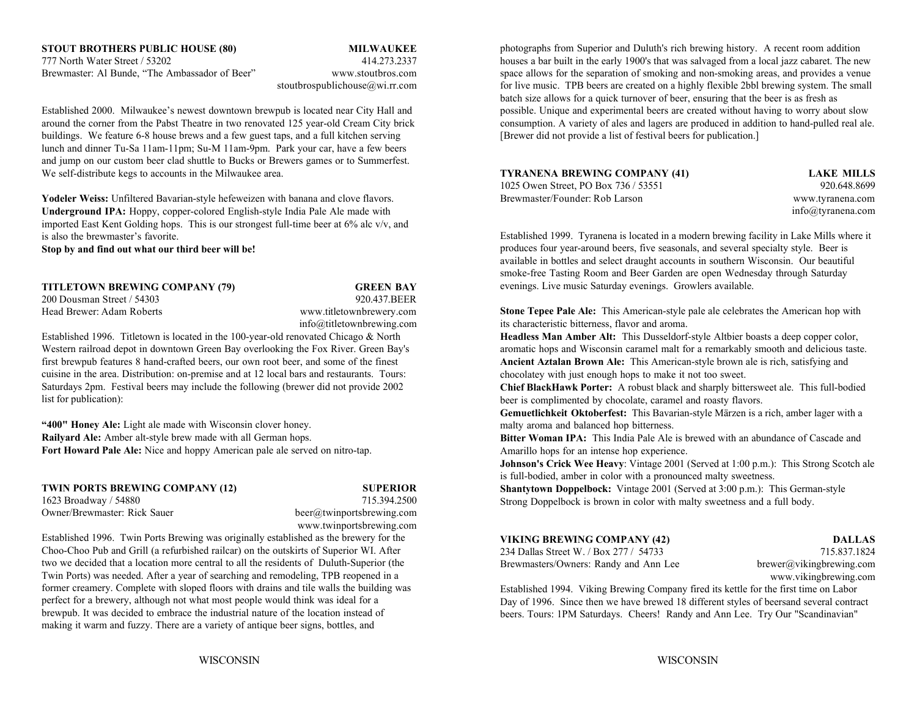## STOUT BROTHERS PUBLIC HOUSE (80) — MILWAUKEE

777 North Water Street / 53202 — 414.273.2337
Brewmaster: Al Bunde, "The Ambassador of Beer" — www.stoutbros.com
stoutbrospublichouse@wi.rr.com

Established 2000. Milwaukee's newest downtown brewpub is located near City Hall and around the corner from the Pabst Theatre in two renovated 125 year-old Cream City brick buildings. We feature 6-8 house brews and a few guest taps, and a full kitchen serving lunch and dinner Tu-Sa 11am-11pm; Su-M 11am-9pm. Park your car, have a few beers and jump on our custom beer clad shuttle to Bucks or Brewers games or to Summerfest. We self-distribute kegs to accounts in the Milwaukee area.

**Yodeler Weiss:** Unfiltered Bavarian-style hefeweizen with banana and clove flavors.
**Underground IPA:** Hoppy, copper-colored English-style India Pale Ale made with imported East Kent Golding hops. This is our strongest full-time beer at 6% alc v/v, and is also the brewmaster's favorite.
**Stop by and find out what our third beer will be!**

## TITLETOWN BREWING COMPANY (79) — GREEN BAY

200 Dousman Street / 54303 — 920.437.BEER
Head Brewer: Adam Roberts — www.titletownbrewery.com
info@titletownbrewing.com

Established 1996. Titletown is located in the 100-year-old renovated Chicago & North Western railroad depot in downtown Green Bay overlooking the Fox River. Green Bay's first brewpub features 8 hand-crafted beers, our own root beer, and some of the finest cuisine in the area. Distribution: on-premise and at 12 local bars and restaurants. Tours: Saturdays 2pm. Festival beers may include the following (brewer did not provide 2002 list for publication):

**"400" Honey Ale:** Light ale made with Wisconsin clover honey.
**Railyard Ale:** Amber alt-style brew made with all German hops.
**Fort Howard Pale Ale:** Nice and hoppy American pale ale served on nitro-tap.

## TWIN PORTS BREWING COMPANY (12) — SUPERIOR

1623 Broadway / 54880 — 715.394.2500
Owner/Brewmaster: Rick Sauer — beer@twinportsbrewing.com
www.twinportsbrewing.com

Established 1996. Twin Ports Brewing was originally established as the brewery for the Choo-Choo Pub and Grill (a refurbished railcar) on the outskirts of Superior WI. After two we decided that a location more central to all the residents of Duluth-Superior (the Twin Ports) was needed. After a year of searching and remodeling, TPB reopened in a former creamery. Complete with sloped floors with drains and tile walls the building was perfect for a brewery, although not what most people would think was ideal for a brewpub. It was decided to embrace the industrial nature of the location instead of making it warm and fuzzy. There are a variety of antique beer signs, bottles, and photographs from Superior and Duluth's rich brewing history. A recent room addition houses a bar built in the early 1900's that was salvaged from a local jazz cabaret. The new space allows for the separation of smoking and non-smoking areas, and provides a venue for live music. TPB beers are created on a highly flexible 2bbl brewing system. The small batch size allows for a quick turnover of beer, ensuring that the beer is as fresh as possible. Unique and experimental beers are created without having to worry about slow consumption. A variety of ales and lagers are produced in addition to hand-pulled real ale. [Brewer did not provide a list of festival beers for publication.]

## TYRANENA BREWING COMPANY (41) — LAKE MILLS

1025 Owen Street, PO Box 736 / 53551 — 920.648.8699
Brewmaster/Founder: Rob Larson — www.tyranena.com
info@tyranena.com

Established 1999. Tyranena is located in a modern brewing facility in Lake Mills where it produces four year-around beers, five seasonals, and several specialty style. Beer is available in bottles and select draught accounts in southern Wisconsin. Our beautiful smoke-free Tasting Room and Beer Garden are open Wednesday through Saturday evenings. Live music Saturday evenings. Growlers available.

**Stone Tepee Pale Ale:** This American-style pale ale celebrates the American hop with its characteristic bitterness, flavor and aroma.
**Headless Man Amber Alt:** This Dusseldorf-style Altbier boasts a deep copper color, aromatic hops and Wisconsin caramel malt for a remarkably smooth and delicious taste.
**Ancient Aztalan Brown Ale:** This American-style brown ale is rich, satisfying and chocolatey with just enough hops to make it not too sweet.
**Chief BlackHawk Porter:** A robust black and sharply bittersweet ale. This full-bodied beer is complimented by chocolate, caramel and roasty flavors.
**Gemuetlichkeit Oktoberfest:** This Bavarian-style Märzen is a rich, amber lager with a malty aroma and balanced hop bitterness.
**Bitter Woman IPA:** This India Pale Ale is brewed with an abundance of Cascade and Amarillo hops for an intense hop experience.
**Johnson's Crick Wee Heavy**: Vintage 2001 (Served at 1:00 p.m.): This Strong Scotch ale is full-bodied, amber in color with a pronounced malty sweetness.
**Shantytown Doppelbock:** Vintage 2001 (Served at 3:00 p.m.): This German-style Strong Doppelbock is brown in color with malty sweetness and a full body.

## VIKING BREWING COMPANY (42) — DALLAS

234 Dallas Street W. / Box 277 / 54733 — 715.837.1824
Brewmasters/Owners: Randy and Ann Lee — brewer@vikingbrewing.com
www.vikingbrewing.com

Established 1994. Viking Brewing Company fired its kettle for the first time on Labor Day of 1996. Since then we have brewed 18 different styles of beersand several contract beers. Tours: 1PM Saturdays. Cheers! Randy and Ann Lee. Try Our "Scandinavian"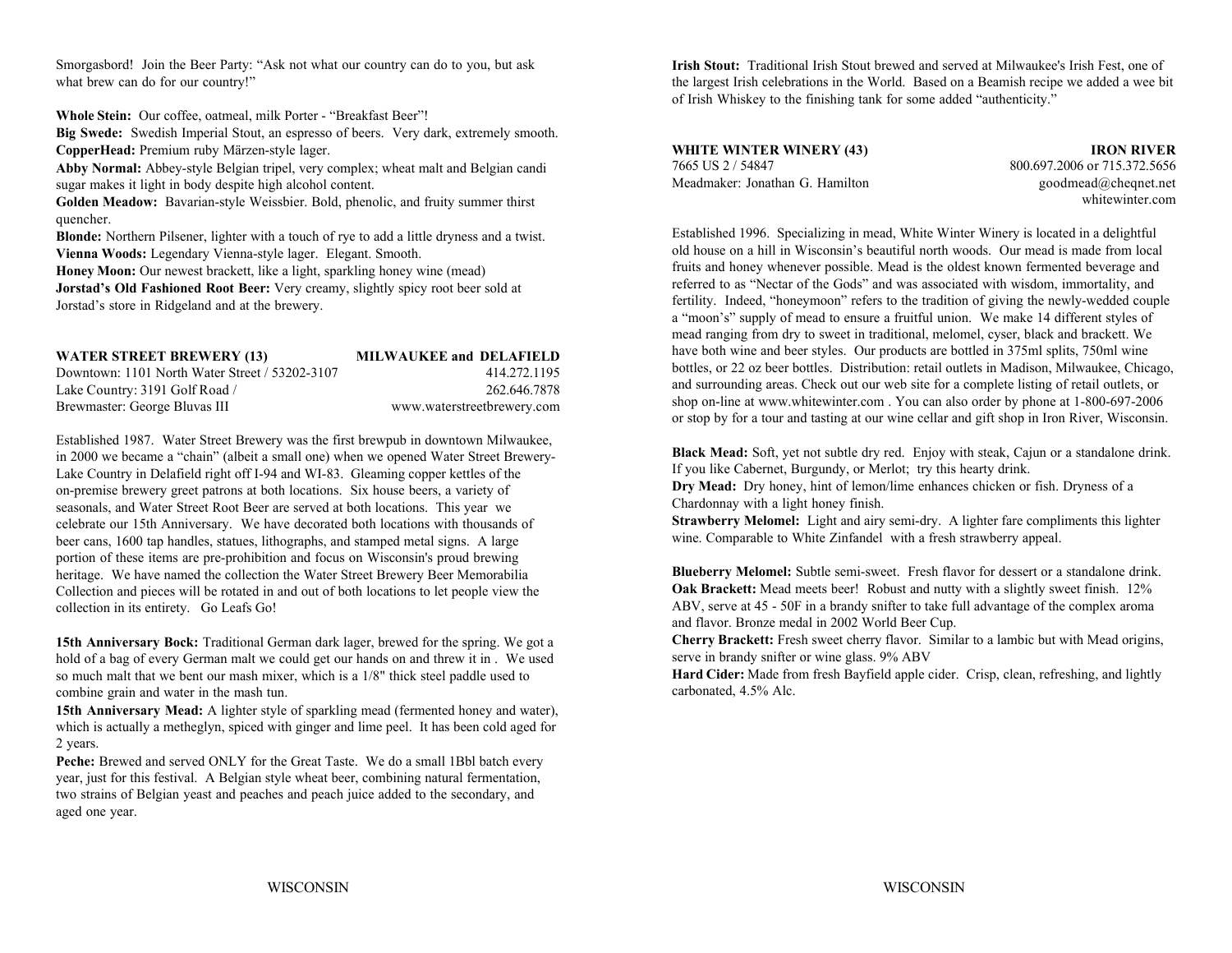Smorgasbord! Join the Beer Party: "Ask not what our country can do to you, but ask what brew can do for our country!"

**Whole Stein:** Our coffee, oatmeal, milk Porter - "Breakfast Beer"!
**Big Swede:** Swedish Imperial Stout, an espresso of beers. Very dark, extremely smooth.
**CopperHead:** Premium ruby Märzen-style lager.
**Abby Normal:** Abbey-style Belgian tripel, very complex; wheat malt and Belgian candi sugar makes it light in body despite high alcohol content.
**Golden Meadow:** Bavarian-style Weissbier. Bold, phenolic, and fruity summer thirst quencher.
**Blonde:** Northern Pilsener, lighter with a touch of rye to add a little dryness and a twist.
**Vienna Woods:** Legendary Vienna-style lager. Elegant. Smooth.
**Honey Moon:** Our newest brackett, like a light, sparkling honey wine (mead)
**Jorstad's Old Fashioned Root Beer:** Very creamy, slightly spicy root beer sold at Jorstad's store in Ridgeland and at the brewery.

## WATER STREET BREWERY (13) — MILWAUKEE and DELAFIELD

Downtown: 1101 North Water Street / 53202-3107 — 414.272.1195
Lake Country: 3191 Golf Road / — 262.646.7878
Brewmaster: George Bluvas III — www.waterstreetbrewery.com

Established 1987. Water Street Brewery was the first brewpub in downtown Milwaukee, in 2000 we became a "chain" (albeit a small one) when we opened Water Street Brewery-Lake Country in Delafield right off I-94 and WI-83. Gleaming copper kettles of the on-premise brewery greet patrons at both locations. Six house beers, a variety of seasonals, and Water Street Root Beer are served at both locations. This year we celebrate our 15th Anniversary. We have decorated both locations with thousands of beer cans, 1600 tap handles, statues, lithographs, and stamped metal signs. A large portion of these items are pre-prohibition and focus on Wisconsin's proud brewing heritage. We have named the collection the Water Street Brewery Beer Memorabilia Collection and pieces will be rotated in and out of both locations to let people view the collection in its entirety. Go Leafs Go!

**15th Anniversary Bock:** Traditional German dark lager, brewed for the spring. We got a hold of a bag of every German malt we could get our hands on and threw it in . We used so much malt that we bent our mash mixer, which is a 1/8" thick steel paddle used to combine grain and water in the mash tun.
**15th Anniversary Mead:** A lighter style of sparkling mead (fermented honey and water), which is actually a metheglyn, spiced with ginger and lime peel. It has been cold aged for 2 years.
**Peche:** Brewed and served ONLY for the Great Taste. We do a small 1Bbl batch every year, just for this festival. A Belgian style wheat beer, combining natural fermentation, two strains of Belgian yeast and peaches and peach juice added to the secondary, and aged one year.
**Irish Stout:** Traditional Irish Stout brewed and served at Milwaukee's Irish Fest, one of the largest Irish celebrations in the World. Based on a Beamish recipe we added a wee bit of Irish Whiskey to the finishing tank for some added "authenticity."

## WHITE WINTER WINERY (43) — IRON RIVER

7665 US 2 / 54847 — 800.697.2006 or 715.372.5656
Meadmaker: Jonathan G. Hamilton — goodmead@cheqnet.net
whitewinter.com

Established 1996. Specializing in mead, White Winter Winery is located in a delightful old house on a hill in Wisconsin's beautiful north woods. Our mead is made from local fruits and honey whenever possible. Mead is the oldest known fermented beverage and referred to as "Nectar of the Gods" and was associated with wisdom, immortality, and fertility. Indeed, "honeymoon" refers to the tradition of giving the newly-wedded couple a "moon's" supply of mead to ensure a fruitful union. We make 14 different styles of mead ranging from dry to sweet in traditional, melomel, cyser, black and brackett. We have both wine and beer styles. Our products are bottled in 375ml splits, 750ml wine bottles, or 22 oz beer bottles. Distribution: retail outlets in Madison, Milwaukee, Chicago, and surrounding areas. Check out our web site for a complete listing of retail outlets, or shop on-line at www.whitewinter.com . You can also order by phone at 1-800-697-2006 or stop by for a tour and tasting at our wine cellar and gift shop in Iron River, Wisconsin.

**Black Mead:** Soft, yet not subtle dry red. Enjoy with steak, Cajun or a standalone drink. If you like Cabernet, Burgundy, or Merlot; try this hearty drink.
**Dry Mead:** Dry honey, hint of lemon/lime enhances chicken or fish. Dryness of a Chardonnay with a light honey finish.
**Strawberry Melomel:** Light and airy semi-dry. A lighter fare compliments this lighter wine. Comparable to White Zinfandel with a fresh strawberry appeal.

**Blueberry Melomel:** Subtle semi-sweet. Fresh flavor for dessert or a standalone drink.
**Oak Brackett:** Mead meets beer! Robust and nutty with a slightly sweet finish. 12% ABV, serve at 45 - 50F in a brandy snifter to take full advantage of the complex aroma and flavor. Bronze medal in 2002 World Beer Cup.
**Cherry Brackett:** Fresh sweet cherry flavor. Similar to a lambic but with Mead origins, serve in brandy snifter or wine glass. 9% ABV
**Hard Cider:** Made from fresh Bayfield apple cider. Crisp, clean, refreshing, and lightly carbonated, 4.5% Alc.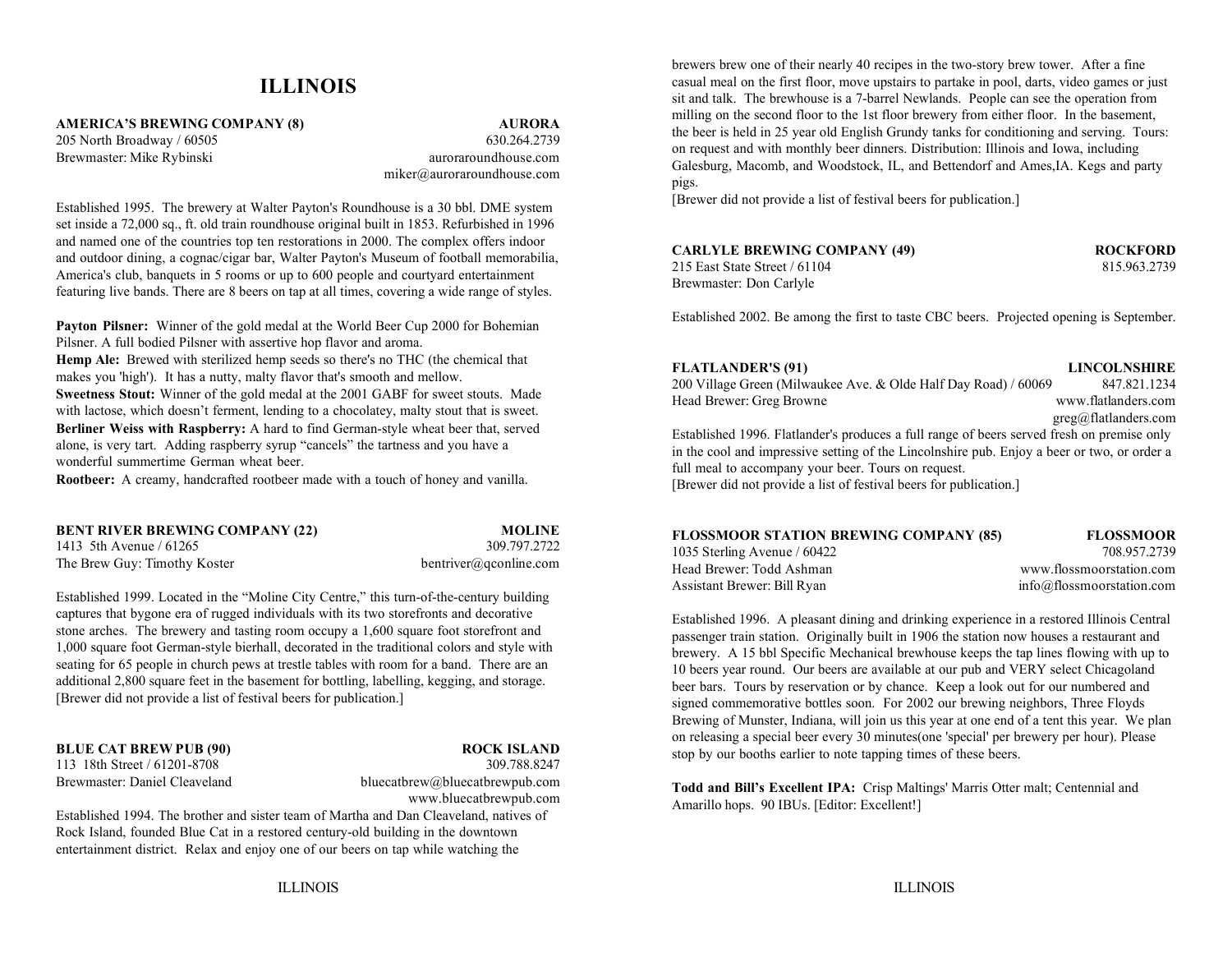# ILLINOIS

**AMERICA'S BREWING COMPANY (8)** **AURORA**
205 North Broadway / 60505 630.264.2739
Brewmaster: Mike Rybinski auroraroundhouse.com
miker@auroraroundhouse.com

Established 1995. The brewery at Walter Payton's Roundhouse is a 30 bbl. DME system set inside a 72,000 sq., ft. old train roundhouse original built in 1853. Refurbished in 1996 and named one of the countries top ten restorations in 2000. The complex offers indoor and outdoor dining, a cognac/cigar bar, Walter Payton's Museum of football memorabilia, America's club, banquets in 5 rooms or up to 600 people and courtyard entertainment featuring live bands. There are 8 beers on tap at all times, covering a wide range of styles.

**Payton Pilsner:** Winner of the gold medal at the World Beer Cup 2000 for Bohemian Pilsner. A full bodied Pilsner with assertive hop flavor and aroma.
**Hemp Ale:** Brewed with sterilized hemp seeds so there's no THC (the chemical that makes you 'high'). It has a nutty, malty flavor that's smooth and mellow.
**Sweetness Stout:** Winner of the gold medal at the 2001 GABF for sweet stouts. Made with lactose, which doesn't ferment, lending to a chocolatey, malty stout that is sweet.
**Berliner Weiss with Raspberry:** A hard to find German-style wheat beer that, served alone, is very tart. Adding raspberry syrup "cancels" the tartness and you have a wonderful summertime German wheat beer.
**Rootbeer:** A creamy, handcrafted rootbeer made with a touch of honey and vanilla.

**BENT RIVER BREWING COMPANY (22)** **MOLINE**
1413 5th Avenue / 61265 309.797.2722
The Brew Guy: Timothy Koster bentriver@qconline.com

Established 1999. Located in the "Moline City Centre," this turn-of-the-century building captures that bygone era of rugged individuals with its two storefronts and decorative stone arches. The brewery and tasting room occupy a 1,600 square foot storefront and 1,000 square foot German-style bierhall, decorated in the traditional colors and style with seating for 65 people in church pews at trestle tables with room for a band. There are an additional 2,800 square feet in the basement for bottling, labelling, kegging, and storage.
[Brewer did not provide a list of festival beers for publication.]

**BLUE CAT BREW PUB (90)** **ROCK ISLAND**
113 18th Street / 61201-8708 309.788.8247
Brewmaster: Daniel Cleaveland bluecatbrew@bluecatbrewpub.com
www.bluecatbrewpub.com

Established 1994. The brother and sister team of Martha and Dan Cleaveland, natives of Rock Island, founded Blue Cat in a restored century-old building in the downtown entertainment district. Relax and enjoy one of our beers on tap while watching the brewers brew one of their nearly 40 recipes in the two-story brew tower. After a fine casual meal on the first floor, move upstairs to partake in pool, darts, video games or just sit and talk. The brewhouse is a 7-barrel Newlands. People can see the operation from milling on the second floor to the 1st floor brewery from either floor. In the basement, the beer is held in 25 year old English Grundy tanks for conditioning and serving. Tours: on request and with monthly beer dinners. Distribution: Illinois and Iowa, including Galesburg, Macomb, and Woodstock, IL, and Bettendorf and Ames,IA. Kegs and party pigs.
[Brewer did not provide a list of festival beers for publication.]

**CARLYLE BREWING COMPANY (49)** **ROCKFORD**
215 East State Street / 61104 815.963.2739
Brewmaster: Don Carlyle

Established 2002. Be among the first to taste CBC beers. Projected opening is September.

**FLATLANDER'S (91)** **LINCOLNSHIRE**
200 Village Green (Milwaukee Ave. & Olde Half Day Road) / 60069 847.821.1234
Head Brewer: Greg Browne www.flatlanders.com
greg@flatlanders.com

Established 1996. Flatlander's produces a full range of beers served fresh on premise only in the cool and impressive setting of the Lincolnshire pub. Enjoy a beer or two, or order a full meal to accompany your beer. Tours on request.
[Brewer did not provide a list of festival beers for publication.]

**FLOSSMOOR STATION BREWING COMPANY (85)** **FLOSSMOOR**
1035 Sterling Avenue / 60422 708.957.2739
Head Brewer: Todd Ashman www.flossmoorstation.com
Assistant Brewer: Bill Ryan info@flossmoorstation.com

Established 1996. A pleasant dining and drinking experience in a restored Illinois Central passenger train station. Originally built in 1906 the station now houses a restaurant and brewery. A 15 bbl Specific Mechanical brewhouse keeps the tap lines flowing with up to 10 beers year round. Our beers are available at our pub and VERY select Chicagoland beer bars. Tours by reservation or by chance. Keep a look out for our numbered and signed commemorative bottles soon. For 2002 our brewing neighbors, Three Floyds Brewing of Munster, Indiana, will join us this year at one end of a tent this year. We plan on releasing a special beer every 30 minutes(one 'special' per brewery per hour). Please stop by our booths earlier to note tapping times of these beers.

**Todd and Bill's Excellent IPA:** Crisp Maltings' Marris Otter malt; Centennial and Amarillo hops. 90 IBUs. [Editor: Excellent!]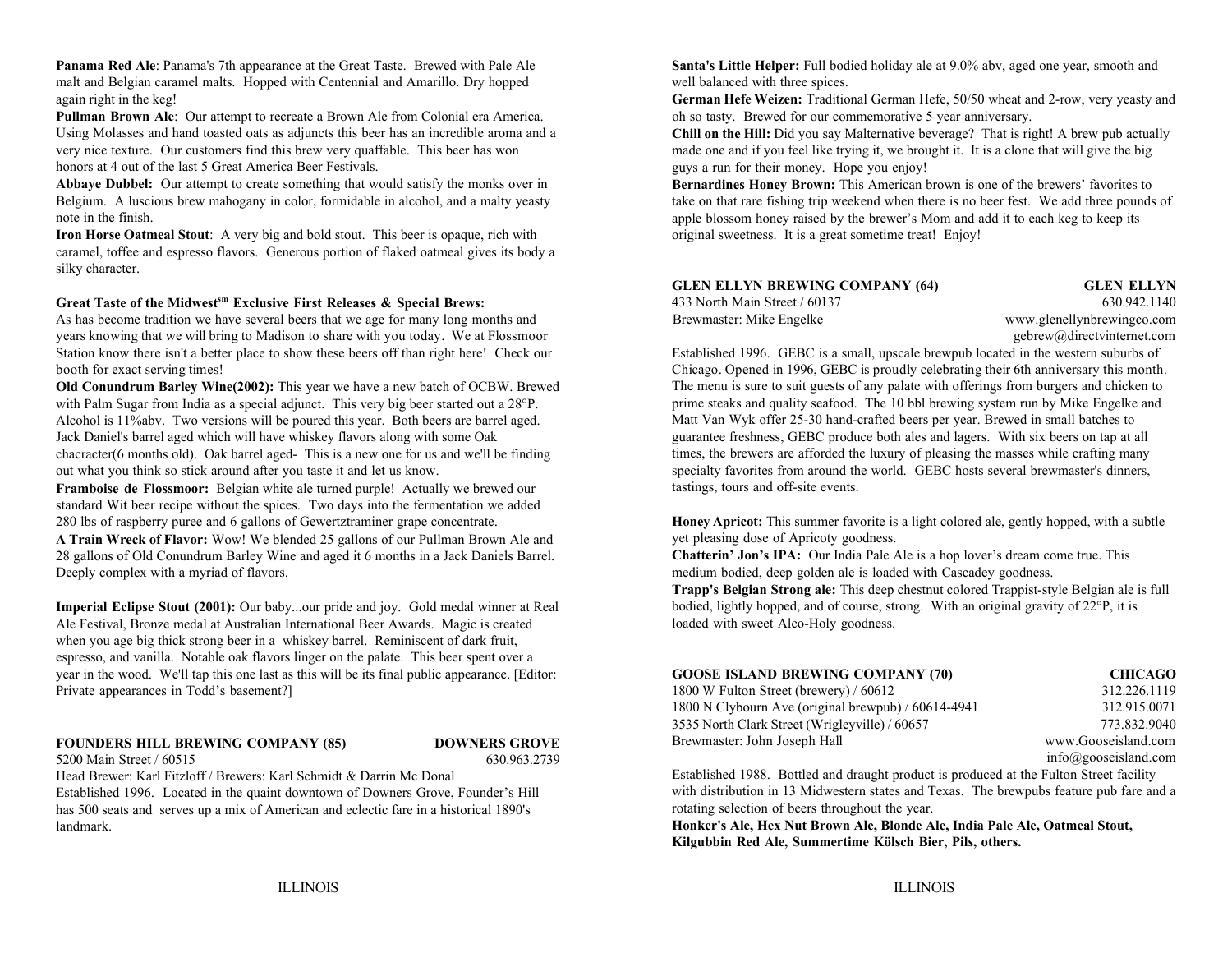**Panama Red Ale**: Panama's 7th appearance at the Great Taste. Brewed with Pale Ale malt and Belgian caramel malts. Hopped with Centennial and Amarillo. Dry hopped again right in the keg!

**Pullman Brown Ale**: Our attempt to recreate a Brown Ale from Colonial era America. Using Molasses and hand toasted oats as adjuncts this beer has an incredible aroma and a very nice texture. Our customers find this brew very quaffable. This beer has won honors at 4 out of the last 5 Great America Beer Festivals.

**Abbaye Dubbel:** Our attempt to create something that would satisfy the monks over in Belgium. A luscious brew mahogany in color, formidable in alcohol, and a malty yeasty note in the finish.

**Iron Horse Oatmeal Stout**: A very big and bold stout. This beer is opaque, rich with caramel, toffee and espresso flavors. Generous portion of flaked oatmeal gives its body a silky character.

**Great Taste of the Midwest[sm] Exclusive First Releases & Special Brews:**

As has become tradition we have several beers that we age for many long months and years knowing that we will bring to Madison to share with you today. We at Flossmoor Station know there isn't a better place to show these beers off than right here! Check our booth for exact serving times!

**Old Conundrum Barley Wine(2002):** This year we have a new batch of OCBW. Brewed with Palm Sugar from India as a special adjunct. This very big beer started out a 28°P. Alcohol is 11%abv. Two versions will be poured this year. Both beers are barrel aged. Jack Daniel's barrel aged which will have whiskey flavors along with some Oak chacracter(6 months old). Oak barrel aged- This is a new one for us and we'll be finding out what you think so stick around after you taste it and let us know.

**Framboise de Flossmoor:** Belgian white ale turned purple! Actually we brewed our standard Wit beer recipe without the spices. Two days into the fermentation we added 280 lbs of raspberry puree and 6 gallons of Gewertztraminer grape concentrate.

**A Train Wreck of Flavor:** Wow! We blended 25 gallons of our Pullman Brown Ale and 28 gallons of Old Conundrum Barley Wine and aged it 6 months in a Jack Daniels Barrel. Deeply complex with a myriad of flavors.

**Imperial Eclipse Stout (2001):** Our baby...our pride and joy. Gold medal winner at Real Ale Festival, Bronze medal at Australian International Beer Awards. Magic is created when you age big thick strong beer in a whiskey barrel. Reminiscent of dark fruit, espresso, and vanilla. Notable oak flavors linger on the palate. This beer spent over a year in the wood. We'll tap this one last as this will be its final public appearance. [Editor: Private appearances in Todd's basement?]

**FOUNDERS HILL BREWING COMPANY (85) — DOWNERS GROVE**

5200 Main Street / 60515 — 630.963.2739

Head Brewer: Karl Fitzloff / Brewers: Karl Schmidt & Darrin Mc Donal

Established 1996. Located in the quaint downtown of Downers Grove, Founder's Hill has 500 seats and serves up a mix of American and eclectic fare in a historical 1890's landmark.

**Santa's Little Helper:** Full bodied holiday ale at 9.0% abv, aged one year, smooth and well balanced with three spices.

**German Hefe Weizen:** Traditional German Hefe, 50/50 wheat and 2-row, very yeasty and oh so tasty. Brewed for our commemorative 5 year anniversary.

**Chill on the Hill:** Did you say Malternative beverage? That is right! A brew pub actually made one and if you feel like trying it, we brought it. It is a clone that will give the big guys a run for their money. Hope you enjoy!

**Bernardines Honey Brown:** This American brown is one of the brewers' favorites to take on that rare fishing trip weekend when there is no beer fest. We add three pounds of apple blossom honey raised by the brewer's Mom and add it to each keg to keep its original sweetness. It is a great sometime treat! Enjoy!

**GLEN ELLYN BREWING COMPANY (64) — GLEN ELLYN**

433 North Main Street / 60137 — 630.942.1140

Brewmaster: Mike Engelke — www.glenellynbrewingco.com

gebrew@directvinternet.com

Established 1996. GEBC is a small, upscale brewpub located in the western suburbs of Chicago. Opened in 1996, GEBC is proudly celebrating their 6th anniversary this month. The menu is sure to suit guests of any palate with offerings from burgers and chicken to prime steaks and quality seafood. The 10 bbl brewing system run by Mike Engelke and Matt Van Wyk offer 25-30 hand-crafted beers per year. Brewed in small batches to guarantee freshness, GEBC produce both ales and lagers. With six beers on tap at all times, the brewers are afforded the luxury of pleasing the masses while crafting many specialty favorites from around the world. GEBC hosts several brewmaster's dinners, tastings, tours and off-site events.

**Honey Apricot:** This summer favorite is a light colored ale, gently hopped, with a subtle yet pleasing dose of Apricoty goodness.

**Chatterin' Jon's IPA:** Our India Pale Ale is a hop lover's dream come true. This medium bodied, deep golden ale is loaded with Cascadey goodness.

**Trapp's Belgian Strong ale:** This deep chestnut colored Trappist-style Belgian ale is full bodied, lightly hopped, and of course, strong. With an original gravity of 22°P, it is loaded with sweet Alco-Holy goodness.

**GOOSE ISLAND BREWING COMPANY (70) — CHICAGO**

1800 W Fulton Street (brewery) / 60612 — 312.226.1119

1800 N Clybourn Ave (original brewpub) / 60614-4941 — 312.915.0071

3535 North Clark Street (Wrigleyville) / 60657 — 773.832.9040

Brewmaster: John Joseph Hall — www.Gooseisland.com

info@gooseisland.com

Established 1988. Bottled and draught product is produced at the Fulton Street facility with distribution in 13 Midwestern states and Texas. The brewpubs feature pub fare and a rotating selection of beers throughout the year.

**Honker's Ale, Hex Nut Brown Ale, Blonde Ale, India Pale Ale, Oatmeal Stout, Kilgubbin Red Ale, Summertime Kölsch Bier, Pils, others.**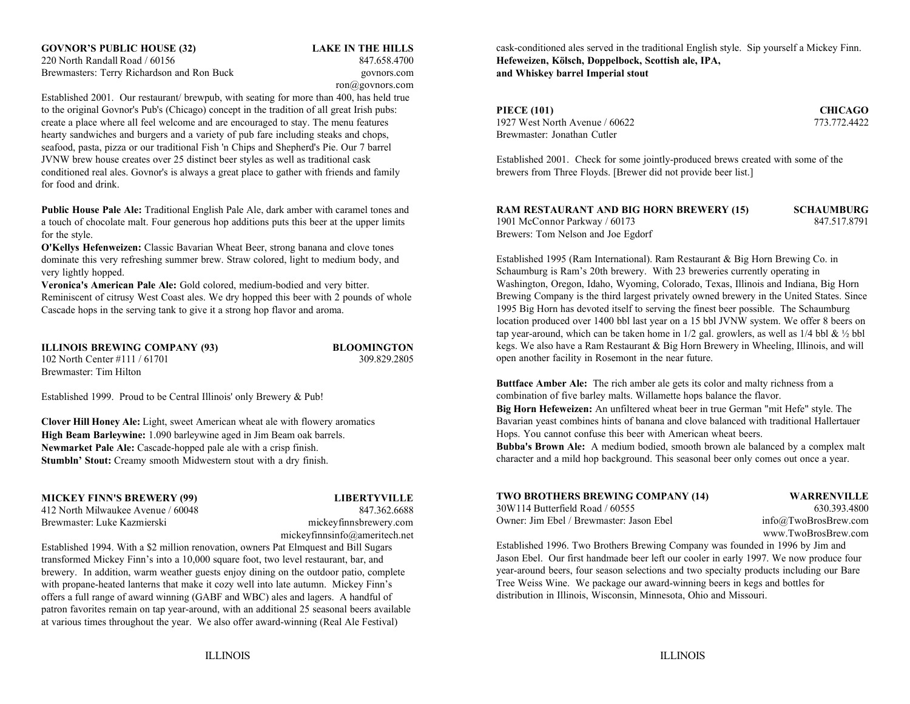**GOVNOR'S PUBLIC HOUSE (32)** **LAKE IN THE HILLS**
220 North Randall Road / 60156 847.658.4700
Brewmasters: Terry Richardson and Ron Buck govnors.com
ron@govnors.com

Established 2001. Our restaurant/ brewpub, with seating for more than 400, has held true to the original Govnor's Pub's (Chicago) concept in the tradition of all great Irish pubs: create a place where all feel welcome and are encouraged to stay. The menu features hearty sandwiches and burgers and a variety of pub fare including steaks and chops, seafood, pasta, pizza or our traditional Fish 'n Chips and Shepherd's Pie. Our 7 barrel JVNW brew house creates over 25 distinct beer styles as well as traditional cask conditioned real ales. Govnor's is always a great place to gather with friends and family for food and drink.

**Public House Pale Ale:** Traditional English Pale Ale, dark amber with caramel tones and a touch of chocolate malt. Four generous hop additions puts this beer at the upper limits for the style.
**O'Kellys Hefenweizen:** Classic Bavarian Wheat Beer, strong banana and clove tones dominate this very refreshing summer brew. Straw colored, light to medium body, and very lightly hopped.
**Veronica's American Pale Ale:** Gold colored, medium-bodied and very bitter. Reminiscent of citrusy West Coast ales. We dry hopped this beer with 2 pounds of whole Cascade hops in the serving tank to give it a strong hop flavor and aroma.

**ILLINOIS BREWING COMPANY (93)** **BLOOMINGTON**
102 North Center #111 / 61701 309.829.2805
Brewmaster: Tim Hilton

Established 1999. Proud to be Central Illinois' only Brewery & Pub!

**Clover Hill Honey Ale:** Light, sweet American wheat ale with flowery aromatics
**High Beam Barleywine:** 1.090 barleywine aged in Jim Beam oak barrels.
**Newmarket Pale Ale:** Cascade-hopped pale ale with a crisp finish.
**Stumbln' Stout:** Creamy smooth Midwestern stout with a dry finish.

**MICKEY FINN'S BREWERY (99)** **LIBERTYVILLE**
412 North Milwaukee Avenue / 60048 847.362.6688
Brewmaster: Luke Kazmierski mickeyfinnsbrewery.com
mickeyfinnsinfo@ameritech.net

Established 1994. With a $2 million renovation, owners Pat Elmquest and Bill Sugars transformed Mickey Finn's into a 10,000 square foot, two level restaurant, bar, and brewery. In addition, warm weather guests enjoy dining on the outdoor patio, complete with propane-heated lanterns that make it cozy well into late autumn. Mickey Finn's offers a full range of award winning (GABF and WBC) ales and lagers. A handful of patron favorites remain on tap year-around, with an additional 25 seasonal beers available at various times throughout the year. We also offer award-winning (Real Ale Festival) cask-conditioned ales served in the traditional English style. Sip yourself a Mickey Finn.
**Hefeweizen, Kölsch, Doppelbock, Scottish ale, IPA, and Whiskey barrel Imperial stout**

**PIECE (101)** **CHICAGO**
1927 West North Avenue / 60622 773.772.4422
Brewmaster: Jonathan Cutler

Established 2001. Check for some jointly-produced brews created with some of the brewers from Three Floyds. [Brewer did not provide beer list.]

**RAM RESTAURANT AND BIG HORN BREWERY (15)** **SCHAUMBURG**
1901 McConnor Parkway / 60173 847.517.8791
Brewers: Tom Nelson and Joe Egdorf

Established 1995 (Ram International). Ram Restaurant & Big Horn Brewing Co. in Schaumburg is Ram's 20th brewery. With 23 breweries currently operating in Washington, Oregon, Idaho, Wyoming, Colorado, Texas, Illinois and Indiana, Big Horn Brewing Company is the third largest privately owned brewery in the United States. Since 1995 Big Horn has devoted itself to serving the finest beer possible. The Schaumburg location produced over 1400 bbl last year on a 15 bbl JVNW system. We offer 8 beers on tap year-around, which can be taken home in 1/2 gal. growlers, as well as 1/4 bbl & ½ bbl kegs. We also have a Ram Restaurant & Big Horn Brewery in Wheeling, Illinois, and will open another facility in Rosemont in the near future.

**Buttface Amber Ale:** The rich amber ale gets its color and malty richness from a combination of five barley malts. Willamette hops balance the flavor.
**Big Horn Hefeweizen:** An unfiltered wheat beer in true German "mit Hefe" style. The Bavarian yeast combines hints of banana and clove balanced with traditional Hallertauer Hops. You cannot confuse this beer with American wheat beers.
**Bubba's Brown Ale:** A medium bodied, smooth brown ale balanced by a complex malt character and a mild hop background. This seasonal beer only comes out once a year.

**TWO BROTHERS BREWING COMPANY (14)** **WARRENVILLE**
30W114 Butterfield Road / 60555 630.393.4800
Owner: Jim Ebel / Brewmaster: Jason Ebel info@TwoBrosBrew.com
www.TwoBrosBrew.com

Established 1996. Two Brothers Brewing Company was founded in 1996 by Jim and Jason Ebel. Our first handmade beer left our cooler in early 1997. We now produce four year-around beers, four season selections and two specialty products including our Bare Tree Weiss Wine. We package our award-winning beers in kegs and bottles for distribution in Illinois, Wisconsin, Minnesota, Ohio and Missouri.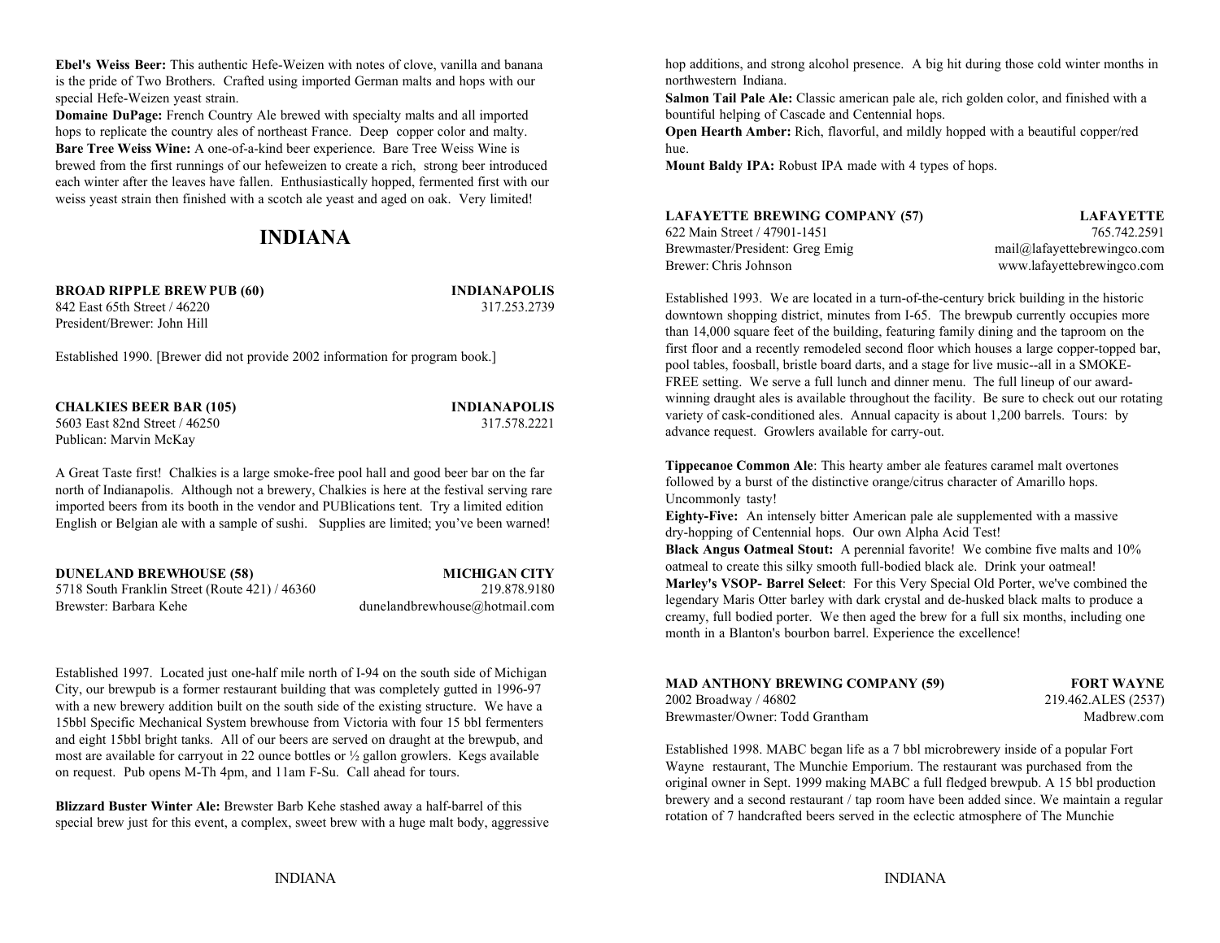**Ebel's Weiss Beer:** This authentic Hefe-Weizen with notes of clove, vanilla and banana is the pride of Two Brothers. Crafted using imported German malts and hops with our special Hefe-Weizen yeast strain.
**Domaine DuPage:** French Country Ale brewed with specialty malts and all imported hops to replicate the country ales of northeast France. Deep copper color and malty.
**Bare Tree Weiss Wine:** A one-of-a-kind beer experience. Bare Tree Weiss Wine is brewed from the first runnings of our hefeweizen to create a rich, strong beer introduced each winter after the leaves have fallen. Enthusiastically hopped, fermented first with our weiss yeast strain then finished with a scotch ale yeast and aged on oak. Very limited!

# INDIANA

**BROAD RIPPLE BREW PUB (60)** — **INDIANAPOLIS**
842 East 65th Street / 46220 — 317.253.2739
President/Brewer: John Hill

Established 1990. [Brewer did not provide 2002 information for program book.]

**CHALKIES BEER BAR (105)** — **INDIANAPOLIS**
5603 East 82nd Street / 46250 — 317.578.2221
Publican: Marvin McKay

A Great Taste first! Chalkies is a large smoke-free pool hall and good beer bar on the far north of Indianapolis. Although not a brewery, Chalkies is here at the festival serving rare imported beers from its booth in the vendor and PUBlications tent. Try a limited edition English or Belgian ale with a sample of sushi. Supplies are limited; you've been warned!

**DUNELAND BREWHOUSE (58)** — **MICHIGAN CITY**
5718 South Franklin Street (Route 421) / 46360 — 219.878.9180
Brewster: Barbara Kehe — dunelandbrewhouse@hotmail.com

Established 1997. Located just one-half mile north of I-94 on the south side of Michigan City, our brewpub is a former restaurant building that was completely gutted in 1996-97 with a new brewery addition built on the south side of the existing structure. We have a 15bbl Specific Mechanical System brewhouse from Victoria with four 15 bbl fermenters and eight 15bbl bright tanks. All of our beers are served on draught at the brewpub, and most are available for carryout in 22 ounce bottles or ½ gallon growlers. Kegs available on request. Pub opens M-Th 4pm, and 11am F-Su. Call ahead for tours.

**Blizzard Buster Winter Ale:** Brewster Barb Kehe stashed away a half-barrel of this special brew just for this event, a complex, sweet brew with a huge malt body, aggressive hop additions, and strong alcohol presence. A big hit during those cold winter months in northwestern Indiana.
**Salmon Tail Pale Ale:** Classic american pale ale, rich golden color, and finished with a bountiful helping of Cascade and Centennial hops.
**Open Hearth Amber:** Rich, flavorful, and mildly hopped with a beautiful copper/red hue.
**Mount Baldy IPA:** Robust IPA made with 4 types of hops.

**LAFAYETTE BREWING COMPANY (57)** — **LAFAYETTE**
622 Main Street / 47901-1451 — 765.742.2591
Brewmaster/President: Greg Emig — mail@lafayettebrewingco.com
Brewer: Chris Johnson — www.lafayettebrewingco.com

Established 1993. We are located in a turn-of-the-century brick building in the historic downtown shopping district, minutes from I-65. The brewpub currently occupies more than 14,000 square feet of the building, featuring family dining and the taproom on the first floor and a recently remodeled second floor which houses a large copper-topped bar, pool tables, foosball, bristle board darts, and a stage for live music--all in a SMOKE-FREE setting. We serve a full lunch and dinner menu. The full lineup of our award-winning draught ales is available throughout the facility. Be sure to check out our rotating variety of cask-conditioned ales. Annual capacity is about 1,200 barrels. Tours: by advance request. Growlers available for carry-out.

**Tippecanoe Common Ale**: This hearty amber ale features caramel malt overtones followed by a burst of the distinctive orange/citrus character of Amarillo hops. Uncommonly tasty!
**Eighty-Five:** An intensely bitter American pale ale supplemented with a massive dry-hopping of Centennial hops. Our own Alpha Acid Test!
**Black Angus Oatmeal Stout:** A perennial favorite! We combine five malts and 10% oatmeal to create this silky smooth full-bodied black ale. Drink your oatmeal!
**Marley's VSOP- Barrel Select**: For this Very Special Old Porter, we've combined the legendary Maris Otter barley with dark crystal and de-husked black malts to produce a creamy, full bodied porter. We then aged the brew for a full six months, including one month in a Blanton's bourbon barrel. Experience the excellence!

**MAD ANTHONY BREWING COMPANY (59)** — **FORT WAYNE**
2002 Broadway / 46802 — 219.462.ALES (2537)
Brewmaster/Owner: Todd Grantham — Madbrew.com

Established 1998. MABC began life as a 7 bbl microbrewery inside of a popular Fort Wayne restaurant, The Munchie Emporium. The restaurant was purchased from the original owner in Sept. 1999 making MABC a full fledged brewpub. A 15 bbl production brewery and a second restaurant / tap room have been added since. We maintain a regular rotation of 7 handcrafted beers served in the eclectic atmosphere of The Munchie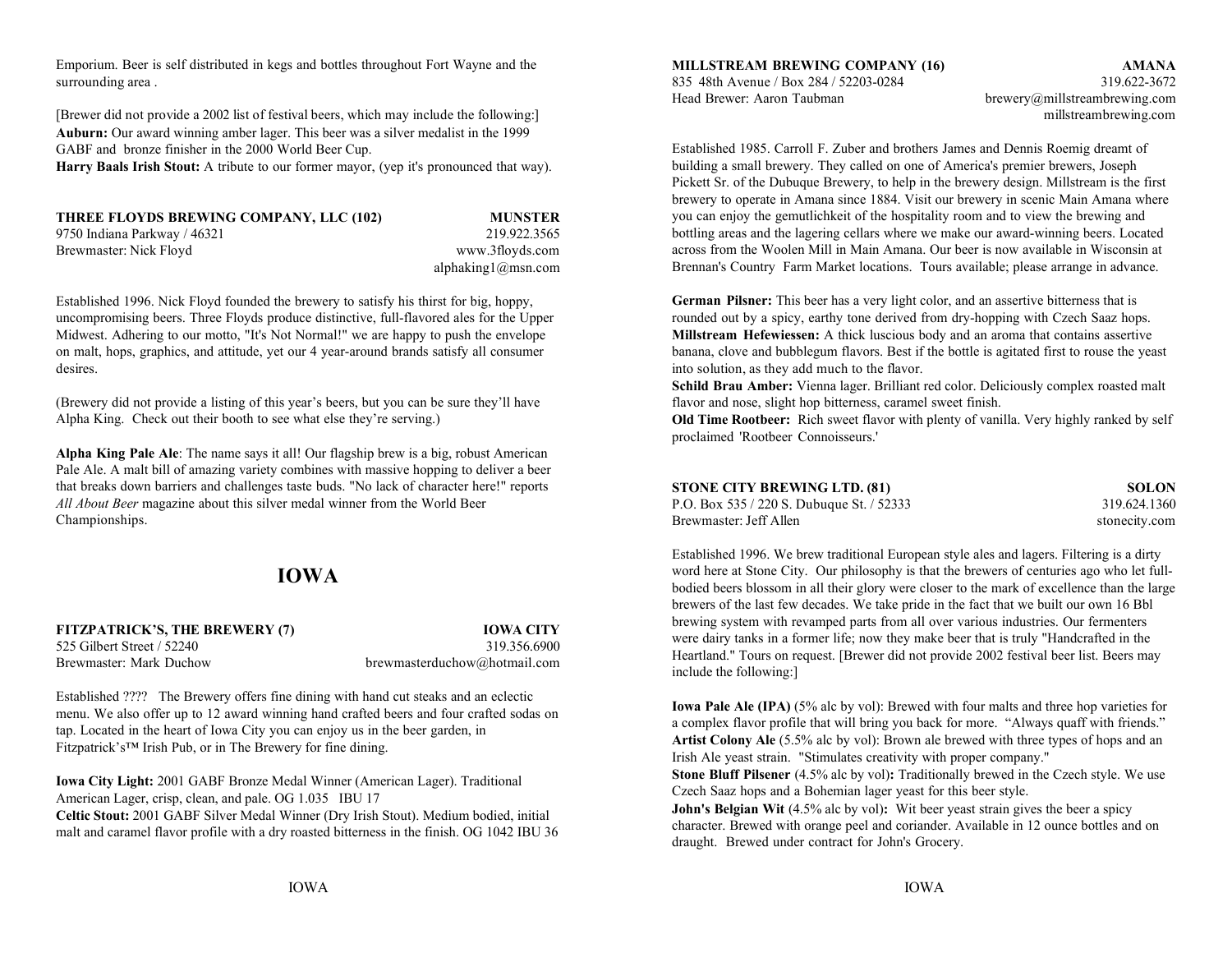Emporium. Beer is self distributed in kegs and bottles throughout Fort Wayne and the surrounding area .

[Brewer did not provide a 2002 list of festival beers, which may include the following:]
**Auburn:** Our award winning amber lager. This beer was a silver medalist in the 1999 GABF and bronze finisher in the 2000 World Beer Cup.
**Harry Baals Irish Stout:** A tribute to our former mayor, (yep it's pronounced that way).

**THREE FLOYDS BREWING COMPANY, LLC (102)** — **MUNSTER**
9750 Indiana Parkway / 46321 — 219.922.3565
Brewmaster: Nick Floyd — www.3floyds.com
alphaking1@msn.com

Established 1996. Nick Floyd founded the brewery to satisfy his thirst for big, hoppy, uncompromising beers. Three Floyds produce distinctive, full-flavored ales for the Upper Midwest. Adhering to our motto, "It's Not Normal!" we are happy to push the envelope on malt, hops, graphics, and attitude, yet our 4 year-around brands satisfy all consumer desires.

(Brewery did not provide a listing of this year's beers, but you can be sure they'll have Alpha King. Check out their booth to see what else they're serving.)

**Alpha King Pale Ale**: The name says it all! Our flagship brew is a big, robust American Pale Ale. A malt bill of amazing variety combines with massive hopping to deliver a beer that breaks down barriers and challenges taste buds. "No lack of character here!" reports *All About Beer* magazine about this silver medal winner from the World Beer Championships.

# IOWA

**FITZPATRICK'S, THE BREWERY (7)** — **IOWA CITY**
525 Gilbert Street / 52240 — 319.356.6900
Brewmaster: Mark Duchow — brewmasterduchow@hotmail.com

Established ???? The Brewery offers fine dining with hand cut steaks and an eclectic menu. We also offer up to 12 award winning hand crafted beers and four crafted sodas on tap. Located in the heart of Iowa City you can enjoy us in the beer garden, in Fitzpatrick's™ Irish Pub, or in The Brewery for fine dining.

**Iowa City Light:** 2001 GABF Bronze Medal Winner (American Lager). Traditional American Lager, crisp, clean, and pale. OG 1.035 IBU 17
**Celtic Stout:** 2001 GABF Silver Medal Winner (Dry Irish Stout). Medium bodied, initial malt and caramel flavor profile with a dry roasted bitterness in the finish. OG 1042 IBU 36

**MILLSTREAM BREWING COMPANY (16)** — **AMANA**
835 48th Avenue / Box 284 / 52203-0284 — 319.622-3672
Head Brewer: Aaron Taubman — brewery@millstreambrewing.com
millstreambrewing.com

Established 1985. Carroll F. Zuber and brothers James and Dennis Roemig dreamt of building a small brewery. They called on one of America's premier brewers, Joseph Pickett Sr. of the Dubuque Brewery, to help in the brewery design. Millstream is the first brewery to operate in Amana since 1884. Visit our brewery in scenic Main Amana where you can enjoy the gemutlichkeit of the hospitality room and to view the brewing and bottling areas and the lagering cellars where we make our award-winning beers. Located across from the Woolen Mill in Main Amana. Our beer is now available in Wisconsin at Brennan's Country Farm Market locations. Tours available; please arrange in advance.

**German Pilsner:** This beer has a very light color, and an assertive bitterness that is rounded out by a spicy, earthy tone derived from dry-hopping with Czech Saaz hops.
**Millstream Hefewiessen:** A thick luscious body and an aroma that contains assertive banana, clove and bubblegum flavors. Best if the bottle is agitated first to rouse the yeast into solution, as they add much to the flavor.
**Schild Brau Amber:** Vienna lager. Brilliant red color. Deliciously complex roasted malt flavor and nose, slight hop bitterness, caramel sweet finish.
**Old Time Rootbeer:** Rich sweet flavor with plenty of vanilla. Very highly ranked by self proclaimed 'Rootbeer Connoisseurs.'

**STONE CITY BREWING LTD. (81)** — **SOLON**
P.O. Box 535 / 220 S. Dubuque St. / 52333 — 319.624.1360
Brewmaster: Jeff Allen — stonecity.com

Established 1996. We brew traditional European style ales and lagers. Filtering is a dirty word here at Stone City. Our philosophy is that the brewers of centuries ago who let full-bodied beers blossom in all their glory were closer to the mark of excellence than the large brewers of the last few decades. We take pride in the fact that we built our own 16 Bbl brewing system with revamped parts from all over various industries. Our fermenters were dairy tanks in a former life; now they make beer that is truly "Handcrafted in the Heartland." Tours on request. [Brewer did not provide 2002 festival beer list. Beers may include the following:]

**Iowa Pale Ale (IPA)** (5% alc by vol): Brewed with four malts and three hop varieties for a complex flavor profile that will bring you back for more. "Always quaff with friends."
**Artist Colony Ale** (5.5% alc by vol): Brown ale brewed with three types of hops and an Irish Ale yeast strain. "Stimulates creativity with proper company."
**Stone Bluff Pilsener** (4.5% alc by vol)**:** Traditionally brewed in the Czech style. We use Czech Saaz hops and a Bohemian lager yeast for this beer style.
**John's Belgian Wit** (4.5% alc by vol)**:** Wit beer yeast strain gives the beer a spicy character. Brewed with orange peel and coriander. Available in 12 ounce bottles and on draught. Brewed under contract for John's Grocery.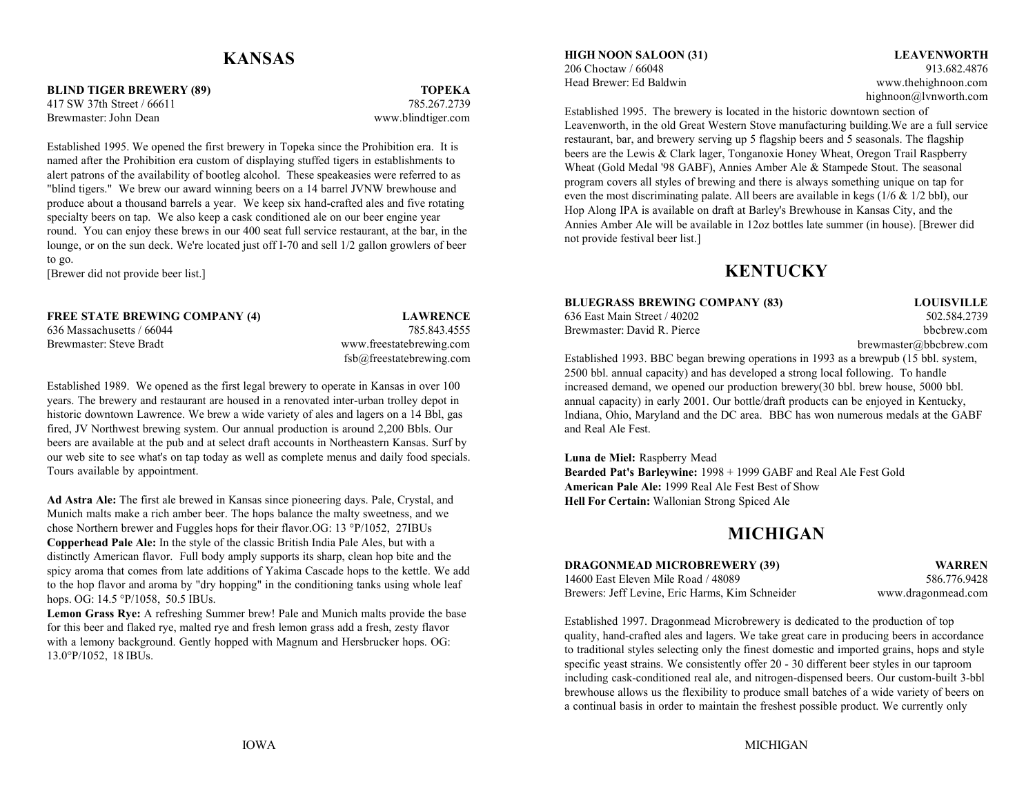# KANSAS

**BLIND TIGER BREWERY (89)** **TOPEKA**
417 SW 37th Street / 66611 785.267.2739
Brewmaster: John Dean www.blindtiger.com

Established 1995. We opened the first brewery in Topeka since the Prohibition era. It is named after the Prohibition era custom of displaying stuffed tigers in establishments to alert patrons of the availability of bootleg alcohol. These speakeasies were referred to as "blind tigers." We brew our award winning beers on a 14 barrel JVNW brewhouse and produce about a thousand barrels a year. We keep six hand-crafted ales and five rotating specialty beers on tap. We also keep a cask conditioned ale on our beer engine year round. You can enjoy these brews in our 400 seat full service restaurant, at the bar, in the lounge, or on the sun deck. We're located just off I-70 and sell 1/2 gallon growlers of beer to go.
[Brewer did not provide beer list.]

**FREE STATE BREWING COMPANY (4)** **LAWRENCE**
636 Massachusetts / 66044 785.843.4555
Brewmaster: Steve Bradt www.freestatebrewing.com
fsb@freestatebrewing.com

Established 1989. We opened as the first legal brewery to operate in Kansas in over 100 years. The brewery and restaurant are housed in a renovated inter-urban trolley depot in historic downtown Lawrence. We brew a wide variety of ales and lagers on a 14 Bbl, gas fired, JV Northwest brewing system. Our annual production is around 2,200 Bbls. Our beers are available at the pub and at select draft accounts in Northeastern Kansas. Surf by our web site to see what's on tap today as well as complete menus and daily food specials. Tours available by appointment.

**Ad Astra Ale:** The first ale brewed in Kansas since pioneering days. Pale, Crystal, and Munich malts make a rich amber beer. The hops balance the malty sweetness, and we chose Northern brewer and Fuggles hops for their flavor.OG: 13 °P/1052, 27IBUs
**Copperhead Pale Ale:** In the style of the classic British India Pale Ales, but with a distinctly American flavor. Full body amply supports its sharp, clean hop bite and the spicy aroma that comes from late additions of Yakima Cascade hops to the kettle. We add to the hop flavor and aroma by "dry hopping" in the conditioning tanks using whole leaf hops. OG: 14.5 °P/1058, 50.5 IBUs.
**Lemon Grass Rye:** A refreshing Summer brew! Pale and Munich malts provide the base for this beer and flaked rye, malted rye and fresh lemon grass add a fresh, zesty flavor with a lemony background. Gently hopped with Magnum and Hersbrucker hops. OG: 13.0°P/1052, 18 IBUs.

**HIGH NOON SALOON (31)** **LEAVENWORTH**
206 Choctaw / 66048 913.682.4876
Head Brewer: Ed Baldwin www.thehighnoon.com
highnoon@lvnworth.com

Established 1995. The brewery is located in the historic downtown section of Leavenworth, in the old Great Western Stove manufacturing building.We are a full service restaurant, bar, and brewery serving up 5 flagship beers and 5 seasonals. The flagship beers are the Lewis & Clark lager, Tonganoxie Honey Wheat, Oregon Trail Raspberry Wheat (Gold Medal '98 GABF), Annies Amber Ale & Stampede Stout. The seasonal program covers all styles of brewing and there is always something unique on tap for even the most discriminating palate. All beers are available in kegs (1/6 & 1/2 bbl), our Hop Along IPA is available on draft at Barley's Brewhouse in Kansas City, and the Annies Amber Ale will be available in 12oz bottles late summer (in house). [Brewer did not provide festival beer list.]

# KENTUCKY

**BLUEGRASS BREWING COMPANY (83)** **LOUISVILLE**
636 East Main Street / 40202 502.584.2739
Brewmaster: David R. Pierce bbcbrew.com
brewmaster@bbcbrew.com

Established 1993. BBC began brewing operations in 1993 as a brewpub (15 bbl. system, 2500 bbl. annual capacity) and has developed a strong local following. To handle increased demand, we opened our production brewery(30 bbl. brew house, 5000 bbl. annual capacity) in early 2001. Our bottle/draft products can be enjoyed in Kentucky, Indiana, Ohio, Maryland and the DC area. BBC has won numerous medals at the GABF and Real Ale Fest.

**Luna de Miel:** Raspberry Mead
**Bearded Pat's Barleywine:** 1998 + 1999 GABF and Real Ale Fest Gold
**American Pale Ale:** 1999 Real Ale Fest Best of Show
**Hell For Certain:** Wallonian Strong Spiced Ale

# MICHIGAN

**DRAGONMEAD MICROBREWERY (39)** **WARREN**
14600 East Eleven Mile Road / 48089 586.776.9428
Brewers: Jeff Levine, Eric Harms, Kim Schneider www.dragonmead.com

Established 1997. Dragonmead Microbrewery is dedicated to the production of top quality, hand-crafted ales and lagers. We take great care in producing beers in accordance to traditional styles selecting only the finest domestic and imported grains, hops and style specific yeast strains. We consistently offer 20 - 30 different beer styles in our taproom including cask-conditioned real ale, and nitrogen-dispensed beers. Our custom-built 3-bbl brewhouse allows us the flexibility to produce small batches of a wide variety of beers on a continual basis in order to maintain the freshest possible product. We currently only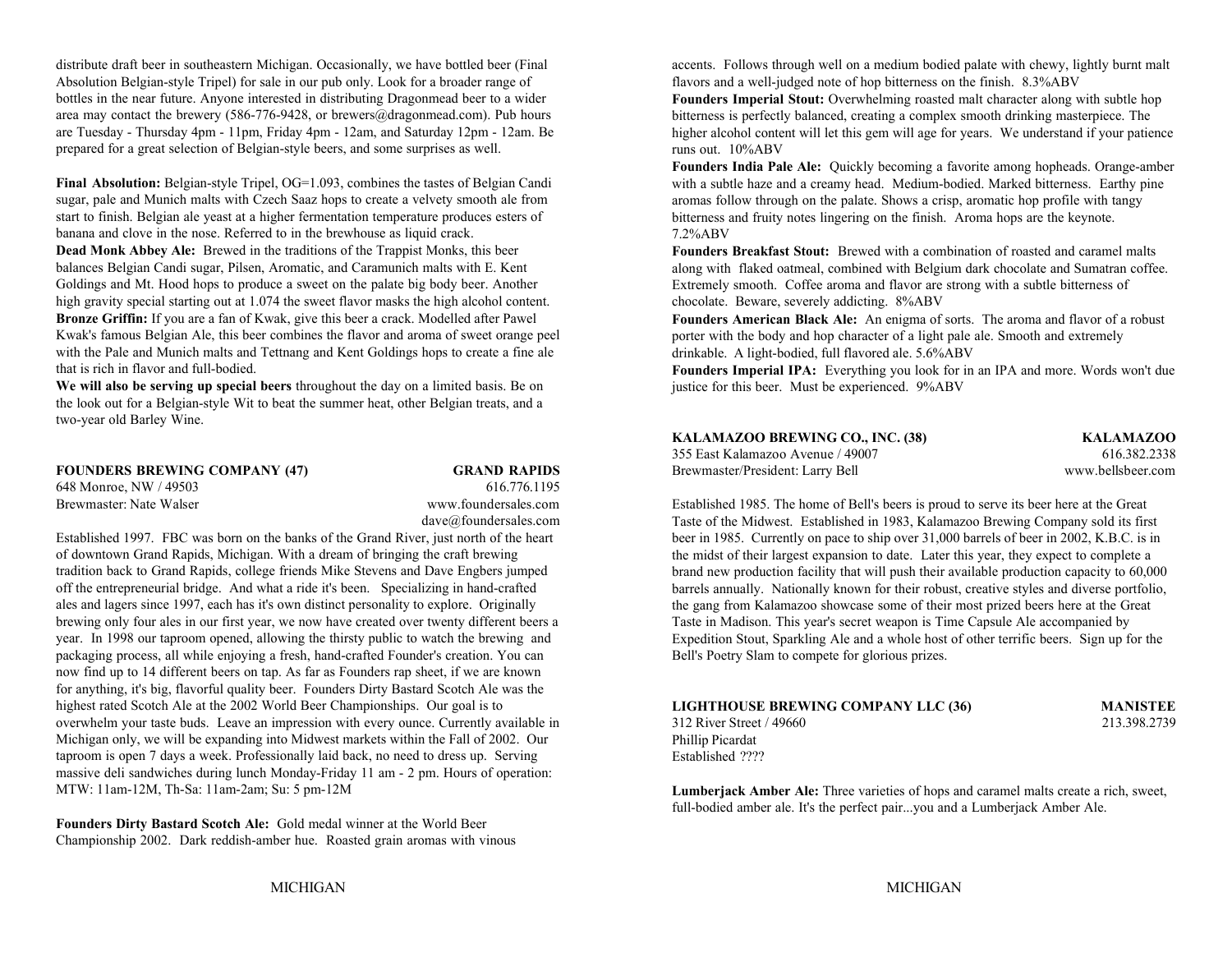distribute draft beer in southeastern Michigan. Occasionally, we have bottled beer (Final Absolution Belgian-style Tripel) for sale in our pub only. Look for a broader range of bottles in the near future. Anyone interested in distributing Dragonmead beer to a wider area may contact the brewery (586-776-9428, or brewers@dragonmead.com). Pub hours are Tuesday - Thursday 4pm - 11pm, Friday 4pm - 12am, and Saturday 12pm - 12am. Be prepared for a great selection of Belgian-style beers, and some surprises as well.

**Final Absolution:** Belgian-style Tripel, OG=1.093, combines the tastes of Belgian Candi sugar, pale and Munich malts with Czech Saaz hops to create a velvety smooth ale from start to finish. Belgian ale yeast at a higher fermentation temperature produces esters of banana and clove in the nose. Referred to in the brewhouse as liquid crack.
**Dead Monk Abbey Ale:** Brewed in the traditions of the Trappist Monks, this beer balances Belgian Candi sugar, Pilsen, Aromatic, and Caramunich malts with E. Kent Goldings and Mt. Hood hops to produce a sweet on the palate big body beer. Another high gravity special starting out at 1.074 the sweet flavor masks the high alcohol content.
**Bronze Griffin:** If you are a fan of Kwak, give this beer a crack. Modelled after Pawel Kwak's famous Belgian Ale, this beer combines the flavor and aroma of sweet orange peel with the Pale and Munich malts and Tettnang and Kent Goldings hops to create a fine ale that is rich in flavor and full-bodied.
**We will also be serving up special beers** throughout the day on a limited basis. Be on the look out for a Belgian-style Wit to beat the summer heat, other Belgian treats, and a two-year old Barley Wine.

**FOUNDERS BREWING COMPANY (47)** — **GRAND RAPIDS**
648 Monroe, NW / 49503 — 616.776.1195
Brewmaster: Nate Walser — www.foundersales.com
dave@foundersales.com

Established 1997. FBC was born on the banks of the Grand River, just north of the heart of downtown Grand Rapids, Michigan. With a dream of bringing the craft brewing tradition back to Grand Rapids, college friends Mike Stevens and Dave Engbers jumped off the entrepreneurial bridge. And what a ride it's been. Specializing in hand-crafted ales and lagers since 1997, each has it's own distinct personality to explore. Originally brewing only four ales in our first year, we now have created over twenty different beers a year. In 1998 our taproom opened, allowing the thirsty public to watch the brewing and packaging process, all while enjoying a fresh, hand-crafted Founder's creation. You can now find up to 14 different beers on tap. As far as Founders rap sheet, if we are known for anything, it's big, flavorful quality beer. Founders Dirty Bastard Scotch Ale was the highest rated Scotch Ale at the 2002 World Beer Championships. Our goal is to overwhelm your taste buds. Leave an impression with every ounce. Currently available in Michigan only, we will be expanding into Midwest markets within the Fall of 2002. Our taproom is open 7 days a week. Professionally laid back, no need to dress up. Serving massive deli sandwiches during lunch Monday-Friday 11 am - 2 pm. Hours of operation: MTW: 11am-12M, Th-Sa: 11am-2am; Su: 5 pm-12M

**Founders Dirty Bastard Scotch Ale:** Gold medal winner at the World Beer Championship 2002. Dark reddish-amber hue. Roasted grain aromas with vinous accents. Follows through well on a medium bodied palate with chewy, lightly burnt malt flavors and a well-judged note of hop bitterness on the finish. 8.3%ABV
**Founders Imperial Stout:** Overwhelming roasted malt character along with subtle hop bitterness is perfectly balanced, creating a complex smooth drinking masterpiece. The higher alcohol content will let this gem will age for years. We understand if your patience runs out. 10%ABV
**Founders India Pale Ale:** Quickly becoming a favorite among hopheads. Orange-amber with a subtle haze and a creamy head. Medium-bodied. Marked bitterness. Earthy pine aromas follow through on the palate. Shows a crisp, aromatic hop profile with tangy bitterness and fruity notes lingering on the finish. Aroma hops are the keynote. 7.2%ABV
**Founders Breakfast Stout:** Brewed with a combination of roasted and caramel malts along with flaked oatmeal, combined with Belgium dark chocolate and Sumatran coffee. Extremely smooth. Coffee aroma and flavor are strong with a subtle bitterness of chocolate. Beware, severely addicting. 8%ABV
**Founders American Black Ale:** An enigma of sorts. The aroma and flavor of a robust porter with the body and hop character of a light pale ale. Smooth and extremely drinkable. A light-bodied, full flavored ale. 5.6%ABV
**Founders Imperial IPA:** Everything you look for in an IPA and more. Words won't due justice for this beer. Must be experienced. 9%ABV

**KALAMAZOO BREWING CO., INC. (38)** — **KALAMAZOO**
355 East Kalamazoo Avenue / 49007 — 616.382.2338
Brewmaster/President: Larry Bell — www.bellsbeer.com

Established 1985. The home of Bell's beers is proud to serve its beer here at the Great Taste of the Midwest. Established in 1983, Kalamazoo Brewing Company sold its first beer in 1985. Currently on pace to ship over 31,000 barrels of beer in 2002, K.B.C. is in the midst of their largest expansion to date. Later this year, they expect to complete a brand new production facility that will push their available production capacity to 60,000 barrels annually. Nationally known for their robust, creative styles and diverse portfolio, the gang from Kalamazoo showcase some of their most prized beers here at the Great Taste in Madison. This year's secret weapon is Time Capsule Ale accompanied by Expedition Stout, Sparkling Ale and a whole host of other terrific beers. Sign up for the Bell's Poetry Slam to compete for glorious prizes.

**LIGHTHOUSE BREWING COMPANY LLC (36)** — **MANISTEE**
312 River Street / 49660 — 213.398.2739
Phillip Picardat
Established ????

**Lumberjack Amber Ale:** Three varieties of hops and caramel malts create a rich, sweet, full-bodied amber ale. It's the perfect pair...you and a Lumberjack Amber Ale.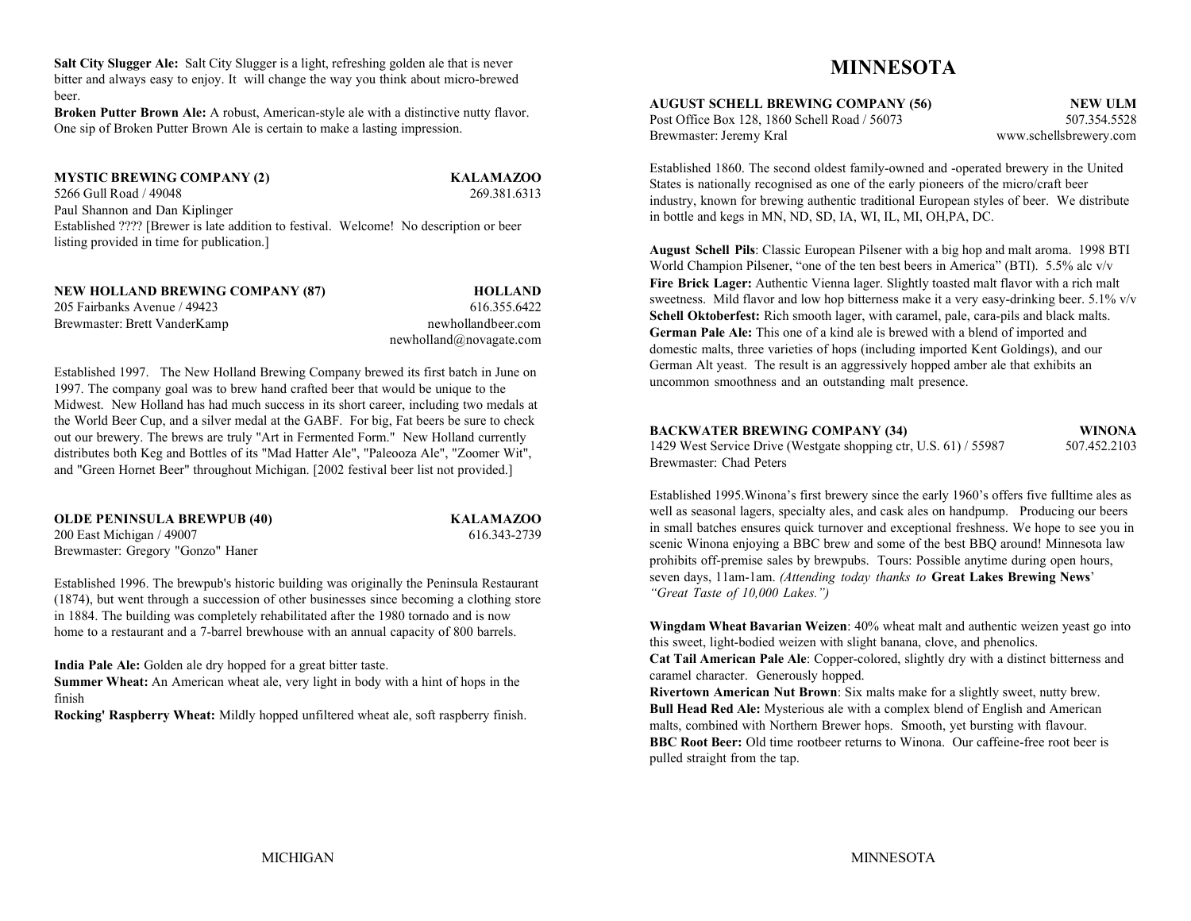**Salt City Slugger Ale:** Salt City Slugger is a light, refreshing golden ale that is never bitter and always easy to enjoy. It will change the way you think about micro-brewed beer.

**Broken Putter Brown Ale:** A robust, American-style ale with a distinctive nutty flavor. One sip of Broken Putter Brown Ale is certain to make a lasting impression.

**MYSTIC BREWING COMPANY (2)** **KALAMAZOO**
5266 Gull Road / 49048 269.381.6313
Paul Shannon and Dan Kiplinger
Established ???? [Brewer is late addition to festival. Welcome! No description or beer listing provided in time for publication.]

**NEW HOLLAND BREWING COMPANY (87)** **HOLLAND**
205 Fairbanks Avenue / 49423 616.355.6422
Brewmaster: Brett VanderKamp newhollandbeer.com
newholland@novagate.com

Established 1997. The New Holland Brewing Company brewed its first batch in June on 1997. The company goal was to brew hand crafted beer that would be unique to the Midwest. New Holland has had much success in its short career, including two medals at the World Beer Cup, and a silver medal at the GABF. For big, Fat beers be sure to check out our brewery. The brews are truly "Art in Fermented Form." New Holland currently distributes both Keg and Bottles of its "Mad Hatter Ale", "Paleooza Ale", "Zoomer Wit", and "Green Hornet Beer" throughout Michigan. [2002 festival beer list not provided.]

**OLDE PENINSULA BREWPUB (40)** **KALAMAZOO**
200 East Michigan / 49007 616.343-2739
Brewmaster: Gregory "Gonzo" Haner

Established 1996. The brewpub's historic building was originally the Peninsula Restaurant (1874), but went through a succession of other businesses since becoming a clothing store in 1884. The building was completely rehabilitated after the 1980 tornado and is now home to a restaurant and a 7-barrel brewhouse with an annual capacity of 800 barrels.

**India Pale Ale:** Golden ale dry hopped for a great bitter taste.
**Summer Wheat:** An American wheat ale, very light in body with a hint of hops in the finish
**Rocking' Raspberry Wheat:** Mildly hopped unfiltered wheat ale, soft raspberry finish.

# MINNESOTA

**AUGUST SCHELL BREWING COMPANY (56)** **NEW ULM**
Post Office Box 128, 1860 Schell Road / 56073 507.354.5528
Brewmaster: Jeremy Kral www.schellsbrewery.com

Established 1860. The second oldest family-owned and -operated brewery in the United States is nationally recognised as one of the early pioneers of the micro/craft beer industry, known for brewing authentic traditional European styles of beer. We distribute in bottle and kegs in MN, ND, SD, IA, WI, IL, MI, OH,PA, DC.

**August Schell Pils**: Classic European Pilsener with a big hop and malt aroma. 1998 BTI World Champion Pilsener, "one of the ten best beers in America" (BTI). 5.5% alc v/v
**Fire Brick Lager:** Authentic Vienna lager. Slightly toasted malt flavor with a rich malt sweetness. Mild flavor and low hop bitterness make it a very easy-drinking beer. 5.1% v/v
**Schell Oktoberfest:** Rich smooth lager, with caramel, pale, cara-pils and black malts.
**German Pale Ale:** This one of a kind ale is brewed with a blend of imported and domestic malts, three varieties of hops (including imported Kent Goldings), and our German Alt yeast. The result is an aggressively hopped amber ale that exhibits an uncommon smoothness and an outstanding malt presence.

**BACKWATER BREWING COMPANY (34)** **WINONA**
1429 West Service Drive (Westgate shopping ctr, U.S. 61) / 55987 507.452.2103
Brewmaster: Chad Peters

Established 1995.Winona's first brewery since the early 1960's offers five fulltime ales as well as seasonal lagers, specialty ales, and cask ales on handpump. Producing our beers in small batches ensures quick turnover and exceptional freshness. We hope to see you in scenic Winona enjoying a BBC brew and some of the best BBQ around! Minnesota law prohibits off-premise sales by brewpubs. Tours: Possible anytime during open hours, seven days, 11am-1am. *(Attending today thanks to* **Great Lakes Brewing News**' *"Great Taste of 10,000 Lakes.")*

**Wingdam Wheat Bavarian Weizen**: 40% wheat malt and authentic weizen yeast go into this sweet, light-bodied weizen with slight banana, clove, and phenolics.
**Cat Tail American Pale Ale**: Copper-colored, slightly dry with a distinct bitterness and caramel character. Generously hopped.
**Rivertown American Nut Brown**: Six malts make for a slightly sweet, nutty brew.
**Bull Head Red Ale:** Mysterious ale with a complex blend of English and American malts, combined with Northern Brewer hops. Smooth, yet bursting with flavour.
**BBC Root Beer:** Old time rootbeer returns to Winona. Our caffeine-free root beer is pulled straight from the tap.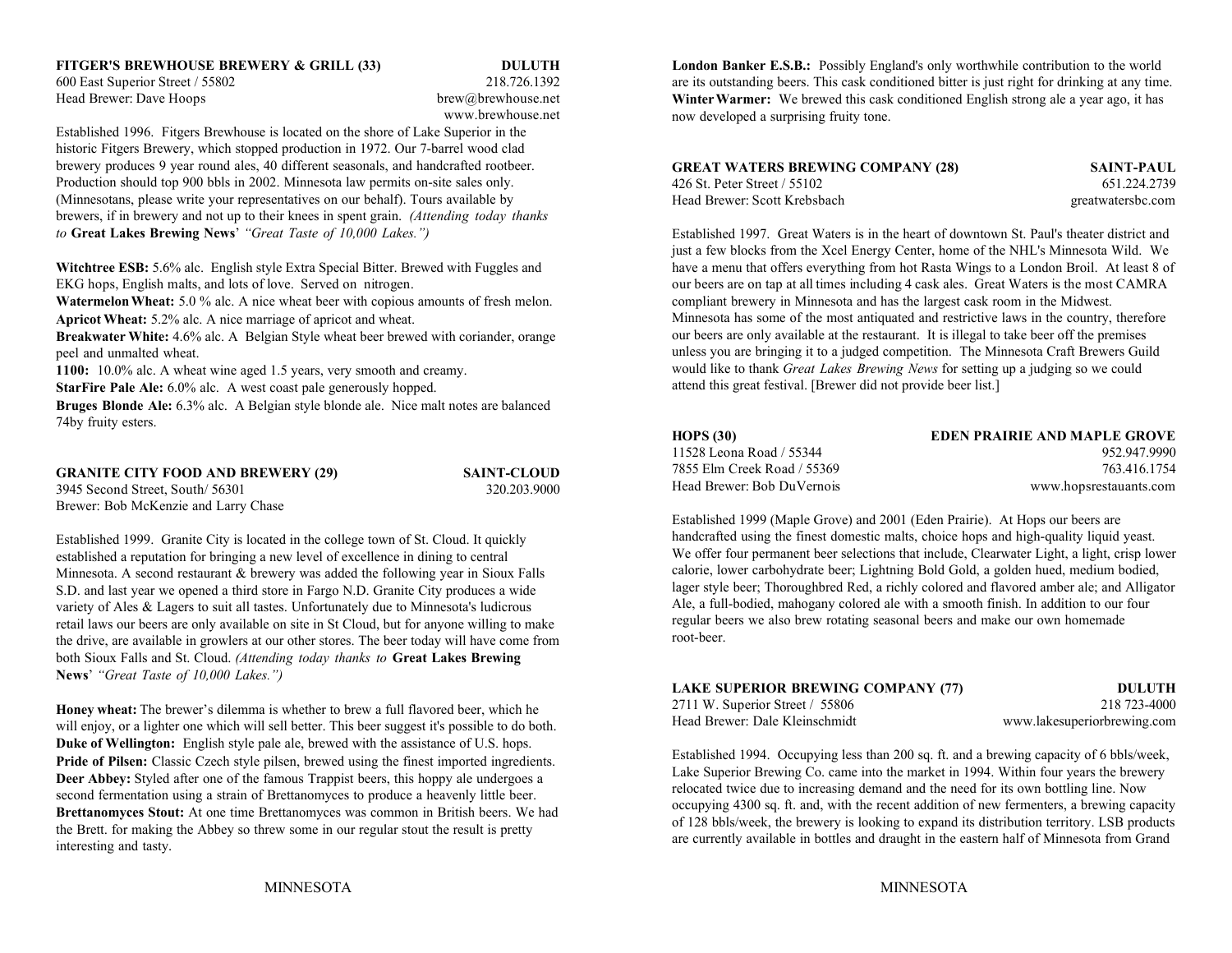**FITGER'S BREWHOUSE BREWERY & GRILL (33)** **DULUTH**
600 East Superior Street / 55802 218.726.1392
Head Brewer: Dave Hoops brew@brewhouse.net
www.brewhouse.net

Established 1996. Fitgers Brewhouse is located on the shore of Lake Superior in the historic Fitgers Brewery, which stopped production in 1972. Our 7-barrel wood clad brewery produces 9 year round ales, 40 different seasonals, and handcrafted rootbeer. Production should top 900 bbls in 2002. Minnesota law permits on-site sales only. (Minnesotans, please write your representatives on our behalf). Tours available by brewers, if in brewery and not up to their knees in spent grain. *(Attending today thanks to* **Great Lakes Brewing News**' *"Great Taste of 10,000 Lakes.")*

**Witchtree ESB:** 5.6% alc. English style Extra Special Bitter. Brewed with Fuggles and EKG hops, English malts, and lots of love. Served on nitrogen.
**Watermelon Wheat:** 5.0 % alc. A nice wheat beer with copious amounts of fresh melon.
**Apricot Wheat:** 5.2% alc. A nice marriage of apricot and wheat.
**Breakwater White:** 4.6% alc. A Belgian Style wheat beer brewed with coriander, orange peel and unmalted wheat.
**1100:** 10.0% alc. A wheat wine aged 1.5 years, very smooth and creamy.
**StarFire Pale Ale:** 6.0% alc. A west coast pale generously hopped.
**Bruges Blonde Ale:** 6.3% alc. A Belgian style blonde ale. Nice malt notes are balanced 74by fruity esters.

**GRANITE CITY FOOD AND BREWERY (29)** **SAINT-CLOUD**
3945 Second Street, South/ 56301 320.203.9000
Brewer: Bob McKenzie and Larry Chase

Established 1999. Granite City is located in the college town of St. Cloud. It quickly established a reputation for bringing a new level of excellence in dining to central Minnesota. A second restaurant & brewery was added the following year in Sioux Falls S.D. and last year we opened a third store in Fargo N.D. Granite City produces a wide variety of Ales & Lagers to suit all tastes. Unfortunately due to Minnesota's ludicrous retail laws our beers are only available on site in St Cloud, but for anyone willing to make the drive, are available in growlers at our other stores. The beer today will have come from both Sioux Falls and St. Cloud. *(Attending today thanks to* **Great Lakes Brewing News**' *"Great Taste of 10,000 Lakes.")*

**Honey wheat:** The brewer's dilemma is whether to brew a full flavored beer, which he will enjoy, or a lighter one which will sell better. This beer suggest it's possible to do both.
**Duke of Wellington:** English style pale ale, brewed with the assistance of U.S. hops.
**Pride of Pilsen:** Classic Czech style pilsen, brewed using the finest imported ingredients.
**Deer Abbey:** Styled after one of the famous Trappist beers, this hoppy ale undergoes a second fermentation using a strain of Brettanomyces to produce a heavenly little beer.
**Brettanomyces Stout:** At one time Brettanomyces was common in British beers. We had the Brett. for making the Abbey so threw some in our regular stout the result is pretty interesting and tasty.

**London Banker E.S.B.:** Possibly England's only worthwhile contribution to the world are its outstanding beers. This cask conditioned bitter is just right for drinking at any time.
**Winter Warmer:** We brewed this cask conditioned English strong ale a year ago, it has now developed a surprising fruity tone.

**GREAT WATERS BREWING COMPANY (28)** **SAINT-PAUL**
426 St. Peter Street / 55102 651.224.2739
Head Brewer: Scott Krebsbach greatwatersbc.com

Established 1997. Great Waters is in the heart of downtown St. Paul's theater district and just a few blocks from the Xcel Energy Center, home of the NHL's Minnesota Wild. We have a menu that offers everything from hot Rasta Wings to a London Broil. At least 8 of our beers are on tap at all times including 4 cask ales. Great Waters is the most CAMRA compliant brewery in Minnesota and has the largest cask room in the Midwest. Minnesota has some of the most antiquated and restrictive laws in the country, therefore our beers are only available at the restaurant. It is illegal to take beer off the premises unless you are bringing it to a judged competition. The Minnesota Craft Brewers Guild would like to thank *Great Lakes Brewing News* for setting up a judging so we could attend this great festival. [Brewer did not provide beer list.]

**HOPS (30)** **EDEN PRAIRIE AND MAPLE GROVE**
11528 Leona Road / 55344 952.947.9990
7855 Elm Creek Road / 55369 763.416.1754
Head Brewer: Bob DuVernois www.hopsrestauants.com

Established 1999 (Maple Grove) and 2001 (Eden Prairie). At Hops our beers are handcrafted using the finest domestic malts, choice hops and high-quality liquid yeast. We offer four permanent beer selections that include, Clearwater Light, a light, crisp lower calorie, lower carbohydrate beer; Lightning Bold Gold, a golden hued, medium bodied, lager style beer; Thoroughbred Red, a richly colored and flavored amber ale; and Alligator Ale, a full-bodied, mahogany colored ale with a smooth finish. In addition to our four regular beers we also brew rotating seasonal beers and make our own homemade root-beer.

**LAKE SUPERIOR BREWING COMPANY (77)** **DULUTH**
2711 W. Superior Street / 55806 218 723-4000
Head Brewer: Dale Kleinschmidt www.lakesuperiorbrewing.com

Established 1994. Occupying less than 200 sq. ft. and a brewing capacity of 6 bbls/week, Lake Superior Brewing Co. came into the market in 1994. Within four years the brewery relocated twice due to increasing demand and the need for its own bottling line. Now occupying 4300 sq. ft. and, with the recent addition of new fermenters, a brewing capacity of 128 bbls/week, the brewery is looking to expand its distribution territory. LSB products are currently available in bottles and draught in the eastern half of Minnesota from Grand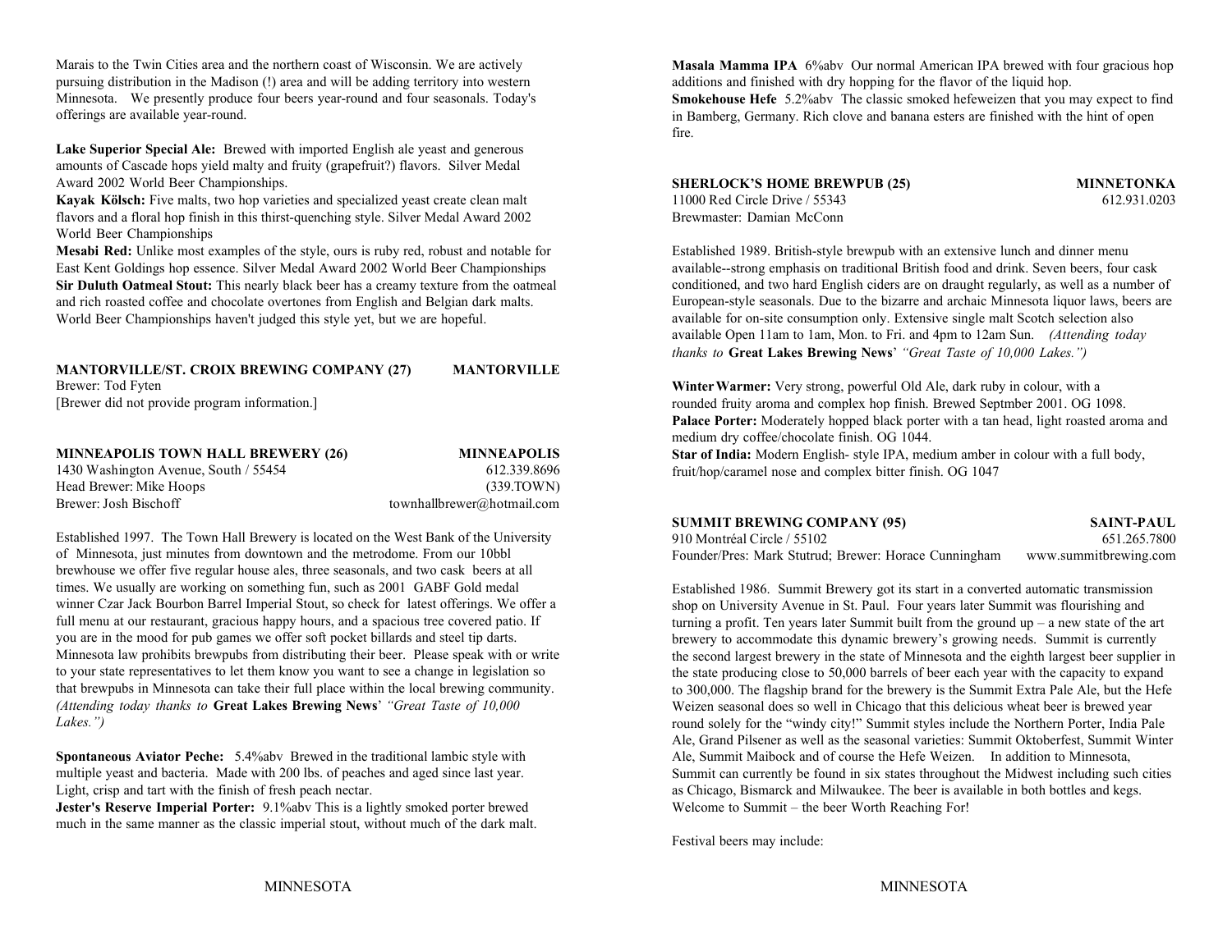Marais to the Twin Cities area and the northern coast of Wisconsin. We are actively pursuing distribution in the Madison (!) area and will be adding territory into western Minnesota. We presently produce four beers year-round and four seasonals. Today's offerings are available year-round.

**Lake Superior Special Ale:** Brewed with imported English ale yeast and generous amounts of Cascade hops yield malty and fruity (grapefruit?) flavors. Silver Medal Award 2002 World Beer Championships.

**Kayak Kölsch:** Five malts, two hop varieties and specialized yeast create clean malt flavors and a floral hop finish in this thirst-quenching style. Silver Medal Award 2002 World Beer Championships

**Mesabi Red:** Unlike most examples of the style, ours is ruby red, robust and notable for East Kent Goldings hop essence. Silver Medal Award 2002 World Beer Championships

**Sir Duluth Oatmeal Stout:** This nearly black beer has a creamy texture from the oatmeal and rich roasted coffee and chocolate overtones from English and Belgian dark malts. World Beer Championships haven't judged this style yet, but we are hopeful.

**MANTORVILLE/ST. CROIX BREWING COMPANY (27) — MANTORVILLE**

Brewer: Tod Fyten

[Brewer did not provide program information.]

**MINNEAPOLIS TOWN HALL BREWERY (26) — MINNEAPOLIS**

1430 Washington Avenue, South / 55454 — 612.339.8696 (339.TOWN)

Head Brewer: Mike Hoops

Brewer: Josh Bischoff — townhallbrewer@hotmail.com

Established 1997. The Town Hall Brewery is located on the West Bank of the University of Minnesota, just minutes from downtown and the metrodome. From our 10bbl brewhouse we offer five regular house ales, three seasonals, and two cask beers at all times. We usually are working on something fun, such as 2001 GABF Gold medal winner Czar Jack Bourbon Barrel Imperial Stout, so check for latest offerings. We offer a full menu at our restaurant, gracious happy hours, and a spacious tree covered patio. If you are in the mood for pub games we offer soft pocket billards and steel tip darts. Minnesota law prohibits brewpubs from distributing their beer. Please speak with or write to your state representatives to let them know you want to see a change in legislation so that brewpubs in Minnesota can take their full place within the local brewing community. *(Attending today thanks to* **Great Lakes Brewing News**' *"Great Taste of 10,000 Lakes.")*

**Spontaneous Aviator Peche:** 5.4%abv Brewed in the traditional lambic style with multiple yeast and bacteria. Made with 200 lbs. of peaches and aged since last year. Light, crisp and tart with the finish of fresh peach nectar.

**Jester's Reserve Imperial Porter:** 9.1%abv This is a lightly smoked porter brewed much in the same manner as the classic imperial stout, without much of the dark malt.

**Masala Mamma IPA** 6%abv Our normal American IPA brewed with four gracious hop additions and finished with dry hopping for the flavor of the liquid hop.

**Smokehouse Hefe** 5.2%abv The classic smoked hefeweizen that you may expect to find in Bamberg, Germany. Rich clove and banana esters are finished with the hint of open fire.

**SHERLOCK'S HOME BREWPUB (25) — MINNETONKA**

11000 Red Circle Drive / 55343 — 612.931.0203

Brewmaster: Damian McConn

Established 1989. British-style brewpub with an extensive lunch and dinner menu available--strong emphasis on traditional British food and drink. Seven beers, four cask conditioned, and two hard English ciders are on draught regularly, as well as a number of European-style seasonals. Due to the bizarre and archaic Minnesota liquor laws, beers are available for on-site consumption only. Extensive single malt Scotch selection also available Open 11am to 1am, Mon. to Fri. and 4pm to 12am Sun. *(Attending today thanks to* **Great Lakes Brewing News**' *"Great Taste of 10,000 Lakes.")*

**Winter Warmer:** Very strong, powerful Old Ale, dark ruby in colour, with a rounded fruity aroma and complex hop finish. Brewed Septmber 2001. OG 1098.

**Palace Porter:** Moderately hopped black porter with a tan head, light roasted aroma and medium dry coffee/chocolate finish. OG 1044.

**Star of India:** Modern English- style IPA, medium amber in colour with a full body, fruit/hop/caramel nose and complex bitter finish. OG 1047

**SUMMIT BREWING COMPANY (95) — SAINT-PAUL**

910 Montréal Circle / 55102 — 651.265.7800

Founder/Pres: Mark Stutrud; Brewer: Horace Cunningham — www.summitbrewing.com

Established 1986. Summit Brewery got its start in a converted automatic transmission shop on University Avenue in St. Paul. Four years later Summit was flourishing and turning a profit. Ten years later Summit built from the ground up – a new state of the art brewery to accommodate this dynamic brewery's growing needs. Summit is currently the second largest brewery in the state of Minnesota and the eighth largest beer supplier in the state producing close to 50,000 barrels of beer each year with the capacity to expand to 300,000. The flagship brand for the brewery is the Summit Extra Pale Ale, but the Hefe Weizen seasonal does so well in Chicago that this delicious wheat beer is brewed year round solely for the "windy city!" Summit styles include the Northern Porter, India Pale Ale, Grand Pilsener as well as the seasonal varieties: Summit Oktoberfest, Summit Winter Ale, Summit Maibock and of course the Hefe Weizen. In addition to Minnesota, Summit can currently be found in six states throughout the Midwest including such cities as Chicago, Bismarck and Milwaukee. The beer is available in both bottles and kegs. Welcome to Summit – the beer Worth Reaching For!

Festival beers may include: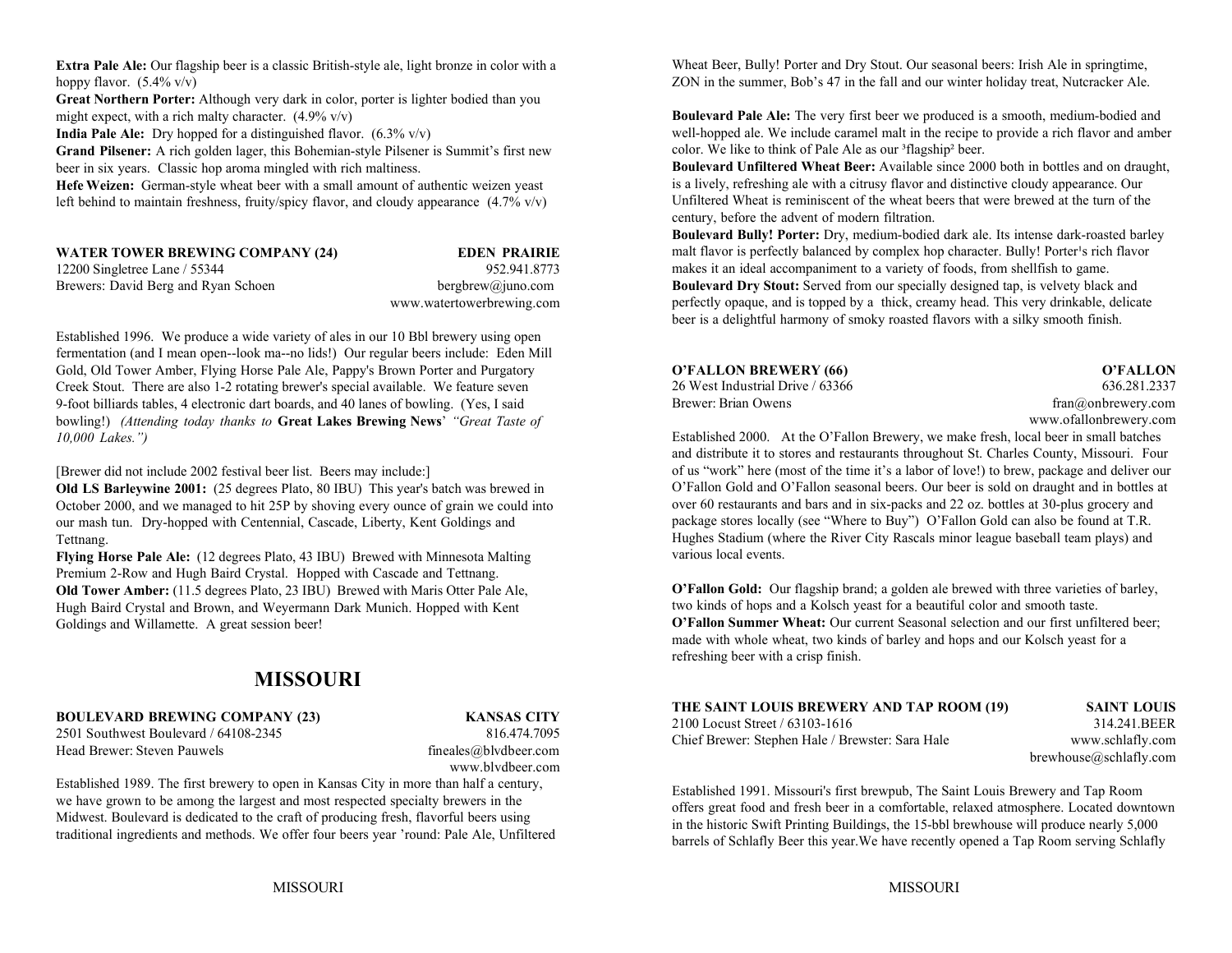**Extra Pale Ale:** Our flagship beer is a classic British-style ale, light bronze in color with a hoppy flavor. (5.4% v/v)
**Great Northern Porter:** Although very dark in color, porter is lighter bodied than you might expect, with a rich malty character. (4.9% v/v)
**India Pale Ale:** Dry hopped for a distinguished flavor. (6.3% v/v)
**Grand Pilsener:** A rich golden lager, this Bohemian-style Pilsener is Summit's first new beer in six years. Classic hop aroma mingled with rich maltiness.
**Hefe Weizen:** German-style wheat beer with a small amount of authentic weizen yeast left behind to maintain freshness, fruity/spicy flavor, and cloudy appearance (4.7% v/v)

**WATER TOWER BREWING COMPANY (24)** — **EDEN PRAIRIE**
12200 Singletree Lane / 55344 — 952.941.8773
Brewers: David Berg and Ryan Schoen — bergbrew@juno.com
www.watertowerbrewing.com

Established 1996. We produce a wide variety of ales in our 10 Bbl brewery using open fermentation (and I mean open--look ma--no lids!) Our regular beers include: Eden Mill Gold, Old Tower Amber, Flying Horse Pale Ale, Pappy's Brown Porter and Purgatory Creek Stout. There are also 1-2 rotating brewer's special available. We feature seven 9-foot billiards tables, 4 electronic dart boards, and 40 lanes of bowling. (Yes, I said bowling!) *(Attending today thanks to* **Great Lakes Brewing News**' *"Great Taste of 10,000 Lakes.")*

[Brewer did not include 2002 festival beer list. Beers may include:]
**Old LS Barleywine 2001:** (25 degrees Plato, 80 IBU) This year's batch was brewed in October 2000, and we managed to hit 25P by shoving every ounce of grain we could into our mash tun. Dry-hopped with Centennial, Cascade, Liberty, Kent Goldings and Tettnang.
**Flying Horse Pale Ale:** (12 degrees Plato, 43 IBU) Brewed with Minnesota Malting Premium 2-Row and Hugh Baird Crystal. Hopped with Cascade and Tettnang.
**Old Tower Amber:** (11.5 degrees Plato, 23 IBU) Brewed with Maris Otter Pale Ale, Hugh Baird Crystal and Brown, and Weyermann Dark Munich. Hopped with Kent Goldings and Willamette. A great session beer!

# MISSOURI

**BOULEVARD BREWING COMPANY (23)** — **KANSAS CITY**
2501 Southwest Boulevard / 64108-2345 — 816.474.7095
Head Brewer: Steven Pauwels — fineales@blvdbeer.com
www.blvdbeer.com

Established 1989. The first brewery to open in Kansas City in more than half a century, we have grown to be among the largest and most respected specialty brewers in the Midwest. Boulevard is dedicated to the craft of producing fresh, flavorful beers using traditional ingredients and methods. We offer four beers year 'round: Pale Ale, Unfiltered Wheat Beer, Bully! Porter and Dry Stout. Our seasonal beers: Irish Ale in springtime, ZON in the summer, Bob's 47 in the fall and our winter holiday treat, Nutcracker Ale.

**Boulevard Pale Ale:** The very first beer we produced is a smooth, medium-bodied and well-hopped ale. We include caramel malt in the recipe to provide a rich flavor and amber color. We like to think of Pale Ale as our ³flagship² beer.
**Boulevard Unfiltered Wheat Beer:** Available since 2000 both in bottles and on draught, is a lively, refreshing ale with a citrusy flavor and distinctive cloudy appearance. Our Unfiltered Wheat is reminiscent of the wheat beers that were brewed at the turn of the century, before the advent of modern filtration.
**Boulevard Bully! Porter:** Dry, medium-bodied dark ale. Its intense dark-roasted barley malt flavor is perfectly balanced by complex hop character. Bully! Porter¹s rich flavor makes it an ideal accompaniment to a variety of foods, from shellfish to game.
**Boulevard Dry Stout:** Served from our specially designed tap, is velvety black and perfectly opaque, and is topped by a thick, creamy head. This very drinkable, delicate beer is a delightful harmony of smoky roasted flavors with a silky smooth finish.

**O'FALLON BREWERY (66)** — **O'FALLON**
26 West Industrial Drive / 63366 — 636.281.2337
Brewer: Brian Owens — fran@onbrewery.com
www.ofallonbrewery.com

Established 2000. At the O'Fallon Brewery, we make fresh, local beer in small batches and distribute it to stores and restaurants throughout St. Charles County, Missouri. Four of us "work" here (most of the time it's a labor of love!) to brew, package and deliver our O'Fallon Gold and O'Fallon seasonal beers. Our beer is sold on draught and in bottles at over 60 restaurants and bars and in six-packs and 22 oz. bottles at 30-plus grocery and package stores locally (see "Where to Buy") O'Fallon Gold can also be found at T.R. Hughes Stadium (where the River City Rascals minor league baseball team plays) and various local events.

**O'Fallon Gold:** Our flagship brand; a golden ale brewed with three varieties of barley, two kinds of hops and a Kolsch yeast for a beautiful color and smooth taste.
**O'Fallon Summer Wheat:** Our current Seasonal selection and our first unfiltered beer; made with whole wheat, two kinds of barley and hops and our Kolsch yeast for a refreshing beer with a crisp finish.

**THE SAINT LOUIS BREWERY AND TAP ROOM (19)** — **SAINT LOUIS**
2100 Locust Street / 63103-1616 — 314.241.BEER
Chief Brewer: Stephen Hale / Brewster: Sara Hale — www.schlafly.com
brewhouse@schlafly.com

Established 1991. Missouri's first brewpub, The Saint Louis Brewery and Tap Room offers great food and fresh beer in a comfortable, relaxed atmosphere. Located downtown in the historic Swift Printing Buildings, the 15-bbl brewhouse will produce nearly 5,000 barrels of Schlafly Beer this year.We have recently opened a Tap Room serving Schlafly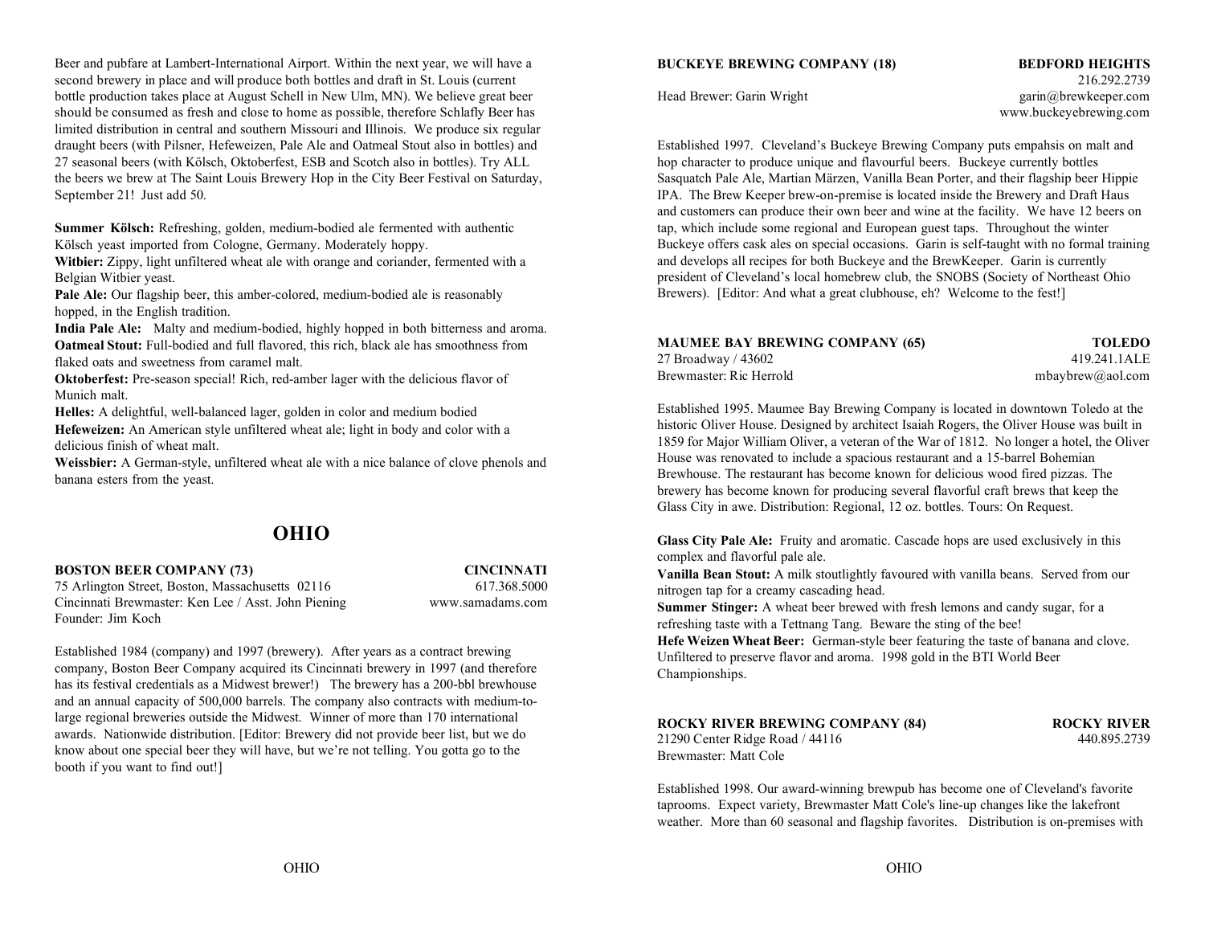Beer and pubfare at Lambert-International Airport. Within the next year, we will have a second brewery in place and will produce both bottles and draft in St. Louis (current bottle production takes place at August Schell in New Ulm, MN). We believe great beer should be consumed as fresh and close to home as possible, therefore Schlafly Beer has limited distribution in central and southern Missouri and Illinois. We produce six regular draught beers (with Pilsner, Hefeweizen, Pale Ale and Oatmeal Stout also in bottles) and 27 seasonal beers (with Kölsch, Oktoberfest, ESB and Scotch also in bottles). Try ALL the beers we brew at The Saint Louis Brewery Hop in the City Beer Festival on Saturday, September 21! Just add 50.

**Summer Kölsch:** Refreshing, golden, medium-bodied ale fermented with authentic Kölsch yeast imported from Cologne, Germany. Moderately hoppy.
**Witbier:** Zippy, light unfiltered wheat ale with orange and coriander, fermented with a Belgian Witbier yeast.
**Pale Ale:** Our flagship beer, this amber-colored, medium-bodied ale is reasonably hopped, in the English tradition.
**India Pale Ale:** Malty and medium-bodied, highly hopped in both bitterness and aroma.
**Oatmeal Stout:** Full-bodied and full flavored, this rich, black ale has smoothness from flaked oats and sweetness from caramel malt.
**Oktoberfest:** Pre-season special! Rich, red-amber lager with the delicious flavor of Munich malt.
**Helles:** A delightful, well-balanced lager, golden in color and medium bodied
**Hefeweizen:** An American style unfiltered wheat ale; light in body and color with a delicious finish of wheat malt.
**Weissbier:** A German-style, unfiltered wheat ale with a nice balance of clove phenols and banana esters from the yeast.

# OHIO

**BOSTON BEER COMPANY (73)** **CINCINNATI**
75 Arlington Street, Boston, Massachusetts 02116 617.368.5000
Cincinnati Brewmaster: Ken Lee / Asst. John Piening www.samadams.com
Founder: Jim Koch

Established 1984 (company) and 1997 (brewery). After years as a contract brewing company, Boston Beer Company acquired its Cincinnati brewery in 1997 (and therefore has its festival credentials as a Midwest brewer!) The brewery has a 200-bbl brewhouse and an annual capacity of 500,000 barrels. The company also contracts with medium-to-large regional breweries outside the Midwest. Winner of more than 170 international awards. Nationwide distribution. [Editor: Brewery did not provide beer list, but we do know about one special beer they will have, but we're not telling. You gotta go to the booth if you want to find out!]

**BUCKEYE BREWING COMPANY (18)** **BEDFORD HEIGHTS**
216.292.2739
Head Brewer: Garin Wright garin@brewkeeper.com
www.buckeyebrewing.com

Established 1997. Cleveland's Buckeye Brewing Company puts empahsis on malt and hop character to produce unique and flavourful beers. Buckeye currently bottles Sasquatch Pale Ale, Martian Märzen, Vanilla Bean Porter, and their flagship beer Hippie IPA. The Brew Keeper brew-on-premise is located inside the Brewery and Draft Haus and customers can produce their own beer and wine at the facility. We have 12 beers on tap, which include some regional and European guest taps. Throughout the winter Buckeye offers cask ales on special occasions. Garin is self-taught with no formal training and develops all recipes for both Buckeye and the BrewKeeper. Garin is currently president of Cleveland's local homebrew club, the SNOBS (Society of Northeast Ohio Brewers). [Editor: And what a great clubhouse, eh? Welcome to the fest!]

**MAUMEE BAY BREWING COMPANY (65)** **TOLEDO**
27 Broadway / 43602 419.241.1ALE
Brewmaster: Ric Herrold mbaybrew@aol.com

Established 1995. Maumee Bay Brewing Company is located in downtown Toledo at the historic Oliver House. Designed by architect Isaiah Rogers, the Oliver House was built in 1859 for Major William Oliver, a veteran of the War of 1812. No longer a hotel, the Oliver House was renovated to include a spacious restaurant and a 15-barrel Bohemian Brewhouse. The restaurant has become known for delicious wood fired pizzas. The brewery has become known for producing several flavorful craft brews that keep the Glass City in awe. Distribution: Regional, 12 oz. bottles. Tours: On Request.

**Glass City Pale Ale:** Fruity and aromatic. Cascade hops are used exclusively in this complex and flavorful pale ale.
**Vanilla Bean Stout:** A milk stoutlightly favoured with vanilla beans. Served from our nitrogen tap for a creamy cascading head.
**Summer Stinger:** A wheat beer brewed with fresh lemons and candy sugar, for a refreshing taste with a Tettnang Tang. Beware the sting of the bee!
**Hefe Weizen Wheat Beer:** German-style beer featuring the taste of banana and clove. Unfiltered to preserve flavor and aroma. 1998 gold in the BTI World Beer Championships.

**ROCKY RIVER BREWING COMPANY (84)** **ROCKY RIVER**
21290 Center Ridge Road / 44116 440.895.2739
Brewmaster: Matt Cole

Established 1998. Our award-winning brewpub has become one of Cleveland's favorite taprooms. Expect variety, Brewmaster Matt Cole's line-up changes like the lakefront weather. More than 60 seasonal and flagship favorites. Distribution is on-premises with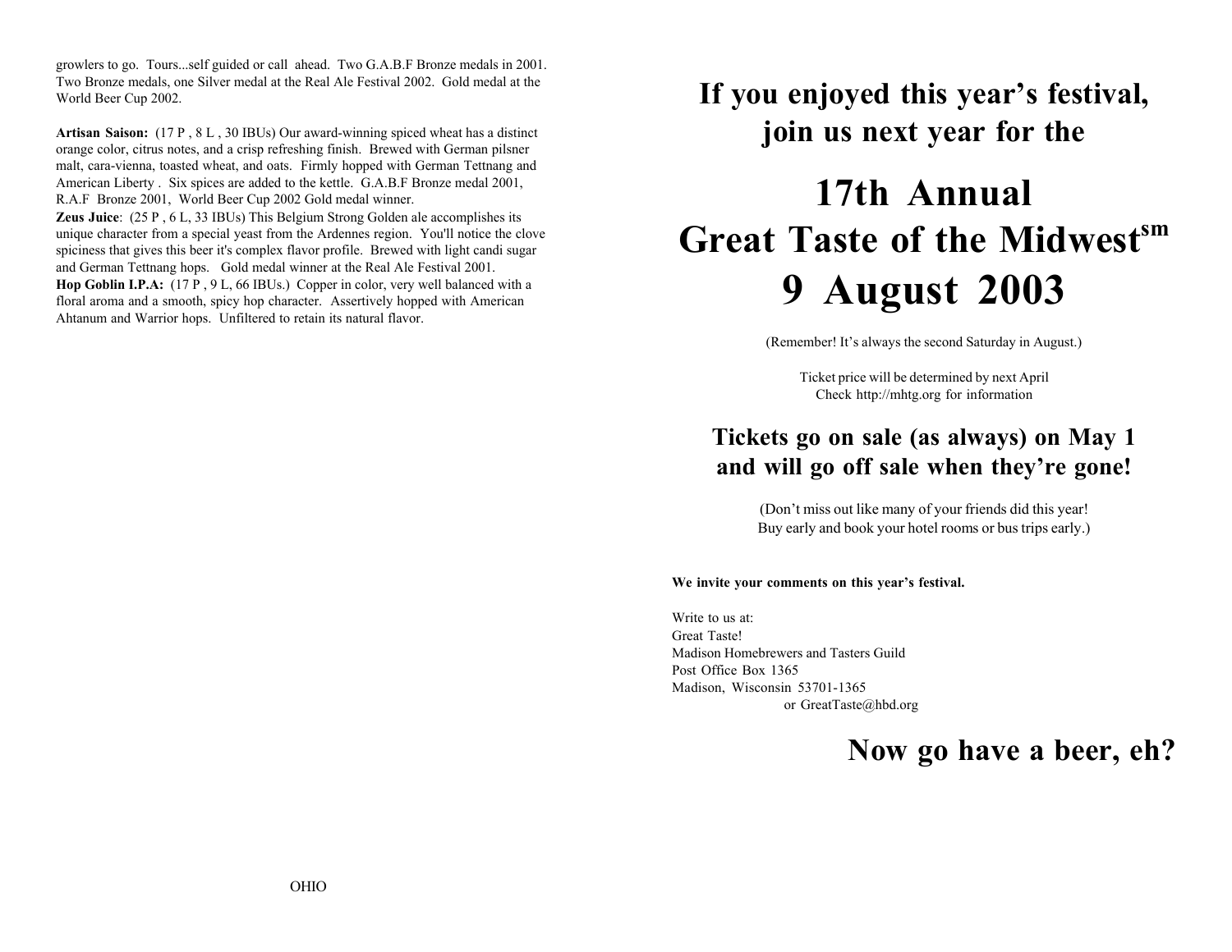growlers to go. Tours...self guided or call ahead. Two G.A.B.F Bronze medals in 2001. Two Bronze medals, one Silver medal at the Real Ale Festival 2002. Gold medal at the World Beer Cup 2002.

**Artisan Saison:** (17 P , 8 L , 30 IBUs) Our award-winning spiced wheat has a distinct orange color, citrus notes, and a crisp refreshing finish. Brewed with German pilsner malt, cara-vienna, toasted wheat, and oats. Firmly hopped with German Tettnang and American Liberty . Six spices are added to the kettle. G.A.B.F Bronze medal 2001, R.A.F Bronze 2001, World Beer Cup 2002 Gold medal winner.

**Zeus Juice**: (25 P , 6 L, 33 IBUs) This Belgium Strong Golden ale accomplishes its unique character from a special yeast from the Ardennes region. You'll notice the clove spiciness that gives this beer it's complex flavor profile. Brewed with light candi sugar and German Tettnang hops. Gold medal winner at the Real Ale Festival 2001.

**Hop Goblin I.P.A:** (17 P , 9 L, 66 IBUs.) Copper in color, very well balanced with a floral aroma and a smooth, spicy hop character. Assertively hopped with American Ahtanum and Warrior hops. Unfiltered to retain its natural flavor.

OHIO

## If you enjoyed this year's festival, join us next year for the

# 17th Annual Great Taste of the Midwest[sm] 9 August 2003

(Remember! It's always the second Saturday in August.)

Ticket price will be determined by next April
Check http://mhtg.org for information

## Tickets go on sale (as always) on May 1 and will go off sale when they're gone!

(Don't miss out like many of your friends did this year!
Buy early and book your hotel rooms or bus trips early.)

**We invite your comments on this year's festival.**

Write to us at:
Great Taste!
Madison Homebrewers and Tasters Guild
Post Office Box 1365
Madison, Wisconsin 53701-1365
or GreatTaste@hbd.org

## Now go have a beer, eh?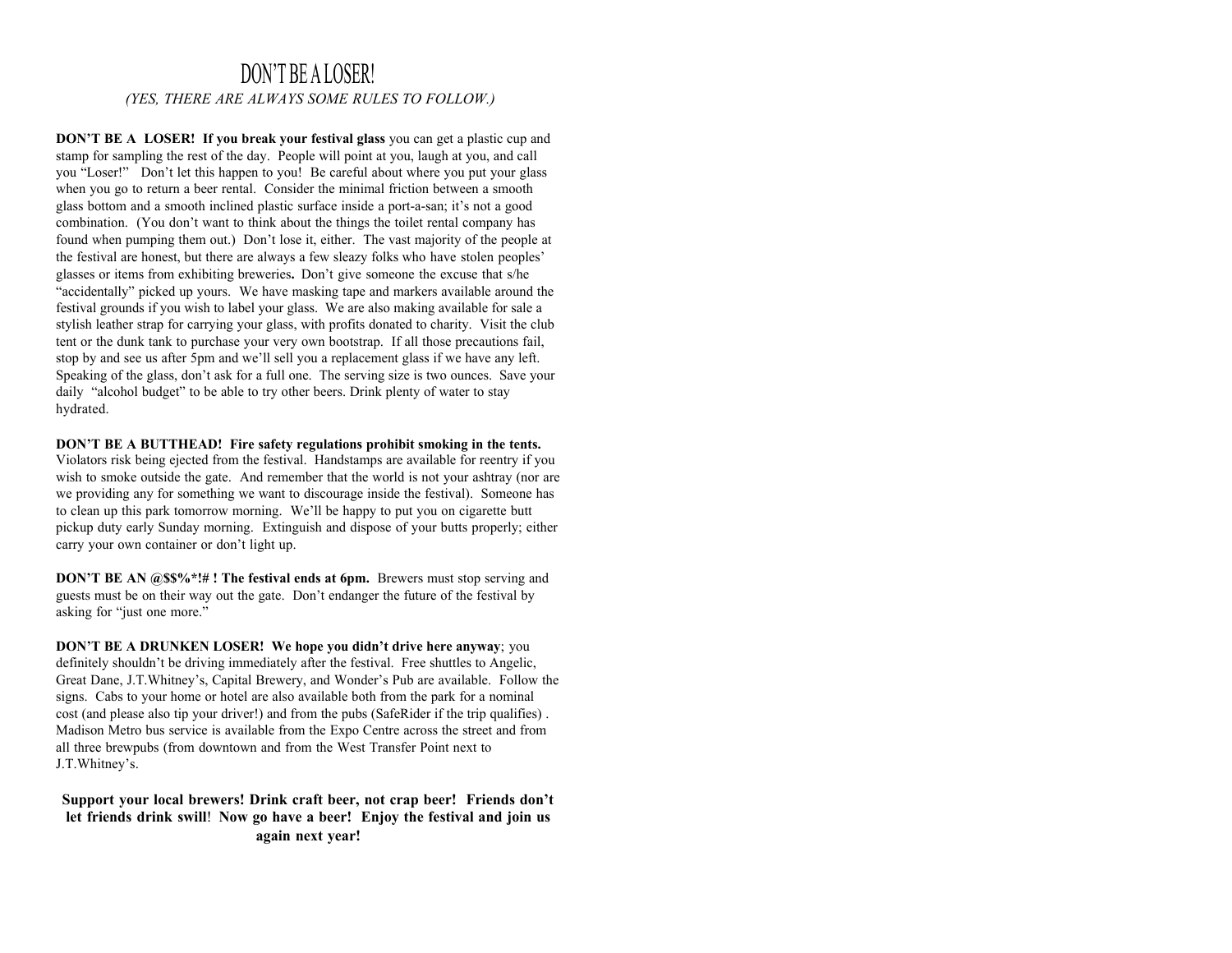# DON'T BE A LOSER!

*(YES, THERE ARE ALWAYS SOME RULES TO FOLLOW.)*

**DON'T BE A LOSER! If you break your festival glass** you can get a plastic cup and stamp for sampling the rest of the day. People will point at you, laugh at you, and call you "Loser!" Don't let this happen to you! Be careful about where you put your glass when you go to return a beer rental. Consider the minimal friction between a smooth glass bottom and a smooth inclined plastic surface inside a port-a-san; it's not a good combination. (You don't want to think about the things the toilet rental company has found when pumping them out.) Don't lose it, either. The vast majority of the people at the festival are honest, but there are always a few sleazy folks who have stolen peoples' glasses or items from exhibiting breweries**.** Don't give someone the excuse that s/he "accidentally" picked up yours. We have masking tape and markers available around the festival grounds if you wish to label your glass. We are also making available for sale a stylish leather strap for carrying your glass, with profits donated to charity. Visit the club tent or the dunk tank to purchase your very own bootstrap. If all those precautions fail, stop by and see us after 5pm and we'll sell you a replacement glass if we have any left. Speaking of the glass, don't ask for a full one. The serving size is two ounces. Save your daily "alcohol budget" to be able to try other beers. Drink plenty of water to stay hydrated.

**DON'T BE A BUTTHEAD! Fire safety regulations prohibit smoking in the tents.** Violators risk being ejected from the festival. Handstamps are available for reentry if you wish to smoke outside the gate. And remember that the world is not your ashtray (nor are we providing any for something we want to discourage inside the festival). Someone has to clean up this park tomorrow morning. We'll be happy to put you on cigarette butt pickup duty early Sunday morning. Extinguish and dispose of your butts properly; either carry your own container or don't light up.

**DON'T BE AN @$$%*!# ! The festival ends at 6pm.** Brewers must stop serving and guests must be on their way out the gate. Don't endanger the future of the festival by asking for "just one more."

**DON'T BE A DRUNKEN LOSER! We hope you didn't drive here anyway**; you definitely shouldn't be driving immediately after the festival. Free shuttles to Angelic, Great Dane, J.T.Whitney's, Capital Brewery, and Wonder's Pub are available. Follow the signs. Cabs to your home or hotel are also available both from the park for a nominal cost (and please also tip your driver!) and from the pubs (SafeRider if the trip qualifies) . Madison Metro bus service is available from the Expo Centre across the street and from all three brewpubs (from downtown and from the West Transfer Point next to J.T.Whitney's.

**Support your local brewers! Drink craft beer, not crap beer! Friends don't let friends drink swill! Now go have a beer! Enjoy the festival and join us again next year!**